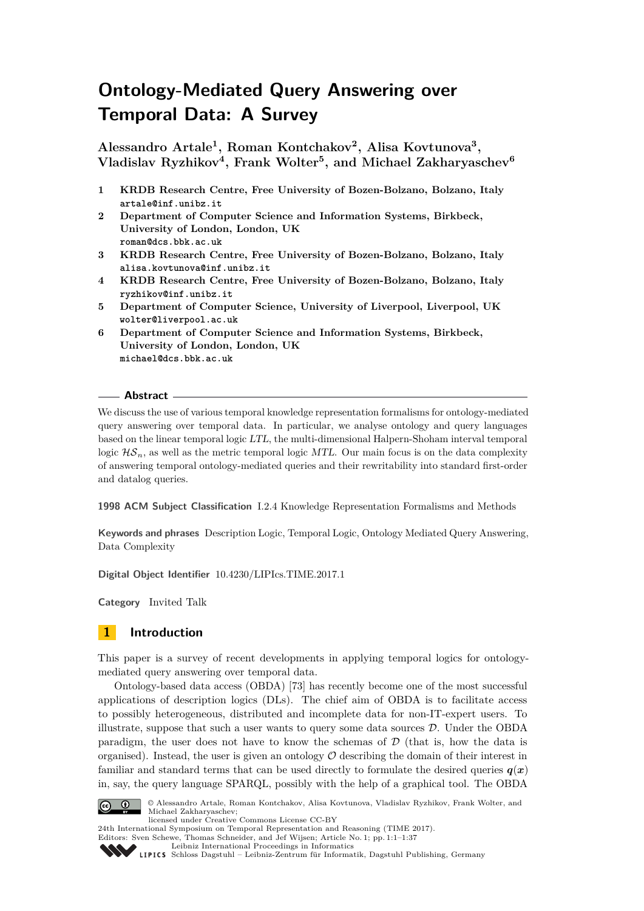# Ontology-Mediated Query Answering over Temporal Data: A Survey

**Alessandro Artale[1], Roman Kontchakov[2], Alisa Kovtunova[3], Vladislav Ryzhikov[4], Frank Wolter[5], and Michael Zakharyaschev[6]**

1. **KRDB Research Centre, Free University of Bozen-Bolzano, Bolzano, Italy**
   `artale@inf.unibz.it`
2. **Department of Computer Science and Information Systems, Birkbeck, University of London, London, UK**
   `roman@dcs.bbk.ac.uk`
3. **KRDB Research Centre, Free University of Bozen-Bolzano, Bolzano, Italy**
   `alisa.kovtunova@inf.unibz.it`
4. **KRDB Research Centre, Free University of Bozen-Bolzano, Bolzano, Italy**
   `ryzhikov@inf.unibz.it`
5. **Department of Computer Science, University of Liverpool, Liverpool, UK**
   `wolter@liverpool.ac.uk`
6. **Department of Computer Science and Information Systems, Birkbeck, University of London, London, UK**
   `michael@dcs.bbk.ac.uk`

## Abstract

We discuss the use of various temporal knowledge representation formalisms for ontology-mediated query answering over temporal data. In particular, we analyse ontology and query languages based on the linear temporal logic *LTL*, the multi-dimensional Halpern-Shoham interval temporal logic $\mathcal{HS}_n$, as well as the metric temporal logic *MTL*. Our main focus is on the data complexity of answering temporal ontology-mediated queries and their rewritability into standard first-order and datalog queries.

**1998 ACM Subject Classification** I.2.4 Knowledge Representation Formalisms and Methods

**Keywords and phrases** Description Logic, Temporal Logic, Ontology Mediated Query Answering, Data Complexity

**Digital Object Identifier** 10.4230/LIPIcs.TIME.2017.1

**Category** Invited Talk

## 1 Introduction

This paper is a survey of recent developments in applying temporal logics for ontology-mediated query answering over temporal data.

Ontology-based data access (OBDA) [73] has recently become one of the most successful applications of description logics (DLs). The chief aim of OBDA is to facilitate access to possibly heterogeneous, distributed and incomplete data for non-IT-expert users. To illustrate, suppose that such a user wants to query some data sources $\mathcal{D}$. Under the OBDA paradigm, the user does not have to know the schemas of $\mathcal{D}$ (that is, how the data is organised). Instead, the user is given an ontology $\mathcal{O}$ describing the domain of their interest in familiar and standard terms that can be used directly to formulate the desired queries $\boldsymbol{q}(\boldsymbol{x})$ in, say, the query language SPARQL, possibly with the help of a graphical tool. The OBDA

© Alessandro Artale, Roman Kontchakov, Alisa Kovtunova, Vladislav Ryzhikov, Frank Wolter, and Michael Zakharyaschev;
licensed under Creative Commons License CC-BY
24th International Symposium on Temporal Representation and Reasoning (TIME 2017).
Editors: Sven Schewe, Thomas Schneider, and Jef Wijsen; Article No. 1; pp. 1:1–1:37
Leibniz International Proceedings in Informatics
LIPICS Schloss Dagstuhl – Leibniz-Zentrum für Informatik, Dagstuhl Publishing, Germany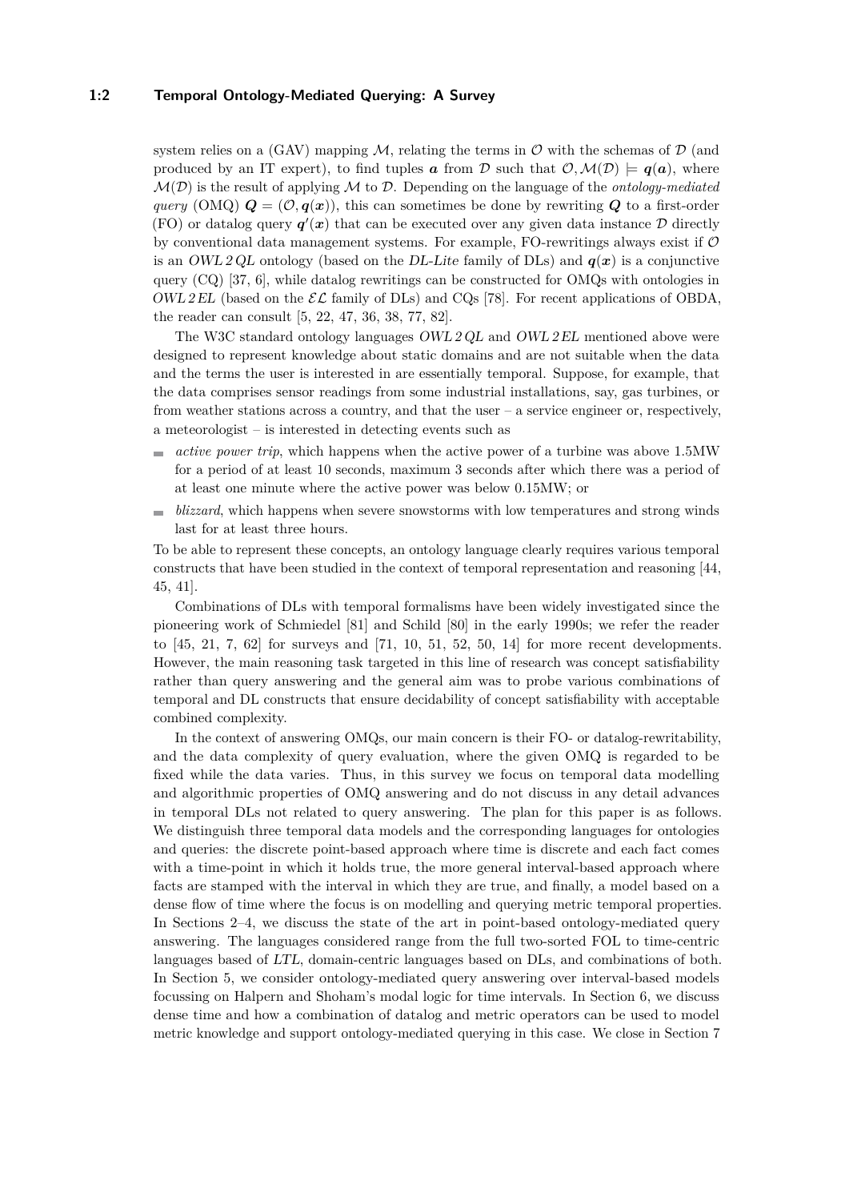system relies on a (GAV) mapping $\mathcal{M}$, relating the terms in $\mathcal{O}$ with the schemas of $\mathcal{D}$ (and produced by an IT expert), to find tuples $\boldsymbol{a}$ from $\mathcal{D}$ such that $\mathcal{O}, \mathcal{M}(\mathcal{D}) \models \boldsymbol{q}(\boldsymbol{a})$, where $\mathcal{M}(\mathcal{D})$ is the result of applying $\mathcal{M}$ to $\mathcal{D}$. Depending on the language of the *ontology-mediated query* (OMQ) $\boldsymbol{Q} = (\mathcal{O}, \boldsymbol{q}(\boldsymbol{x}))$, this can sometimes be done by rewriting $\boldsymbol{Q}$ to a first-order (FO) or datalog query $\boldsymbol{q}'(\boldsymbol{x})$ that can be executed over any given data instance $\mathcal{D}$ directly by conventional data management systems. For example, FO-rewritings always exist if $\mathcal{O}$ is an *OWL 2 QL* ontology (based on the *DL-Lite* family of DLs) and $\boldsymbol{q}(\boldsymbol{x})$ is a conjunctive query (CQ) [37, 6], while datalog rewritings can be constructed for OMQs with ontologies in *OWL 2 EL* (based on the $\mathcal{EL}$ family of DLs) and CQs [78]. For recent applications of OBDA, the reader can consult [5, 22, 47, 36, 38, 77, 82].

The W3C standard ontology languages *OWL 2 QL* and *OWL 2 EL* mentioned above were designed to represent knowledge about static domains and are not suitable when the data and the terms the user is interested in are essentially temporal. Suppose, for example, that the data comprises sensor readings from some industrial installations, say, gas turbines, or from weather stations across a country, and that the user – a service engineer or, respectively, a meteorologist – is interested in detecting events such as

- *active power trip*, which happens when the active power of a turbine was above 1.5MW for a period of at least 10 seconds, maximum 3 seconds after which there was a period of at least one minute where the active power was below 0.15MW; or
- *blizzard*, which happens when severe snowstorms with low temperatures and strong winds last for at least three hours.

To be able to represent these concepts, an ontology language clearly requires various temporal constructs that have been studied in the context of temporal representation and reasoning [44, 45, 41].

Combinations of DLs with temporal formalisms have been widely investigated since the pioneering work of Schmiedel [81] and Schild [80] in the early 1990s; we refer the reader to [45, 21, 7, 62] for surveys and [71, 10, 51, 52, 50, 14] for more recent developments. However, the main reasoning task targeted in this line of research was concept satisfiability rather than query answering and the general aim was to probe various combinations of temporal and DL constructs that ensure decidability of concept satisfiability with acceptable combined complexity.

In the context of answering OMQs, our main concern is their FO- or datalog-rewritability, and the data complexity of query evaluation, where the given OMQ is regarded to be fixed while the data varies. Thus, in this survey we focus on temporal data modelling and algorithmic properties of OMQ answering and do not discuss in any detail advances in temporal DLs not related to query answering. The plan for this paper is as follows. We distinguish three temporal data models and the corresponding languages for ontologies and queries: the discrete point-based approach where time is discrete and each fact comes with a time-point in which it holds true, the more general interval-based approach where facts are stamped with the interval in which they are true, and finally, a model based on a dense flow of time where the focus is on modelling and querying metric temporal properties. In Sections 2–4, we discuss the state of the art in point-based ontology-mediated query answering. The languages considered range from the full two-sorted FOL to time-centric languages based of *LTL*, domain-centric languages based on DLs, and combinations of both. In Section 5, we consider ontology-mediated query answering over interval-based models focussing on Halpern and Shoham's modal logic for time intervals. In Section 6, we discuss dense time and how a combination of datalog and metric operators can be used to model metric knowledge and support ontology-mediated querying in this case. We close in Section 7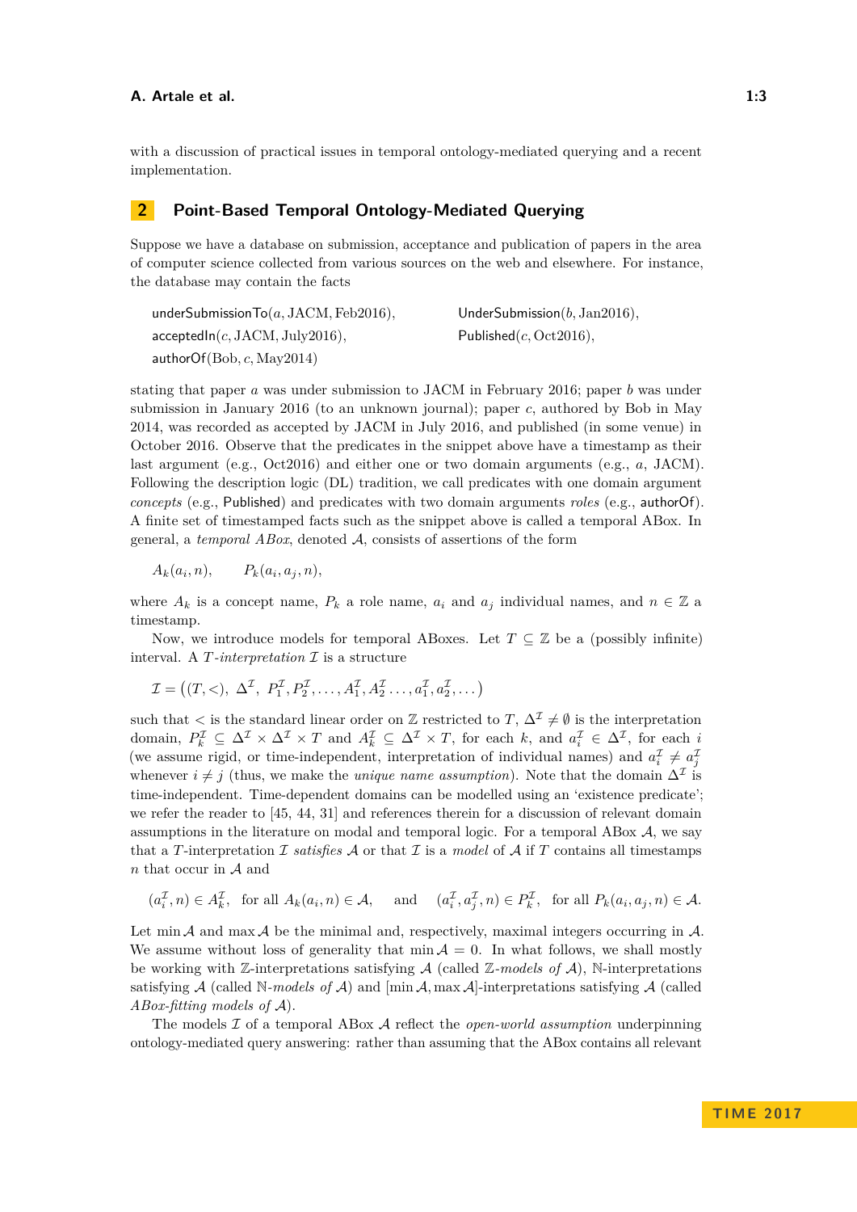with a discussion of practical issues in temporal ontology-mediated querying and a recent implementation.

## 2 Point-Based Temporal Ontology-Mediated Querying

Suppose we have a database on submission, acceptance and publication of papers in the area of computer science collected from various sources on the web and elsewhere. For instance, the database may contain the facts

$$\begin{array}{ll} \mathsf{underSubmissionTo}(a, \mathrm{JACM}, \mathrm{Feb2016}), & \mathsf{UnderSubmission}(b, \mathrm{Jan2016}), \\ \mathsf{acceptedIn}(c, \mathrm{JACM}, \mathrm{July2016}), & \mathsf{Published}(c, \mathrm{Oct2016}), \\ \mathsf{authorOf}(\mathrm{Bob}, c, \mathrm{May2014}) & \end{array}$$

stating that paper $a$ was under submission to JACM in February 2016; paper $b$ was under submission in January 2016 (to an unknown journal); paper $c$, authored by Bob in May 2014, was recorded as accepted by JACM in July 2016, and published (in some venue) in October 2016. Observe that the predicates in the snippet above have a timestamp as their last argument (e.g., Oct2016) and either one or two domain arguments (e.g., $a$, JACM). Following the description logic (DL) tradition, we call predicates with one domain argument *concepts* (e.g., Published) and predicates with two domain arguments *roles* (e.g., authorOf). A finite set of timestamped facts such as the snippet above is called a temporal ABox. In general, a *temporal ABox*, denoted $\mathcal{A}$, consists of assertions of the form

$$A_k(a_i, n), \qquad P_k(a_i, a_j, n),$$

where $A_k$ is a concept name, $P_k$ a role name, $a_i$ and $a_j$ individual names, and $n \in \mathbb{Z}$ a timestamp.

Now, we introduce models for temporal ABoxes. Let $T \subseteq \mathbb{Z}$ be a (possibly infinite) interval. A *$T$-interpretation* $\mathcal{I}$ is a structure

$$\mathcal{I} = \big((T, <),\ \Delta^{\mathcal{I}},\ P_1^{\mathcal{I}}, P_2^{\mathcal{I}}, \dots, A_1^{\mathcal{I}}, A_2^{\mathcal{I}} \dots, a_1^{\mathcal{I}}, a_2^{\mathcal{I}}, \dots\big)$$

such that $<$ is the standard linear order on $\mathbb{Z}$ restricted to $T$, $\Delta^{\mathcal{I}} \neq \emptyset$ is the interpretation domain, $P_k^{\mathcal{I}} \subseteq \Delta^{\mathcal{I}} \times \Delta^{\mathcal{I}} \times T$ and $A_k^{\mathcal{I}} \subseteq \Delta^{\mathcal{I}} \times T$, for each $k$, and $a_i^{\mathcal{I}} \in \Delta^{\mathcal{I}}$, for each $i$ (we assume rigid, or time-independent, interpretation of individual names) and $a_i^{\mathcal{I}} \neq a_j^{\mathcal{I}}$ whenever $i \neq j$ (thus, we make the *unique name assumption*). Note that the domain $\Delta^{\mathcal{I}}$ is time-independent. Time-dependent domains can be modelled using an 'existence predicate'; we refer the reader to [45, 44, 31] and references therein for a discussion of relevant domain assumptions in the literature on modal and temporal logic. For a temporal ABox $\mathcal{A}$, we say that a $T$-interpretation $\mathcal{I}$ *satisfies* $\mathcal{A}$ or that $\mathcal{I}$ is a *model* of $\mathcal{A}$ if $T$ contains all timestamps $n$ that occur in $\mathcal{A}$ and

$$(a_i^{\mathcal{I}}, n) \in A_k^{\mathcal{I}}, \ \text{ for all } A_k(a_i, n) \in \mathcal{A}, \quad \text{ and } \quad (a_i^{\mathcal{I}}, a_j^{\mathcal{I}}, n) \in P_k^{\mathcal{I}}, \ \text{ for all } P_k(a_i, a_j, n) \in \mathcal{A}.$$

Let $\min \mathcal{A}$ and $\max \mathcal{A}$ be the minimal and, respectively, maximal integers occurring in $\mathcal{A}$. We assume without loss of generality that $\min \mathcal{A} = 0$. In what follows, we shall mostly be working with $\mathbb{Z}$-interpretations satisfying $\mathcal{A}$ (called *$\mathbb{Z}$-models of* $\mathcal{A}$), $\mathbb{N}$-interpretations satisfying $\mathcal{A}$ (called *$\mathbb{N}$-models of* $\mathcal{A}$) and $[\min \mathcal{A}, \max \mathcal{A}]$-interpretations satisfying $\mathcal{A}$ (called *ABox-fitting models of* $\mathcal{A}$).

The models $\mathcal{I}$ of a temporal ABox $\mathcal{A}$ reflect the *open-world assumption* underpinning ontology-mediated query answering: rather than assuming that the ABox contains all relevant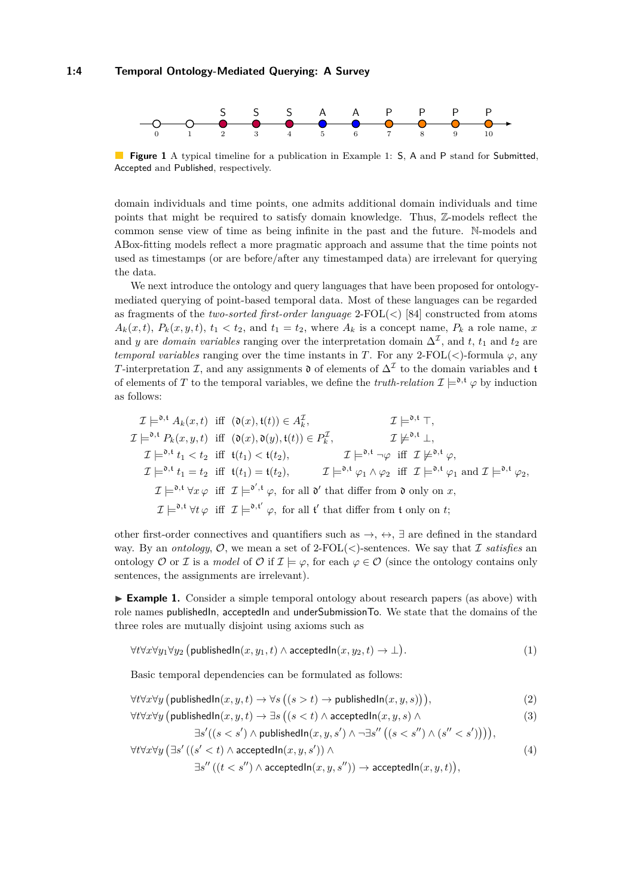**Figure 1** A typical timeline for a publication in Example 1: S, A and P stand for Submitted, Accepted and Published, respectively.

domain individuals and time points, one admits additional domain individuals and time points that might be required to satisfy domain knowledge. Thus, $\mathbb{Z}$-models reflect the common sense view of time as being infinite in the past and the future. $\mathbb{N}$-models and ABox-fitting models reflect a more pragmatic approach and assume that the time points not used as timestamps (or are before/after any timestamped data) are irrelevant for querying the data.

We next introduce the ontology and query languages that have been proposed for ontology-mediated querying of point-based temporal data. Most of these languages can be regarded as fragments of the *two-sorted first-order language* 2-FOL($<$) [84] constructed from atoms $A_k(x,t)$, $P_k(x,y,t)$, $t_1 < t_2$, and $t_1 = t_2$, where $A_k$ is a concept name, $P_k$ a role name, $x$ and $y$ are *domain variables* ranging over the interpretation domain $\Delta^{\mathcal{I}}$, and $t$, $t_1$ and $t_2$ are *temporal variables* ranging over the time instants in $T$. For any 2-FOL($<$)-formula $\varphi$, any $T$-interpretation $\mathcal{I}$, and any assignments $\mathfrak{d}$ of elements of $\Delta^{\mathcal{I}}$ to the domain variables and $\mathfrak{t}$ of elements of $T$ to the temporal variables, we define the *truth-relation* $\mathcal{I} \models^{\mathfrak{d},\mathfrak{t}} \varphi$ by induction as follows:

$$
\begin{array}{llll}
\mathcal{I} \models^{\mathfrak{d},\mathfrak{t}} A_k(x,t) & \text{iff} \ (\mathfrak{d}(x), \mathfrak{t}(t)) \in A_k^{\mathcal{I}}, & \mathcal{I} \models^{\mathfrak{d},\mathfrak{t}} \top, & \\
\mathcal{I} \models^{\mathfrak{d},\mathfrak{t}} P_k(x,y,t) & \text{iff} \ (\mathfrak{d}(x), \mathfrak{d}(y), \mathfrak{t}(t)) \in P_k^{\mathcal{I}}, & \mathcal{I} \not\models^{\mathfrak{d},\mathfrak{t}} \bot, & \\
\mathcal{I} \models^{\mathfrak{d},\mathfrak{t}} t_1 < t_2 & \text{iff} \ \mathfrak{t}(t_1) < \mathfrak{t}(t_2), & \mathcal{I} \models^{\mathfrak{d},\mathfrak{t}} \neg\varphi & \text{iff} \ \mathcal{I} \not\models^{\mathfrak{d},\mathfrak{t}} \varphi, \\
\mathcal{I} \models^{\mathfrak{d},\mathfrak{t}} t_1 = t_2 & \text{iff} \ \mathfrak{t}(t_1) = \mathfrak{t}(t_2), & \mathcal{I} \models^{\mathfrak{d},\mathfrak{t}} \varphi_1 \land \varphi_2 & \text{iff} \ \mathcal{I} \models^{\mathfrak{d},\mathfrak{t}} \varphi_1 \text{ and } \mathcal{I} \models^{\mathfrak{d},\mathfrak{t}} \varphi_2,
\end{array}
$$

$$
\mathcal{I} \models^{\mathfrak{d},\mathfrak{t}} \forall x\, \varphi \ \text{ iff } \ \mathcal{I} \models^{\mathfrak{d}',\mathfrak{t}} \varphi, \text{ for all } \mathfrak{d}' \text{ that differ from } \mathfrak{d} \text{ only on } x,
$$

$$
\mathcal{I} \models^{\mathfrak{d},\mathfrak{t}} \forall t\, \varphi \ \text{ iff } \ \mathcal{I} \models^{\mathfrak{d},\mathfrak{t}'} \varphi, \text{ for all } \mathfrak{t}' \text{ that differ from } \mathfrak{t} \text{ only on } t;
$$

other first-order connectives and quantifiers such as $\to$, $\leftrightarrow$, $\exists$ are defined in the standard way. By an *ontology*, $\mathcal{O}$, we mean a set of 2-FOL($<$)-sentences. We say that $\mathcal{I}$ *satisfies* an ontology $\mathcal{O}$ or $\mathcal{I}$ is a *model* of $\mathcal{O}$ if $\mathcal{I} \models \varphi$, for each $\varphi \in \mathcal{O}$ (since the ontology contains only sentences, the assignments are irrelevant).

► **Example 1.** Consider a simple temporal ontology about research papers (as above) with role names publishedIn, acceptedIn and underSubmissionTo. We state that the domains of the three roles are mutually disjoint using axioms such as

$$
\forall t \forall x \forall y_1 \forall y_2 \big(\mathsf{publishedIn}(x, y_1, t) \land \mathsf{acceptedIn}(x, y_2, t) \to \bot\big). \tag{1}
$$

Basic temporal dependencies can be formulated as follows:

$$
\forall t \forall x \forall y \big(\mathsf{publishedIn}(x,y,t) \to \forall s \big((s > t) \to \mathsf{publishedIn}(x,y,s)\big)\big), \tag{2}
$$

$$
\forall t \forall x \forall y \big(\mathsf{publishedIn}(x,y,t) \to \exists s \big((s < t) \land \mathsf{acceptedIn}(x,y,s) \land \tag{3}
$$

$$
\exists s'((s < s') \land \mathsf{publishedIn}(x,y,s') \land \neg \exists s'' \big((s < s'') \land (s'' < s')\big)\big)\big),
$$

$$
\forall t \forall x \forall y \big(\exists s' \left((s' < t) \land \mathsf{acceptedIn}(x,y,s')\right) \land \tag{4}
$$

$$
\exists s'' \left((t < s'') \land \mathsf{acceptedIn}(x,y,s'')\right) \to \mathsf{acceptedIn}(x,y,t)\big),
$$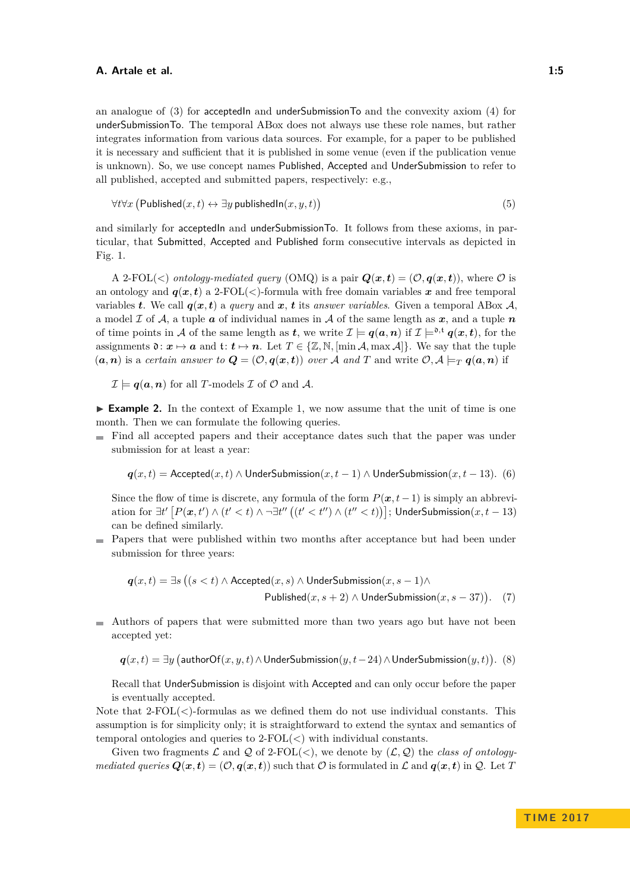an analogue of (3) for acceptedIn and underSubmissionTo and the convexity axiom (4) for underSubmissionTo. The temporal ABox does not always use these role names, but rather integrates information from various data sources. For example, for a paper to be published it is necessary and sufficient that it is published in some venue (even if the publication venue is unknown). So, we use concept names Published, Accepted and UnderSubmission to refer to all published, accepted and submitted papers, respectively: e.g.,

$$\forall t \forall x \left(\mathsf{Published}(x,t) \leftrightarrow \exists y\, \mathsf{publishedIn}(x,y,t)\right) \tag{5}$$

and similarly for acceptedIn and underSubmissionTo. It follows from these axioms, in particular, that Submitted, Accepted and Published form consecutive intervals as depicted in Fig. 1.

A 2-FOL($<$) *ontology-mediated query* (OMQ) is a pair $\boldsymbol{Q}(\boldsymbol{x},\boldsymbol{t}) = (\mathcal{O}, \boldsymbol{q}(\boldsymbol{x},\boldsymbol{t}))$, where $\mathcal{O}$ is an ontology and $\boldsymbol{q}(\boldsymbol{x},\boldsymbol{t})$ a 2-FOL($<$)-formula with free domain variables $\boldsymbol{x}$ and free temporal variables $\boldsymbol{t}$. We call $\boldsymbol{q}(\boldsymbol{x},\boldsymbol{t})$ a *query* and $\boldsymbol{x}$, $\boldsymbol{t}$ its *answer variables*. Given a temporal ABox $\mathcal{A}$, a model $\mathcal{I}$ of $\mathcal{A}$, a tuple $\boldsymbol{a}$ of individual names in $\mathcal{A}$ of the same length as $\boldsymbol{x}$, and a tuple $\boldsymbol{n}$ of time points in $\mathcal{A}$ of the same length as $\boldsymbol{t}$, we write $\mathcal{I} \models \boldsymbol{q}(\boldsymbol{a},\boldsymbol{n})$ if $\mathcal{I} \models^{\mathfrak{d},\mathfrak{t}} \boldsymbol{q}(\boldsymbol{x},\boldsymbol{t})$, for the assignments $\mathfrak{d} \colon \boldsymbol{x} \mapsto \boldsymbol{a}$ and $\mathfrak{t} \colon \boldsymbol{t} \mapsto \boldsymbol{n}$. Let $T \in \{\mathbb{Z}, \mathbb{N}, [\min \mathcal{A}, \max \mathcal{A}]\}$. We say that the tuple $(\boldsymbol{a},\boldsymbol{n})$ is a *certain answer to* $\boldsymbol{Q} = (\mathcal{O}, \boldsymbol{q}(\boldsymbol{x},\boldsymbol{t}))$ *over* $\mathcal{A}$ *and* $T$ and write $\mathcal{O}, \mathcal{A} \models_T \boldsymbol{q}(\boldsymbol{a},\boldsymbol{n})$ if

$\mathcal{I} \models \boldsymbol{q}(\boldsymbol{a},\boldsymbol{n})$ for all $T$-models $\mathcal{I}$ of $\mathcal{O}$ and $\mathcal{A}$.

▶ **Example 2.** In the context of Example 1, we now assume that the unit of time is one month. Then we can formulate the following queries.

- Find all accepted papers and their acceptance dates such that the paper was under submission for at least a year:

$$\boldsymbol{q}(x,t) = \mathsf{Accepted}(x,t) \land \mathsf{UnderSubmission}(x,t-1) \land \mathsf{UnderSubmission}(x,t-13). \tag{6}$$

  Since the flow of time is discrete, any formula of the form $P(\boldsymbol{x}, t-1)$ is simply an abbreviation for $\exists t' \left[P(\boldsymbol{x},t') \land (t' < t) \land \neg\exists t'' \left((t' < t'') \land (t'' < t)\right)\right]$; $\mathsf{UnderSubmission}(x,t-13)$ can be defined similarly.
- Papers that were published within two months after acceptance but had been under submission for three years:

$$\boldsymbol{q}(x,t) = \exists s \left((s < t) \land \mathsf{Accepted}(x,s) \land \mathsf{UnderSubmission}(x,s-1) \land \mathsf{Published}(x,s+2) \land \mathsf{UnderSubmission}(x,s-37)\right). \tag{7}$$

- Authors of papers that were submitted more than two years ago but have not been accepted yet:

$$\boldsymbol{q}(x,t) = \exists y \left(\mathsf{authorOf}(x,y,t) \land \mathsf{UnderSubmission}(y,t-24) \land \mathsf{UnderSubmission}(y,t)\right). \tag{8}$$

  Recall that UnderSubmission is disjoint with Accepted and can only occur before the paper is eventually accepted.

Note that 2-FOL($<$)-formulas as we defined them do not use individual constants. This assumption is for simplicity only; it is straightforward to extend the syntax and semantics of temporal ontologies and queries to 2-FOL($<$) with individual constants.

Given two fragments $\mathcal{L}$ and $\mathcal{Q}$ of 2-FOL($<$), we denote by $(\mathcal{L}, \mathcal{Q})$ the *class of ontology-mediated queries* $\boldsymbol{Q}(\boldsymbol{x},\boldsymbol{t}) = (\mathcal{O}, \boldsymbol{q}(\boldsymbol{x},\boldsymbol{t}))$ such that $\mathcal{O}$ is formulated in $\mathcal{L}$ and $\boldsymbol{q}(\boldsymbol{x},\boldsymbol{t})$ in $\mathcal{Q}$. Let $T$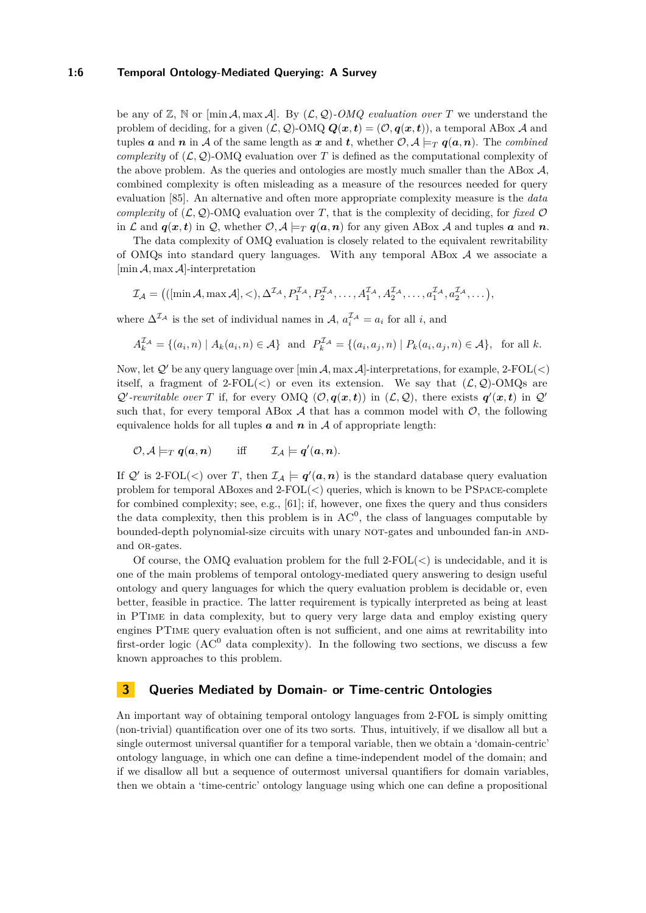be any of $\mathbb{Z}$, $\mathbb{N}$ or $[\min \mathcal{A}, \max \mathcal{A}]$. By $(\mathcal{L}, \mathcal{Q})$-*OMQ evaluation over* $T$ we understand the problem of deciding, for a given $(\mathcal{L}, \mathcal{Q})$-OMQ $\boldsymbol{Q}(\boldsymbol{x}, \boldsymbol{t}) = (\mathcal{O}, \boldsymbol{q}(\boldsymbol{x}, \boldsymbol{t}))$, a temporal ABox $\mathcal{A}$ and tuples $\boldsymbol{a}$ and $\boldsymbol{n}$ in $\mathcal{A}$ of the same length as $\boldsymbol{x}$ and $\boldsymbol{t}$, whether $\mathcal{O}, \mathcal{A} \models_T \boldsymbol{q}(\boldsymbol{a}, \boldsymbol{n})$. The *combined complexity* of $(\mathcal{L}, \mathcal{Q})$-OMQ evaluation over $T$ is defined as the computational complexity of the above problem. As the queries and ontologies are mostly much smaller than the ABox $\mathcal{A}$, combined complexity is often misleading as a measure of the resources needed for query evaluation [85]. An alternative and often more appropriate complexity measure is the *data complexity* of $(\mathcal{L}, \mathcal{Q})$-OMQ evaluation over $T$, that is the complexity of deciding, for *fixed* $\mathcal{O}$ in $\mathcal{L}$ and $\boldsymbol{q}(\boldsymbol{x}, \boldsymbol{t})$ in $\mathcal{Q}$, whether $\mathcal{O}, \mathcal{A} \models_T \boldsymbol{q}(\boldsymbol{a}, \boldsymbol{n})$ for any given ABox $\mathcal{A}$ and tuples $\boldsymbol{a}$ and $\boldsymbol{n}$.

The data complexity of OMQ evaluation is closely related to the equivalent rewritability of OMQs into standard query languages. With any temporal ABox $\mathcal{A}$ we associate a $[\min \mathcal{A}, \max \mathcal{A}]$-interpretation

$$\mathcal{I}_\mathcal{A} = \big(([\min \mathcal{A}, \max \mathcal{A}], <), \Delta^{\mathcal{I}_\mathcal{A}}, P_1^{\mathcal{I}_\mathcal{A}}, P_2^{\mathcal{I}_\mathcal{A}}, \dots, A_1^{\mathcal{I}_\mathcal{A}}, A_2^{\mathcal{I}_\mathcal{A}}, \dots, a_1^{\mathcal{I}_\mathcal{A}}, a_2^{\mathcal{I}_\mathcal{A}}, \dots\big),$$

where $\Delta^{\mathcal{I}_\mathcal{A}}$ is the set of individual names in $\mathcal{A}$, $a_i^{\mathcal{I}_\mathcal{A}} = a_i$ for all $i$, and

$$A_k^{\mathcal{I}_\mathcal{A}} = \{(a_i, n) \mid A_k(a_i, n) \in \mathcal{A}\} \quad \text{and} \quad P_k^{\mathcal{I}_\mathcal{A}} = \{(a_i, a_j, n) \mid P_k(a_i, a_j, n) \in \mathcal{A}\}, \quad \text{for all } k.$$

Now, let $\mathcal{Q}'$ be any query language over $[\min \mathcal{A}, \max \mathcal{A}]$-interpretations, for example, 2-FOL($<$) itself, a fragment of 2-FOL($<$) or even its extension. We say that $(\mathcal{L}, \mathcal{Q})$-OMQs are $\mathcal{Q}'$-*rewritable over* $T$ if, for every OMQ $(\mathcal{O}, \boldsymbol{q}(\boldsymbol{x}, \boldsymbol{t}))$ in $(\mathcal{L}, \mathcal{Q})$, there exists $\boldsymbol{q}'(\boldsymbol{x}, \boldsymbol{t})$ in $\mathcal{Q}'$ such that, for every temporal ABox $\mathcal{A}$ that has a common model with $\mathcal{O}$, the following equivalence holds for all tuples $\boldsymbol{a}$ and $\boldsymbol{n}$ in $\mathcal{A}$ of appropriate length:

$$\mathcal{O}, \mathcal{A} \models_T \boldsymbol{q}(\boldsymbol{a}, \boldsymbol{n}) \qquad \text{iff} \qquad \mathcal{I}_\mathcal{A} \models \boldsymbol{q}'(\boldsymbol{a}, \boldsymbol{n}).$$

If $\mathcal{Q}'$ is 2-FOL($<$) over $T$, then $\mathcal{I}_\mathcal{A} \models \boldsymbol{q}'(\boldsymbol{a}, \boldsymbol{n})$ is the standard database query evaluation problem for temporal ABoxes and 2-FOL($<$) queries, which is known to be PSpace-complete for combined complexity; see, e.g., [61]; if, however, one fixes the query and thus considers the data complexity, then this problem is in $\mathrm{AC}^0$, the class of languages computable by bounded-depth polynomial-size circuits with unary NOT-gates and unbounded fan-in AND- and OR-gates.

Of course, the OMQ evaluation problem for the full 2-FOL($<$) is undecidable, and it is one of the main problems of temporal ontology-mediated query answering to design useful ontology and query languages for which the query evaluation problem is decidable or, even better, feasible in practice. The latter requirement is typically interpreted as being at least in PTime in data complexity, but to query very large data and employ existing query engines PTime query evaluation often is not sufficient, and one aims at rewritability into first-order logic ($\mathrm{AC}^0$ data complexity). In the following two sections, we discuss a few known approaches to this problem.

## 3 Queries Mediated by Domain- or Time-centric Ontologies

An important way of obtaining temporal ontology languages from 2-FOL is simply omitting (non-trivial) quantification over one of its two sorts. Thus, intuitively, if we disallow all but a single outermost universal quantifier for a temporal variable, then we obtain a 'domain-centric' ontology language, in which one can define a time-independent model of the domain; and if we disallow all but a sequence of outermost universal quantifiers for domain variables, then we obtain a 'time-centric' ontology language using which one can define a propositional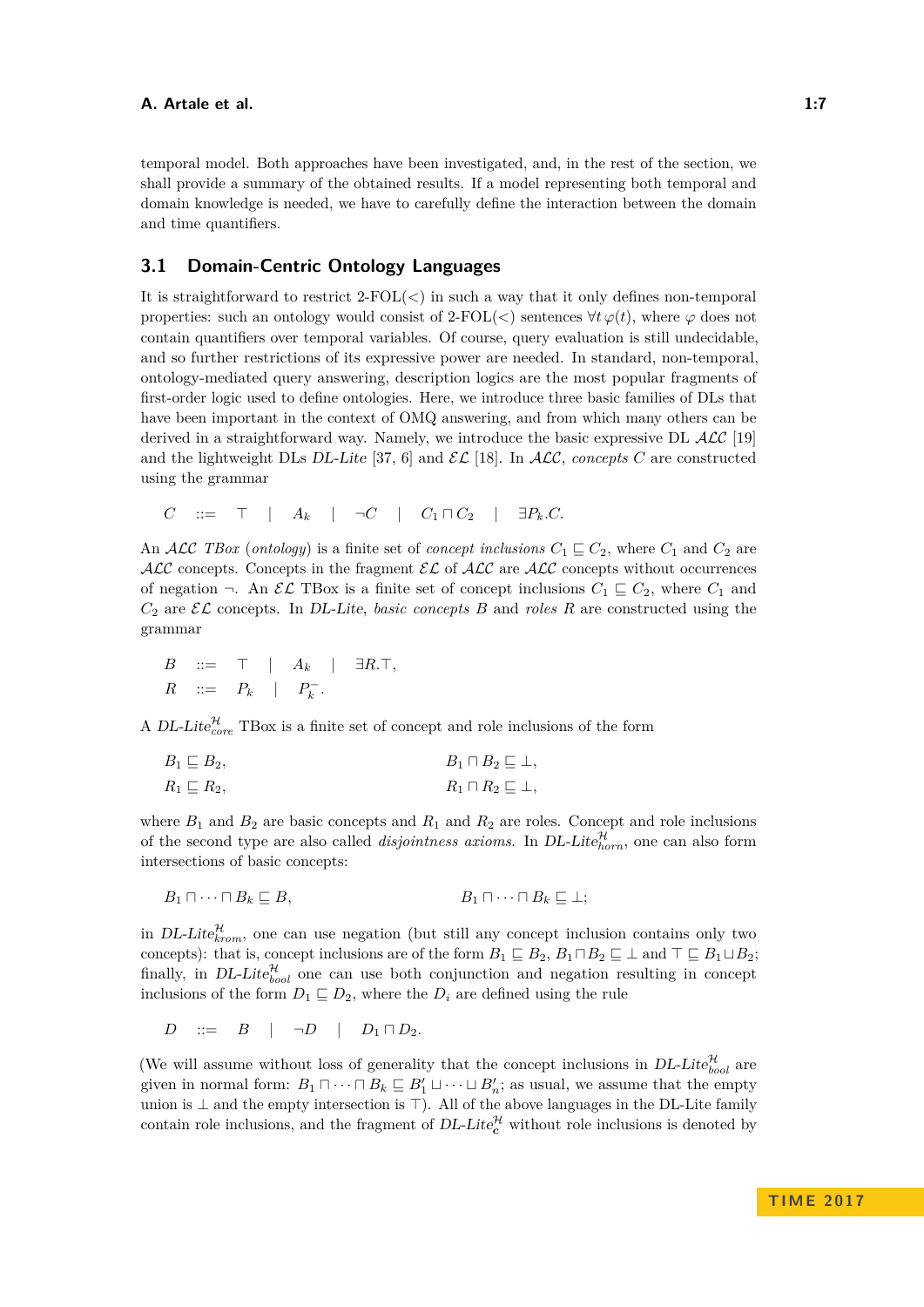temporal model. Both approaches have been investigated, and, in the rest of the section, we shall provide a summary of the obtained results. If a model representing both temporal and domain knowledge is needed, we have to carefully define the interaction between the domain and time quantifiers.

## 3.1 Domain-Centric Ontology Languages

It is straightforward to restrict 2-FOL($<$) in such a way that it only defines non-temporal properties: such an ontology would consist of 2-FOL($<$) sentences $\forall t\,\varphi(t)$, where $\varphi$ does not contain quantifiers over temporal variables. Of course, query evaluation is still undecidable, and so further restrictions of its expressive power are needed. In standard, non-temporal, ontology-mediated query answering, description logics are the most popular fragments of first-order logic used to define ontologies. Here, we introduce three basic families of DLs that have been important in the context of OMQ answering, and from which many others can be derived in a straightforward way. Namely, we introduce the basic expressive DL $\mathcal{ALC}$ [19] and the lightweight DLs *DL-Lite* [37, 6] and $\mathcal{EL}$ [18]. In $\mathcal{ALC}$, *concepts* $C$ are constructed using the grammar

$$C \quad ::= \quad \top \quad | \quad A_k \quad | \quad \neg C \quad | \quad C_1 \sqcap C_2 \quad | \quad \exists P_k.C.$$

An $\mathcal{ALC}$ *TBox* (*ontology*) is a finite set of *concept inclusions* $C_1 \sqsubseteq C_2$, where $C_1$ and $C_2$ are $\mathcal{ALC}$ concepts. Concepts in the fragment $\mathcal{EL}$ of $\mathcal{ALC}$ are $\mathcal{ALC}$ concepts without occurrences of negation $\neg$. An $\mathcal{EL}$ TBox is a finite set of concept inclusions $C_1 \sqsubseteq C_2$, where $C_1$ and $C_2$ are $\mathcal{EL}$ concepts. In *DL-Lite*, *basic concepts* $B$ and *roles* $R$ are constructed using the grammar

$$B \quad ::= \quad \top \quad | \quad A_k \quad | \quad \exists R.\top,$$
$$R \quad ::= \quad P_k \quad | \quad P_k^-.$$

A *DL-Lite*$^{\mathcal{H}}_{core}$ TBox is a finite set of concept and role inclusions of the form

$$B_1 \sqsubseteq B_2, \qquad\qquad B_1 \sqcap B_2 \sqsubseteq \bot,$$
$$R_1 \sqsubseteq R_2, \qquad\qquad R_1 \sqcap R_2 \sqsubseteq \bot,$$

where $B_1$ and $B_2$ are basic concepts and $R_1$ and $R_2$ are roles. Concept and role inclusions of the second type are also called *disjointness axioms*. In *DL-Lite*$^{\mathcal{H}}_{horn}$, one can also form intersections of basic concepts:

$$B_1 \sqcap \dots \sqcap B_k \sqsubseteq B, \qquad\qquad B_1 \sqcap \dots \sqcap B_k \sqsubseteq \bot;$$

in *DL-Lite*$^{\mathcal{H}}_{krom}$, one can use negation (but still any concept inclusion contains only two concepts): that is, concept inclusions are of the form $B_1 \sqsubseteq B_2$, $B_1 \sqcap B_2 \sqsubseteq \bot$ and $\top \sqsubseteq B_1 \sqcup B_2$; finally, in *DL-Lite*$^{\mathcal{H}}_{bool}$ one can use both conjunction and negation resulting in concept inclusions of the form $D_1 \sqsubseteq D_2$, where the $D_i$ are defined using the rule

$$D \quad ::= \quad B \quad | \quad \neg D \quad | \quad D_1 \sqcap D_2.$$

(We will assume without loss of generality that the concept inclusions in *DL-Lite*$^{\mathcal{H}}_{bool}$ are given in normal form: $B_1 \sqcap \dots \sqcap B_k \sqsubseteq B'_1 \sqcup \dots \sqcup B'_n$; as usual, we assume that the empty union is $\bot$ and the empty intersection is $\top$). All of the above languages in the DL-Lite family contain role inclusions, and the fragment of *DL-Lite*$^{\mathcal{H}}_{\mathfrak{c}}$ without role inclusions is denoted by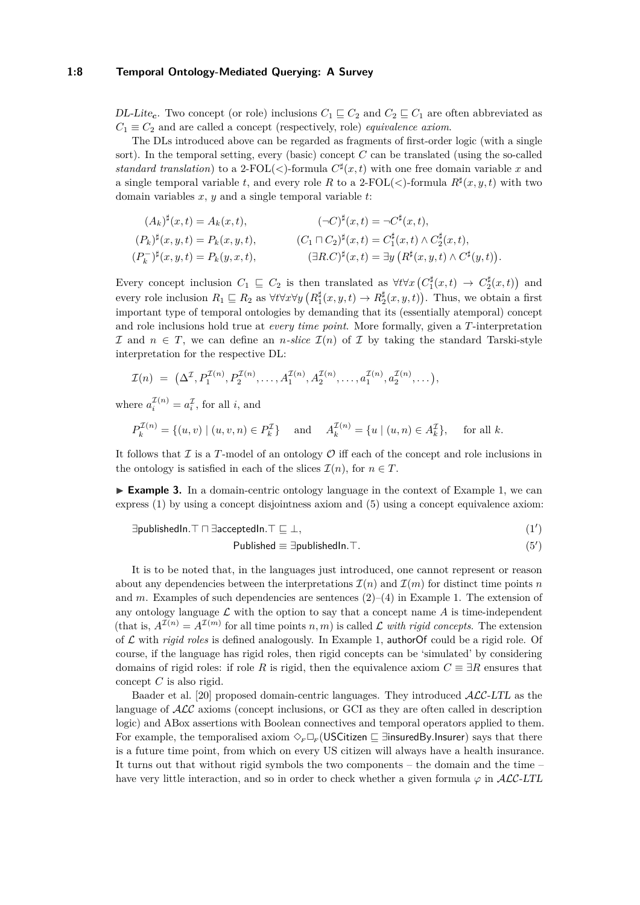*DL-Lite*$_{\boldsymbol{c}}$. Two concept (or role) inclusions $C_1 \sqsubseteq C_2$ and $C_2 \sqsubseteq C_1$ are often abbreviated as $C_1 \equiv C_2$ and are called a concept (respectively, role) *equivalence axiom*.

The DLs introduced above can be regarded as fragments of first-order logic (with a single sort). In the temporal setting, every (basic) concept $C$ can be translated (using the so-called *standard translation*) to a 2-FOL($<$)-formula $C^\sharp(x,t)$ with one free domain variable $x$ and a single temporal variable $t$, and every role $R$ to a 2-FOL($<$)-formula $R^\sharp(x,y,t)$ with two domain variables $x$, $y$ and a single temporal variable $t$:

$$
\begin{aligned}
(A_k)^\sharp(x,t) &= A_k(x,t), & (\neg C)^\sharp(x,t) &= \neg C^\sharp(x,t),\\
(P_k)^\sharp(x,y,t) &= P_k(x,y,t), & (C_1 \sqcap C_2)^\sharp(x,t) &= C_1^\sharp(x,t) \wedge C_2^\sharp(x,t),\\
(P_k^-)^\sharp(x,y,t) &= P_k(y,x,t), & (\exists R.C)^\sharp(x,t) &= \exists y\,\big(R^\sharp(x,y,t) \wedge C^\sharp(y,t)\big).
\end{aligned}
$$

Every concept inclusion $C_1 \sqsubseteq C_2$ is then translated as $\forall t \forall x\,\big(C_1^\sharp(x,t) \to C_2^\sharp(x,t)\big)$ and every role inclusion $R_1 \sqsubseteq R_2$ as $\forall t \forall x \forall y\,\big(R_1^\sharp(x,y,t) \to R_2^\sharp(x,y,t)\big)$. Thus, we obtain a first important type of temporal ontologies by demanding that its (essentially atemporal) concept and role inclusions hold true at *every time point*. More formally, given a $T$-interpretation $\mathcal{I}$ and $n \in T$, we can define an *n-slice* $\mathcal{I}(n)$ of $\mathcal{I}$ by taking the standard Tarski-style interpretation for the respective DL:

$$
\mathcal{I}(n) \;=\; \big(\Delta^{\mathcal{I}}, P_1^{\mathcal{I}(n)}, P_2^{\mathcal{I}(n)}, \dots, A_1^{\mathcal{I}(n)}, A_2^{\mathcal{I}(n)}, \dots, a_1^{\mathcal{I}(n)}, a_2^{\mathcal{I}(n)}, \dots\big),
$$

where $a_i^{\mathcal{I}(n)} = a_i^{\mathcal{I}}$, for all $i$, and

$$
P_k^{\mathcal{I}(n)} = \{(u,v) \mid (u,v,n) \in P_k^{\mathcal{I}}\} \quad \text{and} \quad A_k^{\mathcal{I}(n)} = \{u \mid (u,n) \in A_k^{\mathcal{I}}\}, \quad \text{for all } k.
$$

It follows that $\mathcal{I}$ is a $T$-model of an ontology $\mathcal{O}$ iff each of the concept and role inclusions in the ontology is satisfied in each of the slices $\mathcal{I}(n)$, for $n \in T$.

► **Example 3.** In a domain-centric ontology language in the context of Example 1, we can express (1) by using a concept disjointness axiom and (5) using a concept equivalence axiom:

$$\exists \mathsf{publishedIn}.\top \sqcap \exists \mathsf{acceptedIn}.\top \sqsubseteq \bot, \tag{1$'$}$$

$$\mathsf{Published} \equiv \exists \mathsf{publishedIn}.\top. \tag{5$'$}$$

It is to be noted that, in the languages just introduced, one cannot represent or reason about any dependencies between the interpretations $\mathcal{I}(n)$ and $\mathcal{I}(m)$ for distinct time points $n$ and $m$. Examples of such dependencies are sentences (2)–(4) in Example 1. The extension of any ontology language $\mathcal{L}$ with the option to say that a concept name $A$ is time-independent (that is, $A^{\mathcal{I}(n)} = A^{\mathcal{I}(m)}$ for all time points $n, m$) is called $\mathcal{L}$ *with rigid concepts*. The extension of $\mathcal{L}$ with *rigid roles* is defined analogously. In Example 1, authorOf could be a rigid role. Of course, if the language has rigid roles, then rigid concepts can be 'simulated' by considering domains of rigid roles: if role $R$ is rigid, then the equivalence axiom $C \equiv \exists R$ ensures that concept $C$ is also rigid.

Baader et al. [20] proposed domain-centric languages. They introduced $\mathcal{ALC}$*-LTL* as the language of $\mathcal{ALC}$ axioms (concept inclusions, or GCI as they are often called in description logic) and ABox assertions with Boolean connectives and temporal operators applied to them. For example, the temporalised axiom $\Diamond_F \Box_F(\mathsf{USCitizen} \sqsubseteq \exists \mathsf{insuredBy}.\mathsf{Insurer})$ says that there is a future time point, from which on every US citizen will always have a health insurance. It turns out that without rigid symbols the two components – the domain and the time – have very little interaction, and so in order to check whether a given formula $\varphi$ in $\mathcal{ALC}$*-LTL*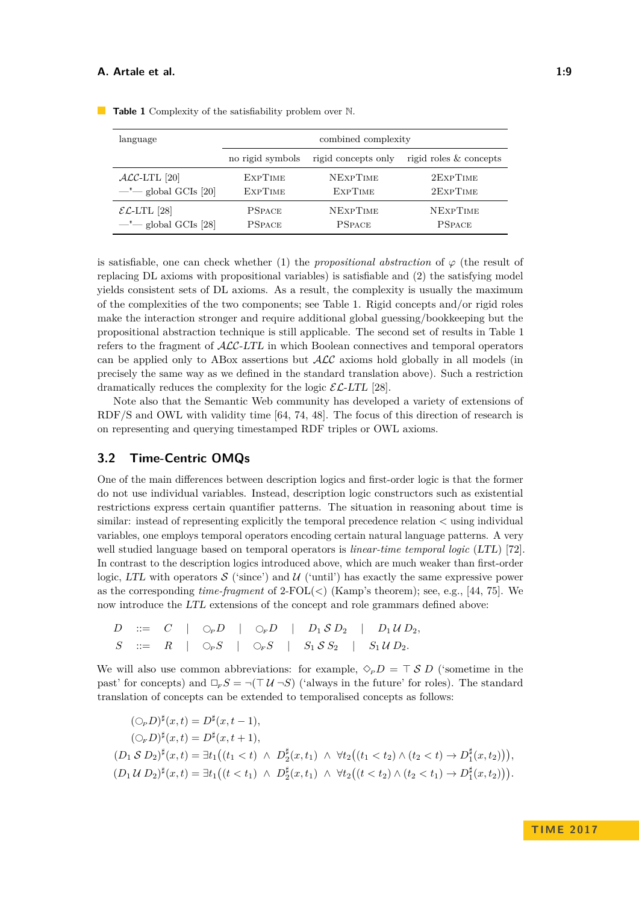**Table 1** Complexity of the satisfiability problem over ℕ.

| language | combined complexity | | |
|---|---|---|---|
| | no rigid symbols | rigid concepts only | rigid roles & concepts |
| $\mathcal{ALC}$-LTL [20] | ExpTime | NExpTime | 2ExpTime |
| —"— global GCIs [20] | ExpTime | ExpTime | 2ExpTime |
| $\mathcal{EL}$-LTL [28] | PSpace | NExpTime | NExpTime |
| —"— global GCIs [28] | PSpace | PSpace | PSpace |

is satisfiable, one can check whether (1) the *propositional abstraction* of $\varphi$ (the result of replacing DL axioms with propositional variables) is satisfiable and (2) the satisfying model yields consistent sets of DL axioms. As a result, the complexity is usually the maximum of the complexities of the two components; see Table 1. Rigid concepts and/or rigid roles make the interaction stronger and require additional global guessing/bookkeeping but the propositional abstraction technique is still applicable. The second set of results in Table 1 refers to the fragment of $\mathcal{ALC}$-*LTL* in which Boolean connectives and temporal operators can be applied only to ABox assertions but $\mathcal{ALC}$ axioms hold globally in all models (in precisely the same way as we defined in the standard translation above). Such a restriction dramatically reduces the complexity for the logic $\mathcal{EL}$-*LTL* [28].

Note also that the Semantic Web community has developed a variety of extensions of RDF/S and OWL with validity time [64, 74, 48]. The focus of this direction of research is on representing and querying timestamped RDF triples or OWL axioms.

## 3.2 Time-Centric OMQs

One of the main differences between description logics and first-order logic is that the former do not use individual variables. Instead, description logic constructors such as existential restrictions express certain quantifier patterns. The situation in reasoning about time is similar: instead of representing explicitly the temporal precedence relation $<$ using individual variables, one employs temporal operators encoding certain natural language patterns. A very well studied language based on temporal operators is *linear-time temporal logic* (*LTL*) [72]. In contrast to the description logics introduced above, which are much weaker than first-order logic, *LTL* with operators $\mathcal{S}$ ('since') and $\mathcal{U}$ ('until') has exactly the same expressive power as the corresponding *time-fragment* of 2-FOL($<$) (Kamp's theorem); see, e.g., [44, 75]. We now introduce the *LTL* extensions of the concept and role grammars defined above:

$$D \quad ::= \quad C \quad | \quad \bigcirc_{P} D \quad | \quad \bigcirc_{F} D \quad | \quad D_1 \,\mathcal{S}\, D_2 \quad | \quad D_1 \,\mathcal{U}\, D_2,$$
$$S \quad ::= \quad R \quad | \quad \bigcirc_{P} S \quad | \quad \bigcirc_{F} S \quad | \quad S_1 \,\mathcal{S}\, S_2 \quad | \quad S_1 \,\mathcal{U}\, D_2.$$

We will also use common abbreviations: for example, $\Diamond_{P} D = \top \,\mathcal{S}\, D$ ('sometime in the past' for concepts) and $\Box_{F} S = \neg(\top \,\mathcal{U}\, \neg S)$ ('always in the future' for roles). The standard translation of concepts can be extended to temporalised concepts as follows:

$$(\bigcirc_{P} D)^{\sharp}(x,t) = D^{\sharp}(x, t-1),$$
$$(\bigcirc_{F} D)^{\sharp}(x,t) = D^{\sharp}(x, t+1),$$
$$(D_1 \,\mathcal{S}\, D_2)^{\sharp}(x,t) = \exists t_1 \big( (t_1 < t) \;\wedge\; D_2^{\sharp}(x,t_1) \;\wedge\; \forall t_2 \big( (t_1 < t_2) \wedge (t_2 < t) \to D_1^{\sharp}(x,t_2) \big) \big),$$
$$(D_1 \,\mathcal{U}\, D_2)^{\sharp}(x,t) = \exists t_1 \big( (t < t_1) \;\wedge\; D_2^{\sharp}(x,t_1) \;\wedge\; \forall t_2 \big( (t < t_2) \wedge (t_2 < t_1) \to D_1^{\sharp}(x,t_2) \big) \big).$$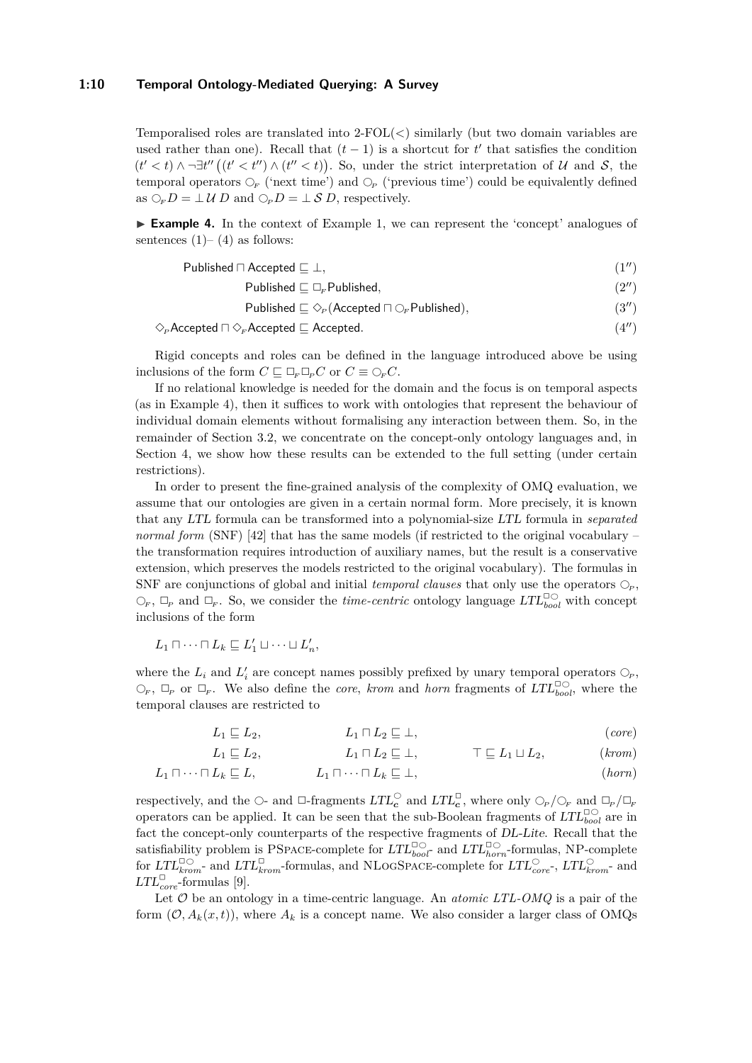Temporalised roles are translated into 2-FOL($<$) similarly (but two domain variables are used rather than one). Recall that $(t-1)$ is a shortcut for $t'$ that satisfies the condition $(t' < t) \wedge \neg\exists t'' \big((t' < t'') \wedge (t'' < t)\big)$. So, under the strict interpretation of $\mathcal{U}$ and $\mathcal{S}$, the temporal operators $\bigcirc_{\!F}$ ('next time') and $\bigcirc_{\!P}$ ('previous time') could be equivalently defined as $\bigcirc_{\!F} D = \bot\, \mathcal{U}\, D$ and $\bigcirc_{\!P} D = \bot\, \mathcal{S}\, D$, respectively.

▶ **Example 4.** In the context of Example 1, we can represent the 'concept' analogues of sentences (1)– (4) as follows:

$$\mathsf{Published} \sqcap \mathsf{Accepted} \sqsubseteq \bot, \tag{1''}$$

$$\mathsf{Published} \sqsubseteq \Box_{\!F}\mathsf{Published}, \tag{2''}$$

$$\mathsf{Published} \sqsubseteq \Diamond_{\!P}(\mathsf{Accepted} \sqcap \bigcirc_{\!F}\mathsf{Published}), \tag{3''}$$

$$\Diamond_{\!P}\mathsf{Accepted} \sqcap \Diamond_{\!F}\mathsf{Accepted} \sqsubseteq \mathsf{Accepted}. \tag{4''}$$

Rigid concepts and roles can be defined in the language introduced above be using inclusions of the form $C \sqsubseteq \Box_{\!F}\Box_{\!P} C$ or $C \equiv \bigcirc_{\!F} C$.

If no relational knowledge is needed for the domain and the focus is on temporal aspects (as in Example 4), then it suffices to work with ontologies that represent the behaviour of individual domain elements without formalising any interaction between them. So, in the remainder of Section 3.2, we concentrate on the concept-only ontology languages and, in Section 4, we show how these results can be extended to the full setting (under certain restrictions).

In order to present the fine-grained analysis of the complexity of OMQ evaluation, we assume that our ontologies are given in a certain normal form. More precisely, it is known that any *LTL* formula can be transformed into a polynomial-size *LTL* formula in *separated normal form* (SNF) [42] that has the same models (if restricted to the original vocabulary – the transformation requires introduction of auxiliary names, but the result is a conservative extension, which preserves the models restricted to the original vocabulary). The formulas in SNF are conjunctions of global and initial *temporal clauses* that only use the operators $\bigcirc_{\!P}$, $\bigcirc_{\!F}$, $\Box_{\!P}$ and $\Box_{\!F}$. So, we consider the *time-centric* ontology language $\mathit{LTL}^{\Box\bigcirc}_{bool}$ with concept inclusions of the form

$$L_1 \sqcap \dots \sqcap L_k \sqsubseteq L'_1 \sqcup \dots \sqcup L'_n,$$

where the $L_i$ and $L'_i$ are concept names possibly prefixed by unary temporal operators $\bigcirc_{\!P}$, $\bigcirc_{\!F}$, $\Box_{\!P}$ or $\Box_{\!F}$. We also define the *core*, *krom* and *horn* fragments of $\mathit{LTL}^{\Box\bigcirc}_{bool}$, where the temporal clauses are restricted to

$$L_1 \sqsubseteq L_2, \qquad L_1 \sqcap L_2 \sqsubseteq \bot, \tag{core}$$

$$L_1 \sqsubseteq L_2, \qquad L_1 \sqcap L_2 \sqsubseteq \bot, \qquad \top \sqsubseteq L_1 \sqcup L_2, \tag{krom}$$

$$L_1 \sqcap \dots \sqcap L_k \sqsubseteq L, \qquad L_1 \sqcap \dots \sqcap L_k \sqsubseteq \bot, \tag{horn}$$

respectively, and the $\bigcirc$- and $\Box$-fragments $\mathit{LTL}^{\bigcirc}_{\boldsymbol{c}}$ and $\mathit{LTL}^{\Box}_{\boldsymbol{c}}$, where only $\bigcirc_{\!P}/\bigcirc_{\!F}$ and $\Box_{\!P}/\Box_{\!F}$ operators can be applied. It can be seen that the sub-Boolean fragments of $\mathit{LTL}^{\Box\bigcirc}_{bool}$ are in fact the concept-only counterparts of the respective fragments of *DL-Lite*. Recall that the satisfiability problem is PSPACE-complete for $\mathit{LTL}^{\Box\bigcirc}_{bool}$- and $\mathit{LTL}^{\Box\bigcirc}_{horn}$-formulas, NP-complete for $\mathit{LTL}^{\Box\bigcirc}_{krom}$- and $\mathit{LTL}^{\Box}_{krom}$-formulas, and NLOGSPACE-complete for $\mathit{LTL}^{\bigcirc}_{core}$-, $\mathit{LTL}^{\bigcirc}_{krom}$- and $\mathit{LTL}^{\Box}_{core}$-formulas [9].

Let $\mathcal{O}$ be an ontology in a time-centric language. An *atomic LTL-OMQ* is a pair of the form $(\mathcal{O}, A_k(x,t))$, where $A_k$ is a concept name. We also consider a larger class of OMQs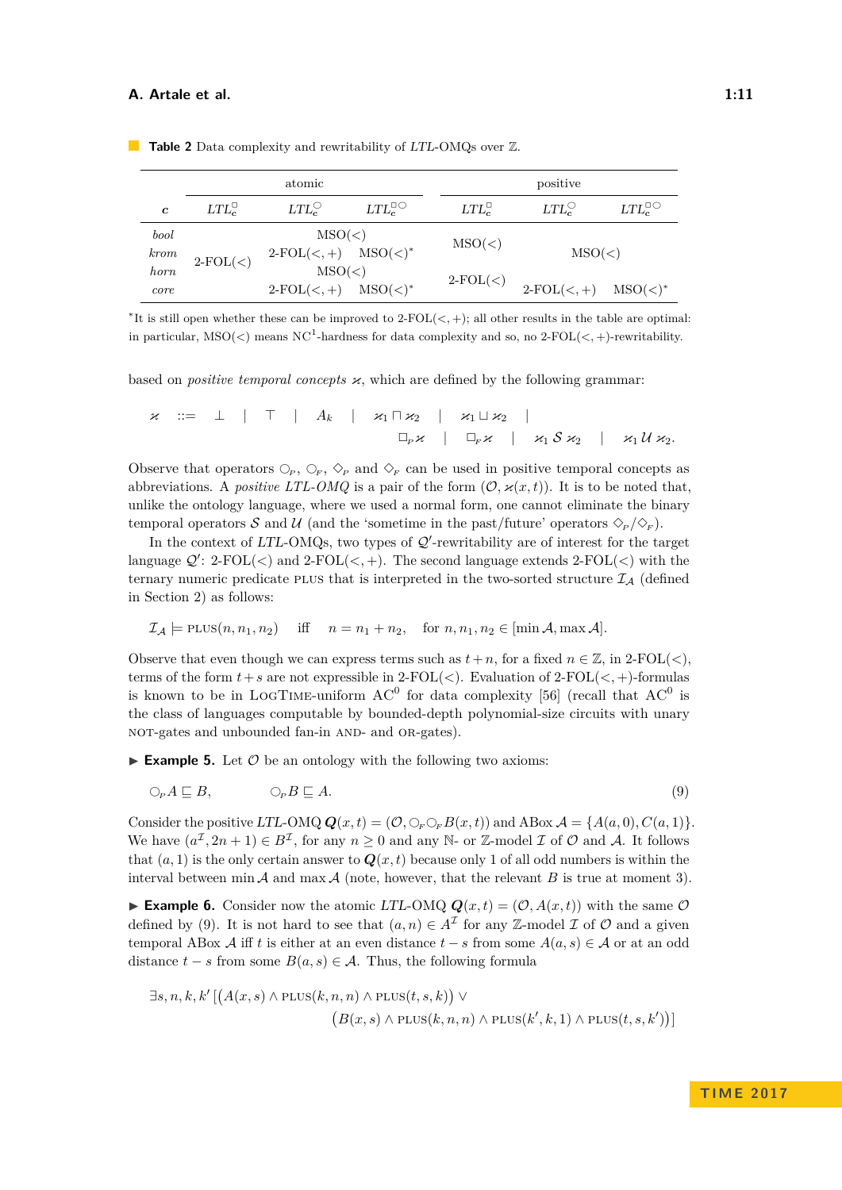**Table 2** Data complexity and rewritability of *LTL*-OMQs over $\mathbb{Z}$.

| | atomic | | | positive | | |
|---|---|---|---|---|---|---|
| $\boldsymbol{c}$ | $LTL^{\Box}_{\boldsymbol{c}}$ | $LTL^{\bigcirc}_{\boldsymbol{c}}$ | $LTL^{\Box\bigcirc}_{\boldsymbol{c}}$ | $LTL^{\Box}_{\boldsymbol{c}}$ | $LTL^{\bigcirc}_{\boldsymbol{c}}$ | $LTL^{\Box\bigcirc}_{\boldsymbol{c}}$ |
| *bool* | 2-FOL($<$) | MSO($<$) | MSO($<$) | MSO($<$) | MSO($<$) | MSO($<$) |
| *krom* | 2-FOL($<$) | 2-FOL($<,+$) | MSO($<$)* | MSO($<$) | MSO($<$) | MSO($<$) |
| *horn* | 2-FOL($<$) | MSO($<$) | MSO($<$) | 2-FOL($<$) | MSO($<$) | MSO($<$) |
| *core* | 2-FOL($<$) | 2-FOL($<,+$) | MSO($<$)* | 2-FOL($<$) | 2-FOL($<,+$) | MSO($<$)* |

*It is still open whether these can be improved to 2-FOL($<,+$); all other results in the table are optimal: in particular, MSO($<$) means $\mathrm{NC}^1$-hardness for data complexity and so, no 2-FOL($<,+$)-rewritability.

based on *positive temporal concepts* $\varkappa$, which are defined by the following grammar:

$$\varkappa \quad ::= \quad \bot \quad | \quad \top \quad | \quad A_k \quad | \quad \varkappa_1 \sqcap \varkappa_2 \quad | \quad \varkappa_1 \sqcup \varkappa_2 \quad | \quad \Box_P \varkappa \quad | \quad \Box_F \varkappa \quad | \quad \varkappa_1 \,\mathcal{S}\, \varkappa_2 \quad | \quad \varkappa_1 \,\mathcal{U}\, \varkappa_2.$$

Observe that operators $\bigcirc_P$, $\bigcirc_F$, $\Diamond_P$ and $\Diamond_F$ can be used in positive temporal concepts as abbreviations. A *positive LTL-OMQ* is a pair of the form $(\mathcal{O}, \varkappa(x,t))$. It is to be noted that, unlike the ontology language, where we used a normal form, one cannot eliminate the binary temporal operators $\mathcal{S}$ and $\mathcal{U}$ (and the 'sometime in the past/future' operators $\Diamond_P/\Diamond_F$).

In the context of *LTL*-OMQs, two types of $\mathcal{Q}'$-rewritability are of interest for the target language $\mathcal{Q}'$: 2-FOL($<$) and 2-FOL($<,+$). The second language extends 2-FOL($<$) with the ternary numeric predicate PLUS that is interpreted in the two-sorted structure $\mathcal{I}_\mathcal{A}$ (defined in Section 2) as follows:

$$\mathcal{I}_\mathcal{A} \models \textsc{plus}(n, n_1, n_2) \quad \text{iff} \quad n = n_1 + n_2, \quad \text{for } n, n_1, n_2 \in [\min \mathcal{A}, \max \mathcal{A}].$$

Observe that even though we can express terms such as $t + n$, for a fixed $n \in \mathbb{Z}$, in 2-FOL($<$), terms of the form $t+s$ are not expressible in 2-FOL($<$). Evaluation of 2-FOL($<,+$)-formulas is known to be in LogTime-uniform $\mathrm{AC}^0$ for data complexity [56] (recall that $\mathrm{AC}^0$ is the class of languages computable by bounded-depth polynomial-size circuits with unary NOT-gates and unbounded fan-in AND- and OR-gates).

▶ **Example 5.** Let $\mathcal{O}$ be an ontology with the following two axioms:

$$\bigcirc_P A \sqsubseteq B, \qquad \bigcirc_P B \sqsubseteq A. \tag{9}$$

Consider the positive *LTL*-OMQ $\boldsymbol{Q}(x,t) = (\mathcal{O}, \bigcirc_F \bigcirc_F B(x,t))$ and ABox $\mathcal{A} = \{A(a,0), C(a,1)\}$. We have $(a^\mathcal{I}, 2n+1) \in B^\mathcal{I}$, for any $n \geq 0$ and any $\mathbb{N}$- or $\mathbb{Z}$-model $\mathcal{I}$ of $\mathcal{O}$ and $\mathcal{A}$. It follows that $(a,1)$ is the only certain answer to $\boldsymbol{Q}(x,t)$ because only 1 of all odd numbers is within the interval between $\min \mathcal{A}$ and $\max \mathcal{A}$ (note, however, that the relevant $B$ is true at moment 3).

▶ **Example 6.** Consider now the atomic *LTL*-OMQ $\boldsymbol{Q}(x,t) = (\mathcal{O}, A(x,t))$ with the same $\mathcal{O}$ defined by (9). It is not hard to see that $(a,n) \in A^\mathcal{I}$ for any $\mathbb{Z}$-model $\mathcal{I}$ of $\mathcal{O}$ and a given temporal ABox $\mathcal{A}$ iff $t$ is either at an even distance $t - s$ from some $A(a,s) \in \mathcal{A}$ or at an odd distance $t - s$ from some $B(a,s) \in \mathcal{A}$. Thus, the following formula

$$\exists s, n, k, k' \left[ \big( A(x,s) \land \textsc{plus}(k,n,n) \land \textsc{plus}(t,s,k) \big) \lor \right.$$
$$\left. \big( B(x,s) \land \textsc{plus}(k,n,n) \land \textsc{plus}(k',k,1) \land \textsc{plus}(t,s,k') \big) \right]$$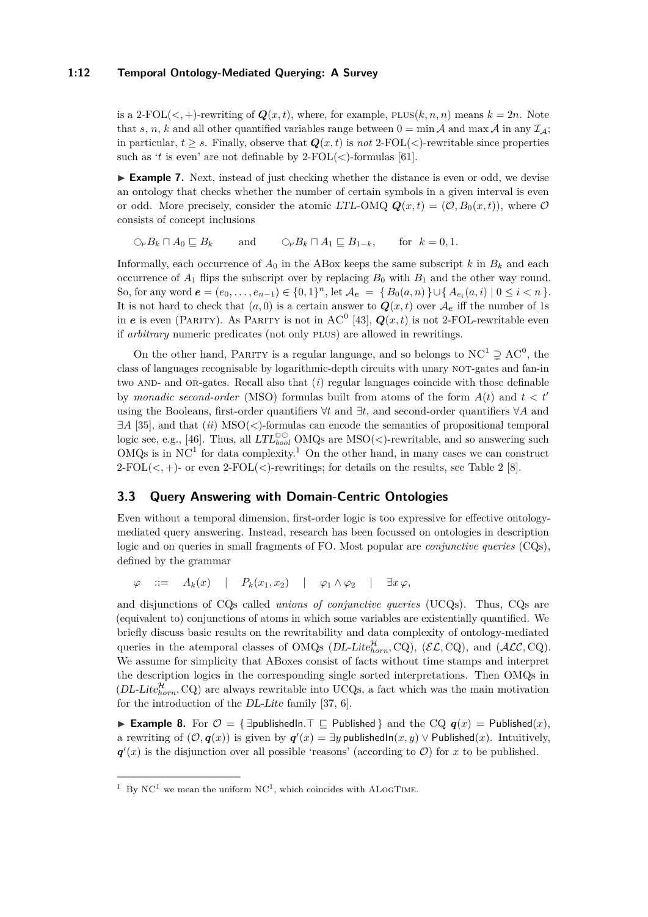is a 2-FOL($<, +$)-rewriting of $\boldsymbol{Q}(x, t)$, where, for example, PLUS$(k, n, n)$ means $k = 2n$. Note that $s$, $n$, $k$ and all other quantified variables range between $0 = \min \mathcal{A}$ and $\max \mathcal{A}$ in any $\mathcal{I}_{\mathcal{A}}$; in particular, $t \geq s$. Finally, observe that $\boldsymbol{Q}(x, t)$ is *not* 2-FOL($<$)-rewritable since properties such as '$t$ is even' are not definable by 2-FOL($<$)-formulas [61].

▶ **Example 7.** Next, instead of just checking whether the distance is even or odd, we devise an ontology that checks whether the number of certain symbols in a given interval is even or odd. More precisely, consider the atomic *LTL*-OMQ $\boldsymbol{Q}(x, t) = (\mathcal{O}, B_0(x, t))$, where $\mathcal{O}$ consists of concept inclusions

$$\bigcirc_{F} B_k \sqcap A_0 \sqsubseteq B_k \qquad \text{and} \qquad \bigcirc_{F} B_k \sqcap A_1 \sqsubseteq B_{1-k}, \qquad \text{for} \quad k = 0, 1.$$

Informally, each occurrence of $A_0$ in the ABox keeps the same subscript $k$ in $B_k$ and each occurrence of $A_1$ flips the subscript over by replacing $B_0$ with $B_1$ and the other way round. So, for any word $\boldsymbol{e} = (e_0, \dots, e_{n-1}) \in \{0, 1\}^n$, let $\mathcal{A}_{\boldsymbol{e}} = \{ B_0(a, n) \} \cup \{ A_{e_i}(a, i) \mid 0 \leq i < n \}$. It is not hard to check that $(a, 0)$ is a certain answer to $\boldsymbol{Q}(x, t)$ over $\mathcal{A}_{\boldsymbol{e}}$ iff the number of 1s in $\boldsymbol{e}$ is even (PARITY). As PARITY is not in $\mathrm{AC}^0$ [43], $\boldsymbol{Q}(x, t)$ is not 2-FOL-rewritable even if *arbitrary* numeric predicates (not only PLUS) are allowed in rewritings.

On the other hand, PARITY is a regular language, and so belongs to $\mathrm{NC}^1 \supsetneq \mathrm{AC}^0$, the class of languages recognisable by logarithmic-depth circuits with unary NOT-gates and fan-in two AND- and OR-gates. Recall also that (*i*) regular languages coincide with those definable by *monadic second-order* (MSO) formulas built from atoms of the form $A(t)$ and $t < t'$ using the Booleans, first-order quantifiers $\forall t$ and $\exists t$, and second-order quantifiers $\forall A$ and $\exists A$ [35], and that (*ii*) MSO($<$)-formulas can encode the semantics of propositional temporal logic see, e.g., [46]. Thus, all $\mathit{LTL}^{\Box\bigcirc}_{bool}$ OMQs are MSO($<$)-rewritable, and so answering such OMQs is in $\mathrm{NC}^1$ for data complexity.[1] On the other hand, in many cases we can construct 2-FOL($<, +$)- or even 2-FOL($<$)-rewritings; for details on the results, see Table 2 [8].

## 3.3 Query Answering with Domain-Centric Ontologies

Even without a temporal dimension, first-order logic is too expressive for effective ontology-mediated query answering. Instead, research has been focussed on ontologies in description logic and on queries in small fragments of FO. Most popular are *conjunctive queries* (CQs), defined by the grammar

$$\varphi \quad ::= \quad A_k(x) \quad | \quad P_k(x_1, x_2) \quad | \quad \varphi_1 \wedge \varphi_2 \quad | \quad \exists x\, \varphi,$$

and disjunctions of CQs called *unions of conjunctive queries* (UCQs). Thus, CQs are (equivalent to) conjunctions of atoms in which some variables are existentially quantified. We briefly discuss basic results on the rewritability and data complexity of ontology-mediated queries in the atemporal classes of OMQs ($\mathit{DL\text{-}Lite}^{\mathcal{H}}_{horn}$, CQ), ($\mathcal{EL}$, CQ), and ($\mathcal{ALC}$, CQ). We assume for simplicity that ABoxes consist of facts without time stamps and interpret the description logics in the corresponding single sorted interpretations. Then OMQs in ($\mathit{DL\text{-}Lite}^{\mathcal{H}}_{horn}$, CQ) are always rewritable into UCQs, a fact which was the main motivation for the introduction of the *DL-Lite* family [37, 6].

▶ **Example 8.** For $\mathcal{O} = \{ \exists \mathsf{publishedIn}.\top \sqsubseteq \mathsf{Published} \}$ and the CQ $\boldsymbol{q}(x) = \mathsf{Published}(x)$, a rewriting of $(\mathcal{O}, \boldsymbol{q}(x))$ is given by $\boldsymbol{q}'(x) = \exists y\, \mathsf{publishedIn}(x, y) \vee \mathsf{Published}(x)$. Intuitively, $\boldsymbol{q}'(x)$ is the disjunction over all possible 'reasons' (according to $\mathcal{O}$) for $x$ to be published.

---

[1] By $\mathrm{NC}^1$ we mean the uniform $\mathrm{NC}^1$, which coincides with ALOGTIME.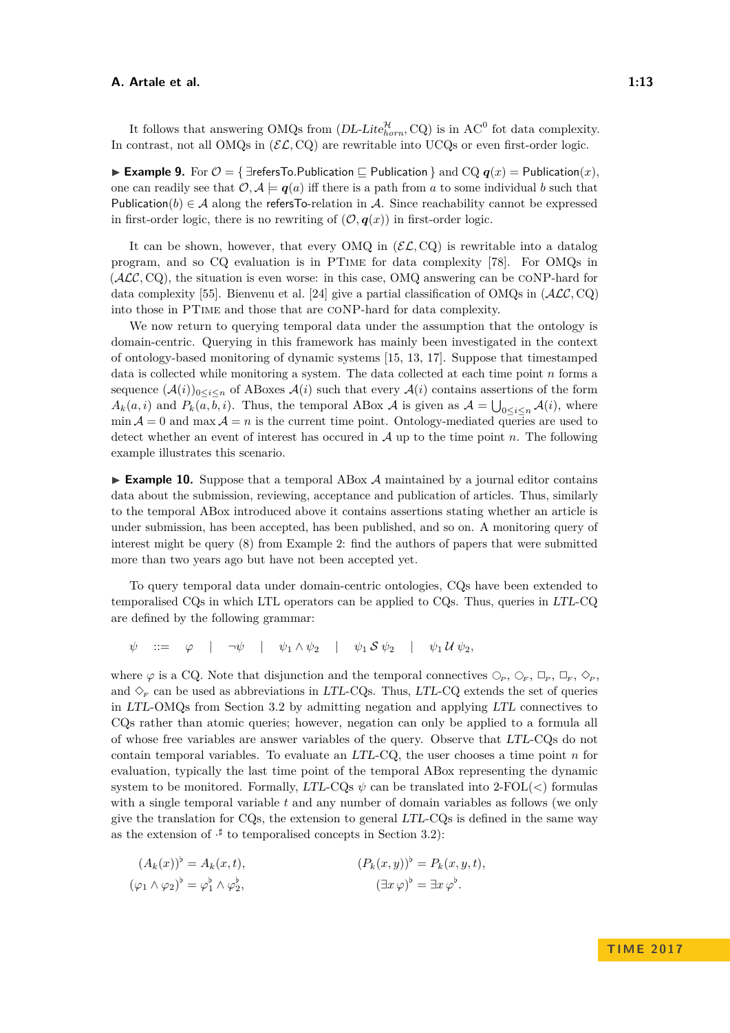It follows that answering OMQs from ($DL\text{-}Lite^{\mathcal{H}}_{horn}$, CQ) is in $\mathrm{AC}^0$ fot data complexity. In contrast, not all OMQs in ($\mathcal{EL}$, CQ) are rewritable into UCQs or even first-order logic.

▶ **Example 9.** For $\mathcal{O} = \{\, \exists \mathsf{refersTo}.\mathsf{Publication} \sqsubseteq \mathsf{Publication} \,\}$ and CQ $\boldsymbol{q}(x) = \mathsf{Publication}(x)$, one can readily see that $\mathcal{O}, \mathcal{A} \models \boldsymbol{q}(a)$ iff there is a path from $a$ to some individual $b$ such that $\mathsf{Publication}(b) \in \mathcal{A}$ along the $\mathsf{refersTo}$-relation in $\mathcal{A}$. Since reachability cannot be expressed in first-order logic, there is no rewriting of $(\mathcal{O}, \boldsymbol{q}(x))$ in first-order logic.

It can be shown, however, that every OMQ in ($\mathcal{EL}$, CQ) is rewritable into a datalog program, and so CQ evaluation is in PTime for data complexity [78]. For OMQs in ($\mathcal{ALC}$, CQ), the situation is even worse: in this case, OMQ answering can be coNP-hard for data complexity [55]. Bienvenu et al. [24] give a partial classification of OMQs in ($\mathcal{ALC}$, CQ) into those in PTime and those that are coNP-hard for data complexity.

We now return to querying temporal data under the assumption that the ontology is domain-centric. Querying in this framework has mainly been investigated in the context of ontology-based monitoring of dynamic systems [15, 13, 17]. Suppose that timestamped data is collected while monitoring a system. The data collected at each time point $n$ forms a sequence $(\mathcal{A}(i))_{0 \le i \le n}$ of ABoxes $\mathcal{A}(i)$ such that every $\mathcal{A}(i)$ contains assertions of the form $A_k(a, i)$ and $P_k(a, b, i)$. Thus, the temporal ABox $\mathcal{A}$ is given as $\mathcal{A} = \bigcup_{0 \le i \le n} \mathcal{A}(i)$, where $\min \mathcal{A} = 0$ and $\max \mathcal{A} = n$ is the current time point. Ontology-mediated queries are used to detect whether an event of interest has occured in $\mathcal{A}$ up to the time point $n$. The following example illustrates this scenario.

▶ **Example 10.** Suppose that a temporal ABox $\mathcal{A}$ maintained by a journal editor contains data about the submission, reviewing, acceptance and publication of articles. Thus, similarly to the temporal ABox introduced above it contains assertions stating whether an article is under submission, has been accepted, has been published, and so on. A monitoring query of interest might be query (8) from Example 2: find the authors of papers that were submitted more than two years ago but have not been accepted yet.

To query temporal data under domain-centric ontologies, CQs have been extended to temporalised CQs in which LTL operators can be applied to CQs. Thus, queries in *LTL*-CQ are defined by the following grammar:

$$\psi \quad ::= \quad \varphi \quad | \quad \neg \psi \quad | \quad \psi_1 \wedge \psi_2 \quad | \quad \psi_1 \,\mathcal{S}\, \psi_2 \quad | \quad \psi_1 \,\mathcal{U}\, \psi_2,$$

where $\varphi$ is a CQ. Note that disjunction and the temporal connectives $\bigcirc_P$, $\bigcirc_F$, $\Box_P$, $\Box_F$, $\Diamond_P$, and $\Diamond_F$ can be used as abbreviations in *LTL*-CQs. Thus, *LTL*-CQ extends the set of queries in *LTL*-OMQs from Section 3.2 by admitting negation and applying *LTL* connectives to CQs rather than atomic queries; however, negation can only be applied to a formula all of whose free variables are answer variables of the query. Observe that *LTL*-CQs do not contain temporal variables. To evaluate an *LTL*-CQ, the user chooses a time point $n$ for evaluation, typically the last time point of the temporal ABox representing the dynamic system to be monitored. Formally, *LTL*-CQs $\psi$ can be translated into 2-FOL($<$) formulas with a single temporal variable $t$ and any number of domain variables as follows (we only give the translation for CQs, the extension to general *LTL*-CQs is defined in the same way as the extension of $\cdot^\sharp$ to temporalised concepts in Section 3.2):

$$(A_k(x))^\flat = A_k(x,t), \qquad (P_k(x,y))^\flat = P_k(x,y,t),$$
$$(\varphi_1 \wedge \varphi_2)^\flat = \varphi_1^\flat \wedge \varphi_2^\flat, \qquad (\exists x\, \varphi)^\flat = \exists x\, \varphi^\flat.$$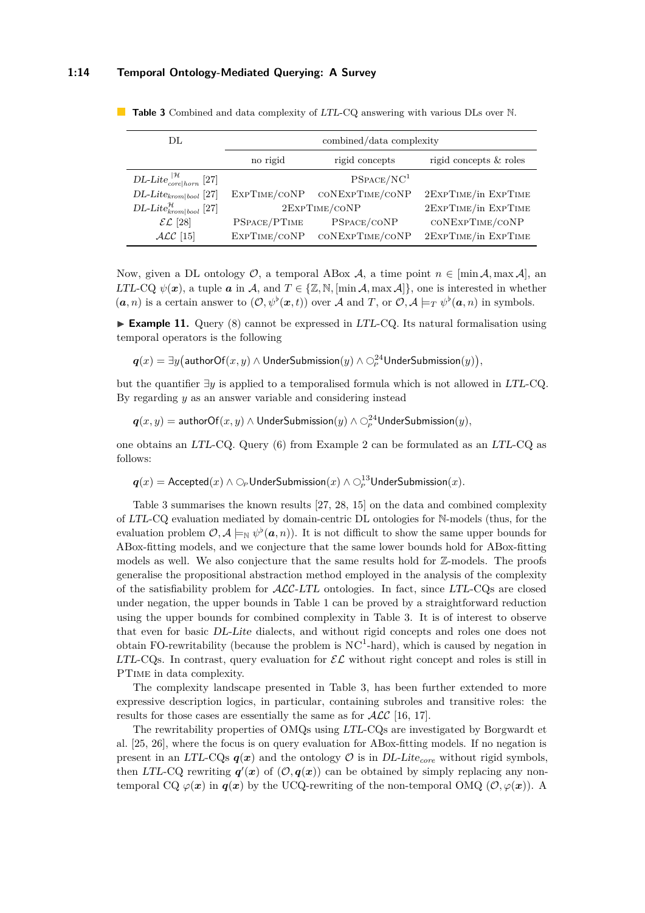**Table 3** Combined and data complexity of *LTL*-CQ answering with various DLs over $\mathbb{N}$.

| DL | combined/data complexity | | |
|---|---|---|---|
| | no rigid | rigid concepts | rigid concepts & roles |
| $DL\text{-}Lite^{[\mathcal{H}}_{core\vert horn}$ [27] | | PSPACE/NC[1] | |
| $DL\text{-}Lite_{krom\vert bool}$ [27] | EXPTIME/CONP | CONEXPTIME/CONP | 2EXPTIME/in EXPTIME |
| $DL\text{-}Lite^{\mathcal{H}}_{krom\vert bool}$ [27] | | 2EXPTIME/CONP | 2EXPTIME/in EXPTIME |
| $\mathcal{EL}$ [28] | PSPACE/PTIME | PSPACE/CONP | CONEXPTIME/CONP |
| $\mathcal{ALC}$ [15] | EXPTIME/CONP | CONEXPTIME/CONP | 2EXPTIME/in EXPTIME |

Now, given a DL ontology $\mathcal{O}$, a temporal ABox $\mathcal{A}$, a time point $n \in [\min \mathcal{A}, \max \mathcal{A}]$, an *LTL*-CQ $\psi(\boldsymbol{x})$, a tuple $\boldsymbol{a}$ in $\mathcal{A}$, and $T \in \{\mathbb{Z}, \mathbb{N}, [\min \mathcal{A}, \max \mathcal{A}]\}$, one is interested in whether $(\boldsymbol{a}, n)$ is a certain answer to $(\mathcal{O}, \psi^\flat(\boldsymbol{x}, t))$ over $\mathcal{A}$ and $T$, or $\mathcal{O}, \mathcal{A} \models_T \psi^\flat(\boldsymbol{a}, n)$ in symbols.

▶ **Example 11.** Query (8) cannot be expressed in *LTL*-CQ. Its natural formalisation using temporal operators is the following

$$\boldsymbol{q}(x) = \exists y \big(\mathsf{authorOf}(x, y) \wedge \mathsf{UnderSubmission}(y) \wedge \bigcirc_P^{24}\mathsf{UnderSubmission}(y)\big),$$

but the quantifier $\exists y$ is applied to a temporalised formula which is not allowed in *LTL*-CQ. By regarding $y$ as an answer variable and considering instead

$$\boldsymbol{q}(x, y) = \mathsf{authorOf}(x, y) \wedge \mathsf{UnderSubmission}(y) \wedge \bigcirc_P^{24}\mathsf{UnderSubmission}(y),$$

one obtains an *LTL*-CQ. Query (6) from Example 2 can be formulated as an *LTL*-CQ as follows:

$$\boldsymbol{q}(x) = \mathsf{Accepted}(x) \wedge \bigcirc_P\mathsf{UnderSubmission}(x) \wedge \bigcirc_P^{13}\mathsf{UnderSubmission}(x).$$

Table 3 summarises the known results [27, 28, 15] on the data and combined complexity of *LTL*-CQ evaluation mediated by domain-centric DL ontologies for $\mathbb{N}$-models (thus, for the evaluation problem $\mathcal{O}, \mathcal{A} \models_{\mathbb{N}} \psi^\flat(\boldsymbol{a}, n)$). It is not difficult to show the same upper bounds for ABox-fitting models, and we conjecture that the same lower bounds hold for ABox-fitting models as well. We also conjecture that the same results hold for $\mathbb{Z}$-models. The proofs generalise the propositional abstraction method employed in the analysis of the complexity of the satisfiability problem for $\mathcal{ALC}$-*LTL* ontologies. In fact, since *LTL*-CQs are closed under negation, the upper bounds in Table 1 can be proved by a straightforward reduction using the upper bounds for combined complexity in Table 3. It is of interest to observe that even for basic *DL-Lite* dialects, and without rigid concepts and roles one does not obtain FO-rewritability (because the problem is NC[1]-hard), which is caused by negation in *LTL*-CQs. In contrast, query evaluation for $\mathcal{EL}$ without right concept and roles is still in PTIME in data complexity.

The complexity landscape presented in Table 3, has been further extended to more expressive description logics, in particular, containing subroles and transitive roles: the results for those cases are essentially the same as for $\mathcal{ALC}$ [16, 17].

The rewritability properties of OMQs using *LTL*-CQs are investigated by Borgwardt et al. [25, 26], where the focus is on query evaluation for ABox-fitting models. If no negation is present in an *LTL*-CQs $\boldsymbol{q}(\boldsymbol{x})$ and the ontology $\mathcal{O}$ is in $DL\text{-}Lite_{core}$ without rigid symbols, then *LTL*-CQ rewriting $\boldsymbol{q}'(\boldsymbol{x})$ of $(\mathcal{O}, \boldsymbol{q}(\boldsymbol{x}))$ can be obtained by simply replacing any non-temporal CQ $\varphi(\boldsymbol{x})$ in $\boldsymbol{q}(\boldsymbol{x})$ by the UCQ-rewriting of the non-temporal OMQ $(\mathcal{O}, \varphi(\boldsymbol{x}))$. A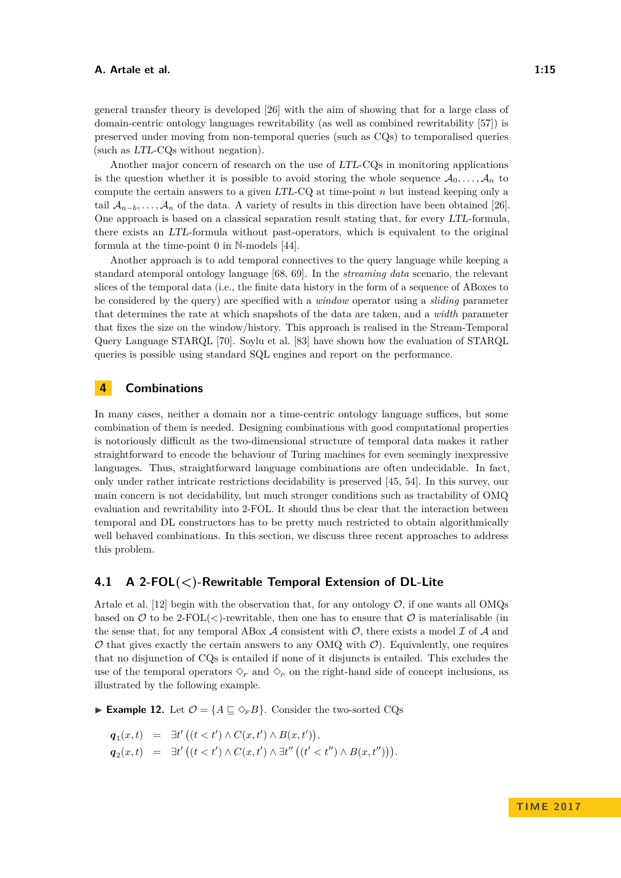general transfer theory is developed [26] with the aim of showing that for a large class of domain-centric ontology languages rewritability (as well as combined rewritability [57]) is preserved under moving from non-temporal queries (such as CQs) to temporalised queries (such as *LTL*-CQs without negation).

Another major concern of research on the use of *LTL*-CQs in monitoring applications is the question whether it is possible to avoid storing the whole sequence $\mathcal{A}_0, \dots, \mathcal{A}_n$ to compute the certain answers to a given *LTL*-CQ at time-point $n$ but instead keeping only a tail $\mathcal{A}_{n-b}, \dots, \mathcal{A}_n$ of the data. A variety of results in this direction have been obtained [26]. One approach is based on a classical separation result stating that, for every *LTL*-formula, there exists an *LTL*-formula without past-operators, which is equivalent to the original formula at the time-point 0 in $\mathbb{N}$-models [44].

Another approach is to add temporal connectives to the query language while keeping a standard atemporal ontology language [68, 69]. In the *streaming data* scenario, the relevant slices of the temporal data (i.e., the finite data history in the form of a sequence of ABoxes to be considered by the query) are specified with a *window* operator using a *sliding* parameter that determines the rate at which snapshots of the data are taken, and a *width* parameter that fixes the size on the window/history. This approach is realised in the Stream-Temporal Query Language STARQL [70]. Soylu et al. [83] have shown how the evaluation of STARQL queries is possible using standard SQL engines and report on the performance.

# 4 Combinations

In many cases, neither a domain nor a time-centric ontology language suffices, but some combination of them is needed. Designing combinations with good computational properties is notoriously difficult as the two-dimensional structure of temporal data makes it rather straightforward to encode the behaviour of Turing machines for even seemingly inexpressive languages. Thus, straightforward language combinations are often undecidable. In fact, only under rather intricate restrictions decidability is preserved [45, 54]. In this survey, our main concern is not decidability, but much stronger conditions such as tractability of OMQ evaluation and rewritability into 2-FOL. It should thus be clear that the interaction between temporal and DL constructors has to be pretty much restricted to obtain algorithmically well behaved combinations. In this section, we discuss three recent approaches to address this problem.

## 4.1 A 2-FOL(<)-Rewritable Temporal Extension of DL-Lite

Artale et al. [12] begin with the observation that, for any ontology $\mathcal{O}$, if one wants all OMQs based on $\mathcal{O}$ to be 2-FOL(<)-rewritable, then one has to ensure that $\mathcal{O}$ is materialisable (in the sense that, for any temporal ABox $\mathcal{A}$ consistent with $\mathcal{O}$, there exists a model $\mathcal{I}$ of $\mathcal{A}$ and $\mathcal{O}$ that gives exactly the certain answers to any OMQ with $\mathcal{O}$). Equivalently, one requires that no disjunction of CQs is entailed if none of it disjuncts is entailed. This excludes the use of the temporal operators $\Diamond_F$ and $\Diamond_P$ on the right-hand side of concept inclusions, as illustrated by the following example.

▶ **Example 12.** Let $\mathcal{O} = \{A \sqsubseteq \Diamond_F B\}$. Consider the two-sorted CQs

$$
\begin{aligned}
\boldsymbol{q}_1(x,t) &= \exists t' \left((t < t') \wedge C(x,t') \wedge B(x,t')\right),\\
\boldsymbol{q}_2(x,t) &= \exists t' \left((t < t') \wedge C(x,t') \wedge \exists t'' \left((t' < t'') \wedge B(x,t'')\right)\right).
\end{aligned}
$$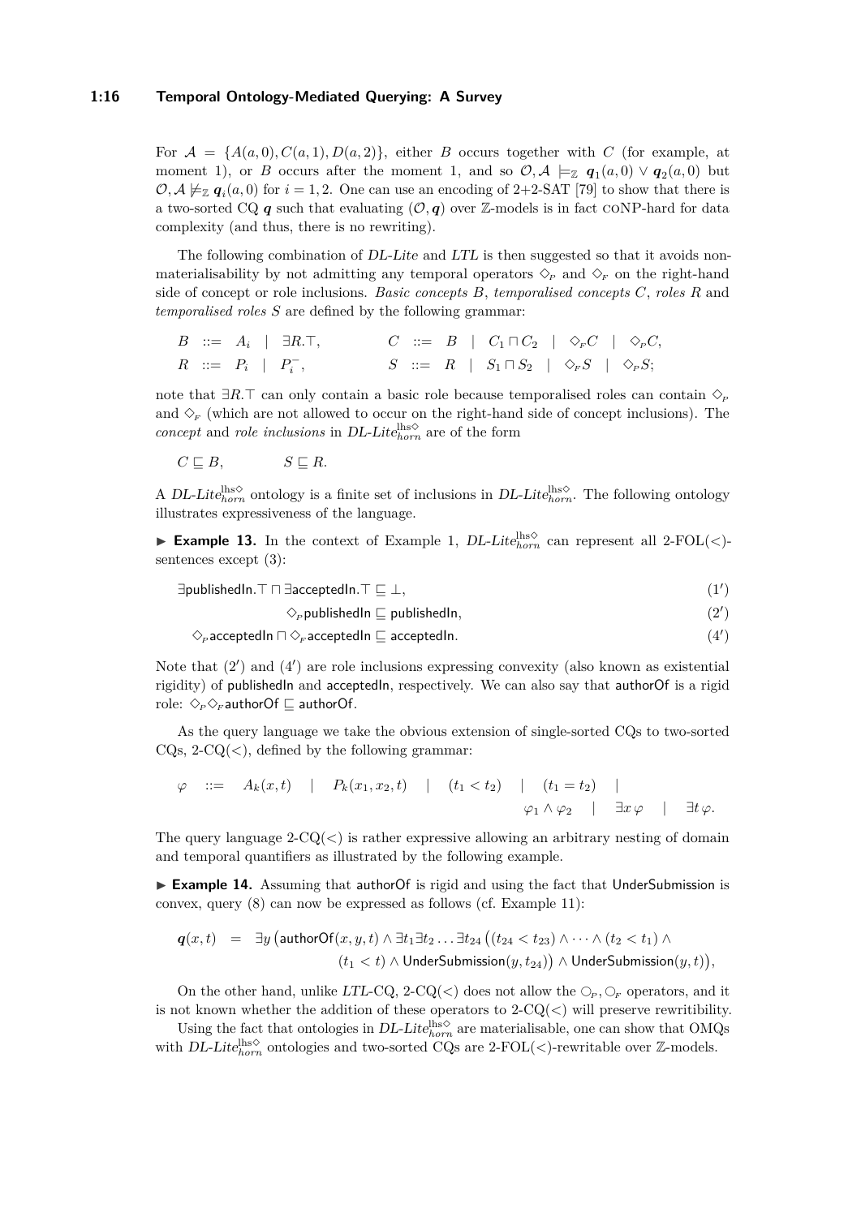For $\mathcal{A} = \{A(a,0), C(a,1), D(a,2)\}$, either $B$ occurs together with $C$ (for example, at moment 1), or $B$ occurs after the moment 1, and so $\mathcal{O}, \mathcal{A} \models_{\mathbb{Z}} \boldsymbol{q}_1(a,0) \vee \boldsymbol{q}_2(a,0)$ but $\mathcal{O}, \mathcal{A} \not\models_{\mathbb{Z}} \boldsymbol{q}_i(a,0)$ for $i = 1, 2$. One can use an encoding of 2+2-SAT [79] to show that there is a two-sorted CQ $\boldsymbol{q}$ such that evaluating $(\mathcal{O}, \boldsymbol{q})$ over $\mathbb{Z}$-models is in fact coNP-hard for data complexity (and thus, there is no rewriting).

The following combination of *DL-Lite* and *LTL* is then suggested so that it avoids non-materialisability by not admitting any temporal operators $\Diamond_P$ and $\Diamond_F$ on the right-hand side of concept or role inclusions. *Basic concepts* $B$, *temporalised concepts* $C$, *roles* $R$ and *temporalised roles* $S$ are defined by the following grammar:

$$
\begin{array}{llll}
B ::= A_i \mid \exists R.\top, & & C ::= B \mid C_1 \sqcap C_2 \mid \Diamond_F C \mid \Diamond_P C, \\
R ::= P_i \mid P_i^-, & & S ::= R \mid S_1 \sqcap S_2 \mid \Diamond_F S \mid \Diamond_P S;
\end{array}
$$

note that $\exists R.\top$ can only contain a basic role because temporalised roles can contain $\Diamond_P$ and $\Diamond_F$ (which are not allowed to occur on the right-hand side of concept inclusions). The *concept* and *role inclusions* in $\textit{DL-Lite}_{horn}^{\text{lhs}\Diamond}$ are of the form

$$
C \sqsubseteq B, \qquad\qquad S \sqsubseteq R.
$$

A $\textit{DL-Lite}_{horn}^{\text{lhs}\Diamond}$ ontology is a finite set of inclusions in $\textit{DL-Lite}_{horn}^{\text{lhs}\Diamond}$. The following ontology illustrates expressiveness of the language.

▶ **Example 13.** In the context of Example 1, $\textit{DL-Lite}_{horn}^{\text{lhs}\Diamond}$ can represent all 2-FOL(<)-sentences except (3):

$$
\exists \mathsf{publishedIn}.\top \sqcap \exists \mathsf{acceptedIn}.\top \sqsubseteq \bot, \tag{1'}
$$

$$
\Diamond_P \mathsf{publishedIn} \sqsubseteq \mathsf{publishedIn}, \tag{2'}
$$

$$
\Diamond_P \mathsf{acceptedIn} \sqcap \Diamond_F \mathsf{acceptedIn} \sqsubseteq \mathsf{acceptedIn}. \tag{4'}
$$

Note that (2′) and (4′) are role inclusions expressing convexity (also known as existential rigidity) of publishedIn and acceptedIn, respectively. We can also say that authorOf is a rigid role: $\Diamond_P \Diamond_F \mathsf{authorOf} \sqsubseteq \mathsf{authorOf}$.

As the query language we take the obvious extension of single-sorted CQs to two-sorted CQs, 2-CQ(<), defined by the following grammar:

$$
\varphi \quad ::= \quad A_k(x,t) \quad \mid \quad P_k(x_1, x_2, t) \quad \mid \quad (t_1 < t_2) \quad \mid \quad (t_1 = t_2) \quad \mid \quad \varphi_1 \wedge \varphi_2 \quad \mid \quad \exists x\, \varphi \quad \mid \quad \exists t\, \varphi.
$$

The query language 2-CQ(<) is rather expressive allowing an arbitrary nesting of domain and temporal quantifiers as illustrated by the following example.

▶ **Example 14.** Assuming that authorOf is rigid and using the fact that UnderSubmission is convex, query (8) can now be expressed as follows (cf. Example 11):

$$
\boldsymbol{q}(x,t) \;=\; \exists y \big(\mathsf{authorOf}(x,y,t) \wedge \exists t_1 \exists t_2 \dots \exists t_{24} \big((t_{24} < t_{23}) \wedge \dots \wedge (t_2 < t_1) \wedge (t_1 < t) \wedge \mathsf{UnderSubmission}(y, t_{24})\big) \wedge \mathsf{UnderSubmission}(y,t)\big),
$$

On the other hand, unlike *LTL*-CQ, 2-CQ(<) does not allow the $\bigcirc_P, \bigcirc_F$ operators, and it is not known whether the addition of these operators to 2-CQ(<) will preserve rewritibility.

Using the fact that ontologies in $\textit{DL-Lite}_{horn}^{\text{lhs}\Diamond}$ are materialisable, one can show that OMQs with $\textit{DL-Lite}_{horn}^{\text{lhs}\Diamond}$ ontologies and two-sorted CQs are 2-FOL(<)-rewritable over $\mathbb{Z}$-models.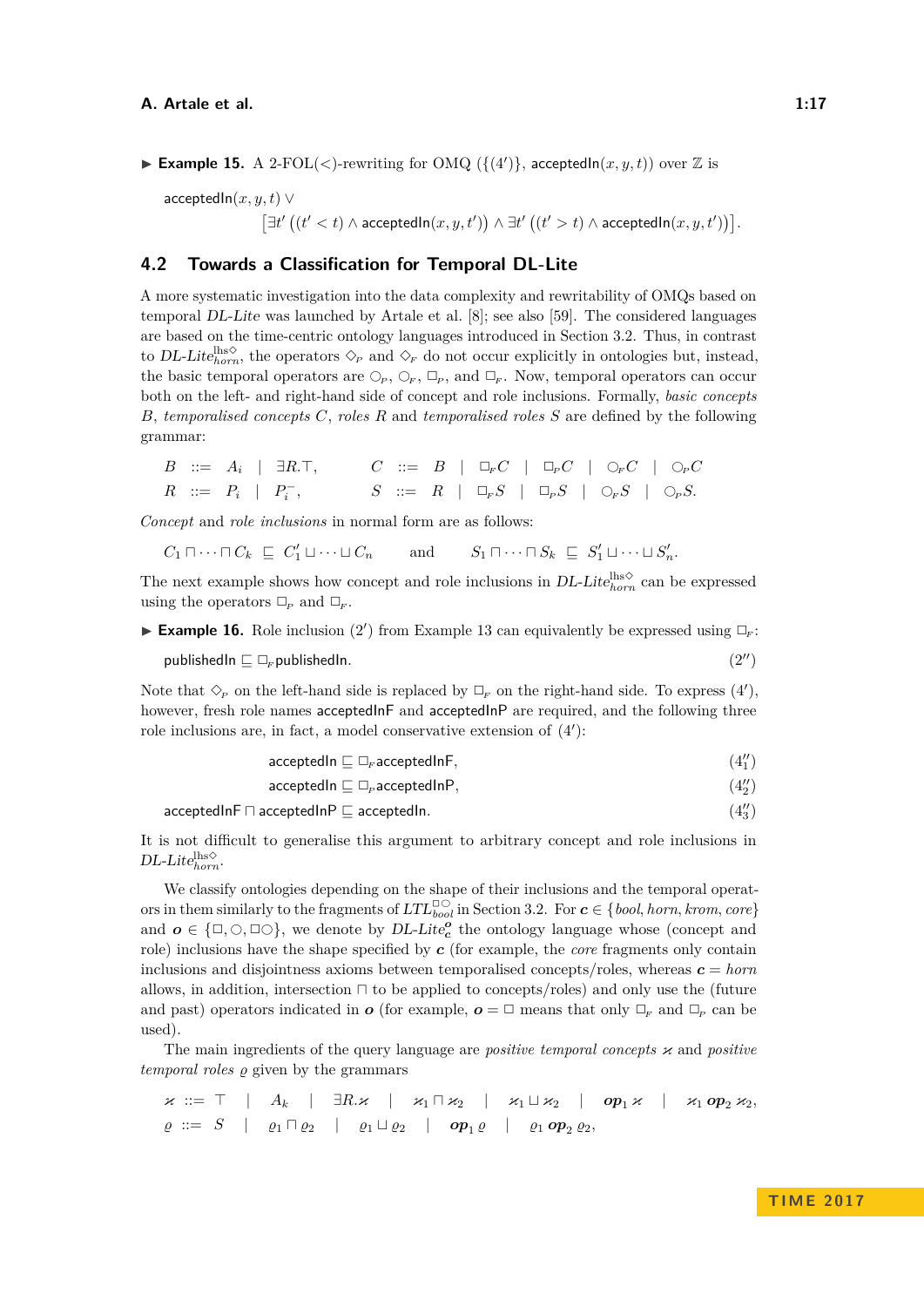▶ **Example 15.** A 2-FOL($<$)-rewriting for OMQ $(\{(4')\}, \mathsf{acceptedIn}(x, y, t))$ over $\mathbb{Z}$ is

$$\mathsf{acceptedIn}(x, y, t) \lor \big[\exists t' \left((t' < t) \land \mathsf{acceptedIn}(x, y, t')\right) \land \exists t' \left((t' > t) \land \mathsf{acceptedIn}(x, y, t')\right)\big].$$

## 4.2 Towards a Classification for Temporal DL-Lite

A more systematic investigation into the data complexity and rewritability of OMQs based on temporal *DL-Lite* was launched by Artale et al. [8]; see also [59]. The considered languages are based on the time-centric ontology languages introduced in Section 3.2. Thus, in contrast to $\textit{DL-Lite}^{\mathrm{lhs}\Diamond}_{\textit{horn}}$, the operators $\Diamond_P$ and $\Diamond_F$ do not occur explicitly in ontologies but, instead, the basic temporal operators are $\bigcirc_P$, $\bigcirc_F$, $\Box_P$, and $\Box_F$. Now, temporal operators can occur both on the left- and right-hand side of concept and role inclusions. Formally, *basic concepts* $B$, *temporalised concepts* $C$, *roles* $R$ and *temporalised roles* $S$ are defined by the following grammar:

$$B \ ::= \ A_i \ \mid \ \exists R.\top, \qquad C \ ::= \ B \ \mid \ \Box_F C \ \mid \ \Box_P C \ \mid \ \bigcirc_F C \ \mid \ \bigcirc_P C$$
$$R \ ::= \ P_i \ \mid \ P_i^-, \qquad S \ ::= \ R \ \mid \ \Box_F S \ \mid \ \Box_P S \ \mid \ \bigcirc_F S \ \mid \ \bigcirc_P S.$$

*Concept* and *role inclusions* in normal form are as follows:

$$C_1 \sqcap \dots \sqcap C_k \ \sqsubseteq \ C'_1 \sqcup \dots \sqcup C_n \qquad \text{and} \qquad S_1 \sqcap \dots \sqcap S_k \ \sqsubseteq \ S'_1 \sqcup \dots \sqcup S'_n.$$

The next example shows how concept and role inclusions in $\textit{DL-Lite}^{\mathrm{lhs}\Diamond}_{\textit{horn}}$ can be expressed using the operators $\Box_P$ and $\Box_F$.

▶ **Example 16.** Role inclusion $(2')$ from Example 13 can equivalently be expressed using $\Box_F$:

$$\mathsf{publishedIn} \sqsubseteq \Box_F \mathsf{publishedIn}. \qquad (2'')$$

Note that $\Diamond_P$ on the left-hand side is replaced by $\Box_F$ on the right-hand side. To express $(4')$, however, fresh role names $\mathsf{acceptedInF}$ and $\mathsf{acceptedInP}$ are required, and the following three role inclusions are, in fact, a model conservative extension of $(4')$:

$$\mathsf{acceptedIn} \sqsubseteq \Box_F \mathsf{acceptedInF}, \qquad (4''_1)$$
$$\mathsf{acceptedIn} \sqsubseteq \Box_P \mathsf{acceptedInP}, \qquad (4''_2)$$
$$\mathsf{acceptedInF} \sqcap \mathsf{acceptedInP} \sqsubseteq \mathsf{acceptedIn}. \qquad (4''_3)$$

It is not difficult to generalise this argument to arbitrary concept and role inclusions in $\textit{DL-Lite}^{\mathrm{lhs}\Diamond}_{\textit{horn}}$.

We classify ontologies depending on the shape of their inclusions and the temporal operators in them similarly to the fragments of $\textit{LTL}^{\Box\bigcirc}_{\textit{bool}}$ in Section 3.2. For $\boldsymbol{c} \in \{\textit{bool}, \textit{horn}, \textit{krom}, \textit{core}\}$ and $\boldsymbol{o} \in \{\Box, \bigcirc, \Box\bigcirc\}$, we denote by $\textit{DL-Lite}^{\boldsymbol{o}}_{\boldsymbol{c}}$ the ontology language whose (concept and role) inclusions have the shape specified by $\boldsymbol{c}$ (for example, the *core* fragments only contain inclusions and disjointness axioms between temporalised concepts/roles, whereas $\boldsymbol{c} = \textit{horn}$ allows, in addition, intersection $\sqcap$ to be applied to concepts/roles) and only use the (future and past) operators indicated in $\boldsymbol{o}$ (for example, $\boldsymbol{o} = \Box$ means that only $\Box_F$ and $\Box_P$ can be used).

The main ingredients of the query language are *positive temporal concepts* $\varkappa$ and *positive temporal roles* $\varrho$ given by the grammars

$$\varkappa \ ::= \ \top \ \mid \ A_k \ \mid \ \exists R.\varkappa \ \mid \ \varkappa_1 \sqcap \varkappa_2 \ \mid \ \varkappa_1 \sqcup \varkappa_2 \ \mid \ \boldsymbol{op}_1\, \varkappa \ \mid \ \varkappa_1\, \boldsymbol{op}_2\, \varkappa_2,$$
$$\varrho \ ::= \ S \ \mid \ \varrho_1 \sqcap \varrho_2 \ \mid \ \varrho_1 \sqcup \varrho_2 \ \mid \ \boldsymbol{op}_1\, \varrho \ \mid \ \varrho_1\, \boldsymbol{op}_2\, \varrho_2,$$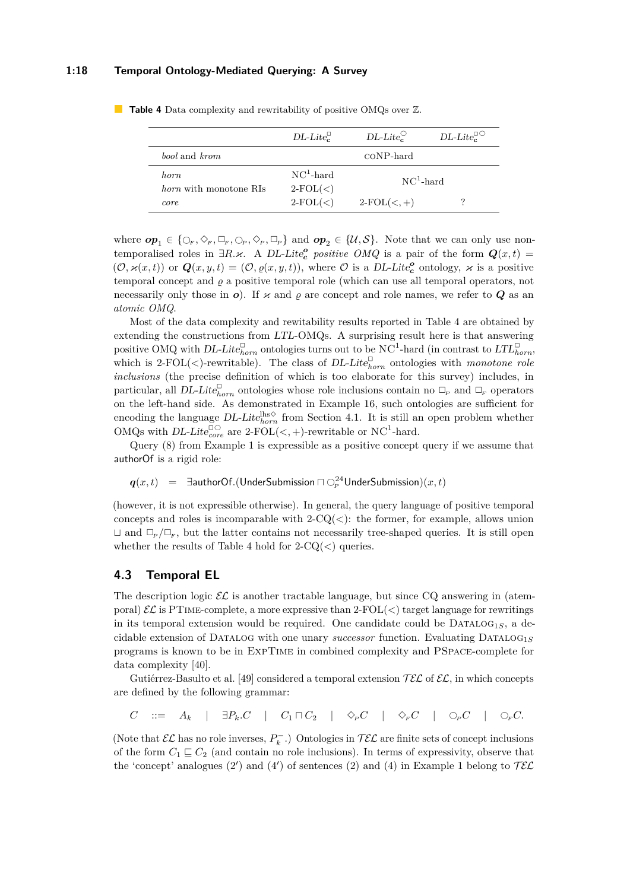**Table 4** Data complexity and rewritability of positive OMQs over $\mathbb{Z}$.

| | *DL-Lite*$_{c}^{\Box}$ | *DL-Lite*$_{c}^{\bigcirc}$ | *DL-Lite*$_{c}^{\Box\bigcirc}$ |
|---|---|---|---|
| *bool* and *krom* | coNP-hard | | |
| *horn* | NC$^1$-hard | NC$^1$-hard | |
| *horn* with monotone RIs | 2-FOL($<$) | | |
| *core* | 2-FOL($<$) | 2-FOL($<,+$) | ? |

where $\boldsymbol{op}_1 \in \{\bigcirc_F, \Diamond_F, \Box_F, \bigcirc_P, \Diamond_P, \Box_P\}$ and $\boldsymbol{op}_2 \in \{\mathcal{U}, \mathcal{S}\}$. Note that we can only use non-temporalised roles in $\exists R.\varkappa$. A *DL-Lite*$_{c}^{\boldsymbol{o}}$ *positive OMQ* is a pair of the form $\boldsymbol{Q}(x,t) = (\mathcal{O}, \varkappa(x,t))$ or $\boldsymbol{Q}(x,y,t) = (\mathcal{O}, \varrho(x,y,t))$, where $\mathcal{O}$ is a *DL-Lite*$_{c}^{\boldsymbol{o}}$ ontology, $\varkappa$ is a positive temporal concept and $\varrho$ a positive temporal role (which can use all temporal operators, not necessarily only those in $\boldsymbol{o}$). If $\varkappa$ and $\varrho$ are concept and role names, we refer to $\boldsymbol{Q}$ as an *atomic OMQ*.

Most of the data complexity and rewritability results reported in Table 4 are obtained by extending the constructions from *LTL*-OMQs. A surprising result here is that answering positive OMQ with *DL-Lite*$_{horn}^{\Box}$ ontologies turns out to be NC$^1$-hard (in contrast to *LTL*$_{horn}^{\Box}$, which is 2-FOL($<$)-rewritable). The class of *DL-Lite*$_{horn}^{\Box}$ ontologies with *monotone role inclusions* (the precise definition of which is too elaborate for this survey) includes, in particular, all *DL-Lite*$_{horn}^{\Box}$ ontologies whose role inclusions contain no $\Box_P$ and $\Box_F$ operators on the left-hand side. As demonstrated in Example 16, such ontologies are sufficient for encoding the language *DL-Lite*$_{horn}^{\mathrm{lhs}\Diamond}$ from Section 4.1. It is still an open problem whether OMQs with *DL-Lite*$_{core}^{\Box\bigcirc}$ are 2-FOL($<,+$)-rewritable or NC$^1$-hard.

Query (8) from Example 1 is expressible as a positive concept query if we assume that authorOf is a rigid role:

$$\boldsymbol{q}(x,t) \quad = \quad \exists \mathsf{authorOf}.(\mathsf{UnderSubmission} \sqcap \bigcirc_P^{24}\mathsf{UnderSubmission})(x,t)$$

(however, it is not expressible otherwise). In general, the query language of positive temporal concepts and roles is incomparable with 2-CQ($<$): the former, for example, allows union $\sqcup$ and $\Box_P/\Box_F$, but the latter contains not necessarily tree-shaped queries. It is still open whether the results of Table 4 hold for 2-CQ($<$) queries.

## 4.3 Temporal EL

The description logic $\mathcal{EL}$ is another tractable language, but since CQ answering in (atemporal) $\mathcal{EL}$ is PTime-complete, a more expressive than 2-FOL($<$) target language for rewritings in its temporal extension would be required. One candidate could be Datalog$_{1S}$, a decidable extension of Datalog with one unary *successor* function. Evaluating Datalog$_{1S}$ programs is known to be in ExpTime in combined complexity and PSpace-complete for data complexity [40].

Gutiérrez-Basulto et al. [49] considered a temporal extension $\mathcal{TEL}$ of $\mathcal{EL}$, in which concepts are defined by the following grammar:

$$C \quad ::= \quad A_k \quad | \quad \exists P_k.C \quad | \quad C_1 \sqcap C_2 \quad | \quad \Diamond_P C \quad | \quad \Diamond_F C \quad | \quad \bigcirc_P C \quad | \quad \bigcirc_F C.$$

(Note that $\mathcal{EL}$ has no role inverses, $P_k^-$.) Ontologies in $\mathcal{TEL}$ are finite sets of concept inclusions of the form $C_1 \sqsubseteq C_2$ (and contain no role inclusions). In terms of expressivity, observe that the 'concept' analogues (2′) and (4′) of sentences (2) and (4) in Example 1 belong to $\mathcal{TEL}$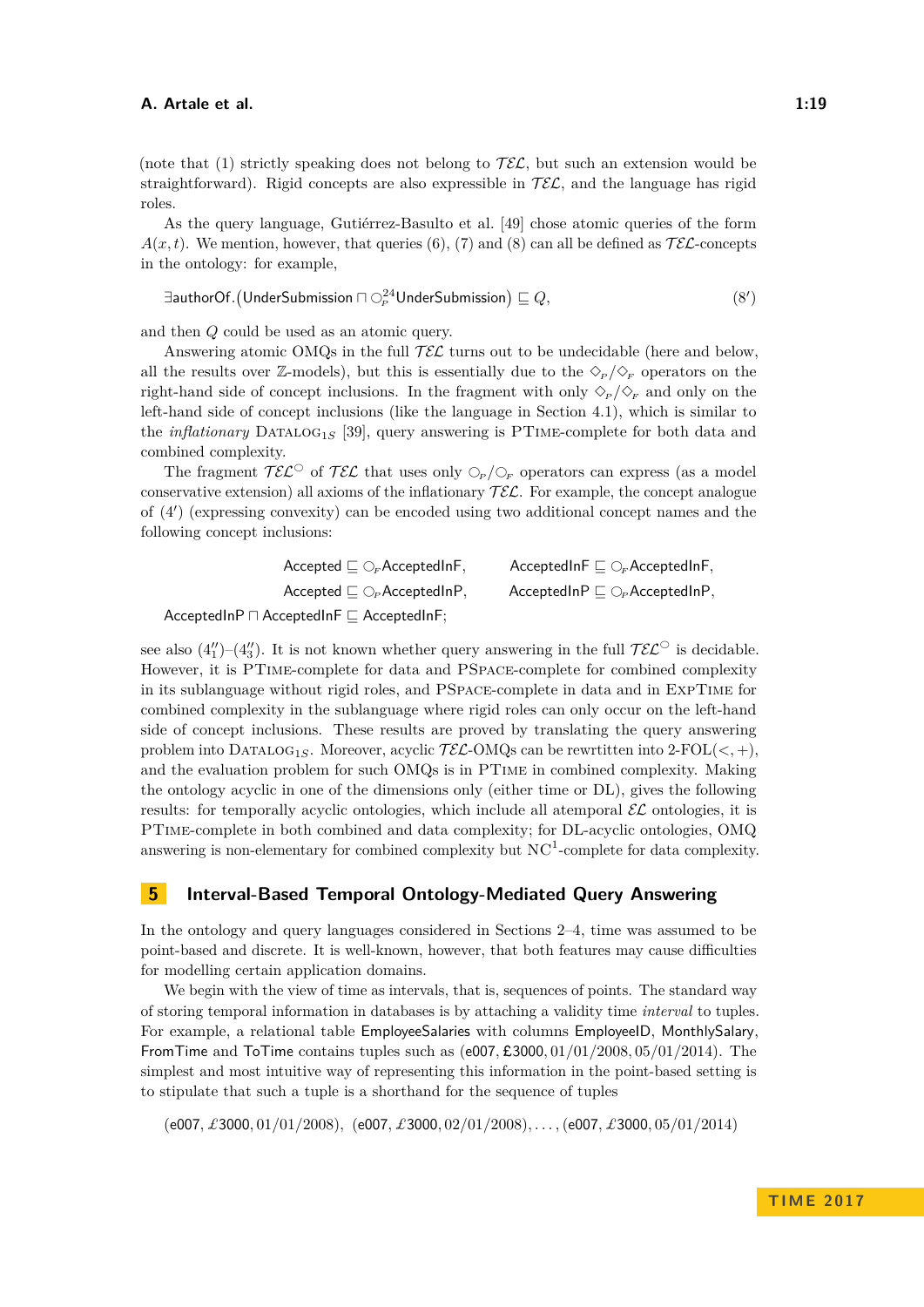(note that (1) strictly speaking does not belong to $\mathcal{TEL}$, but such an extension would be straightforward). Rigid concepts are also expressible in $\mathcal{TEL}$, and the language has rigid roles.

As the query language, Gutiérrez-Basulto et al. [49] chose atomic queries of the form $A(x, t)$. We mention, however, that queries (6), (7) and (8) can all be defined as $\mathcal{TEL}$-concepts in the ontology: for example,

$$\exists \mathsf{authorOf}.(\mathsf{UnderSubmission} \sqcap \bigcirc_P^{24}\mathsf{UnderSubmission}) \sqsubseteq Q, \tag{8$'$}$$

and then $Q$ could be used as an atomic query.

Answering atomic OMQs in the full $\mathcal{TEL}$ turns out to be undecidable (here and below, all the results over $\mathbb{Z}$-models), but this is essentially due to the $\Diamond_P/\Diamond_F$ operators on the right-hand side of concept inclusions. In the fragment with only $\Diamond_P/\Diamond_F$ and only on the left-hand side of concept inclusions (like the language in Section 4.1), which is similar to the *inflationary* Datalog$_{1S}$ [39], query answering is PTime-complete for both data and combined complexity.

The fragment $\mathcal{TEL}^{\bigcirc}$ of $\mathcal{TEL}$ that uses only $\bigcirc_P/\bigcirc_F$ operators can express (as a model conservative extension) all axioms of the inflationary $\mathcal{TEL}$. For example, the concept analogue of (4$'$) (expressing convexity) can be encoded using two additional concept names and the following concept inclusions:

$$\mathsf{Accepted} \sqsubseteq \bigcirc_F \mathsf{AcceptedInF}, \qquad \mathsf{AcceptedInF} \sqsubseteq \bigcirc_F \mathsf{AcceptedInF},$$
$$\mathsf{Accepted} \sqsubseteq \bigcirc_P \mathsf{AcceptedInP}, \qquad \mathsf{AcceptedInP} \sqsubseteq \bigcirc_P \mathsf{AcceptedInP},$$
$$\mathsf{AcceptedInP} \sqcap \mathsf{AcceptedInF} \sqsubseteq \mathsf{AcceptedInF};$$

see also ($4_1''$)–($4_3''$). It is not known whether query answering in the full $\mathcal{TEL}^{\bigcirc}$ is decidable. However, it is PTime-complete for data and PSpace-complete for combined complexity in its sublanguage without rigid roles, and PSpace-complete in data and in ExpTime for combined complexity in the sublanguage where rigid roles can only occur on the left-hand side of concept inclusions. These results are proved by translating the query answering problem into Datalog$_{1S}$. Moreover, acyclic $\mathcal{TEL}$-OMQs can be rewrtitten into 2-FOL($<, +$), and the evaluation problem for such OMQs is in PTime in combined complexity. Making the ontology acyclic in one of the dimensions only (either time or DL), gives the following results: for temporally acyclic ontologies, which include all atemporal $\mathcal{EL}$ ontologies, it is PTime-complete in both combined and data complexity; for DL-acyclic ontologies, OMQ answering is non-elementary for combined complexity but NC$^1$-complete for data complexity.

## 5 Interval-Based Temporal Ontology-Mediated Query Answering

In the ontology and query languages considered in Sections 2–4, time was assumed to be point-based and discrete. It is well-known, however, that both features may cause difficulties for modelling certain application domains.

We begin with the view of time as intervals, that is, sequences of points. The standard way of storing temporal information in databases is by attaching a validity time *interval* to tuples. For example, a relational table EmployeeSalaries with columns EmployeeID, MonthlySalary, FromTime and ToTime contains tuples such as (e007, £3000, 01/01/2008, 05/01/2014). The simplest and most intuitive way of representing this information in the point-based setting is to stipulate that such a tuple is a shorthand for the sequence of tuples

(e007, £3000, 01/01/2008), (e007, £3000, 02/01/2008), ..., (e007, £3000, 05/01/2014)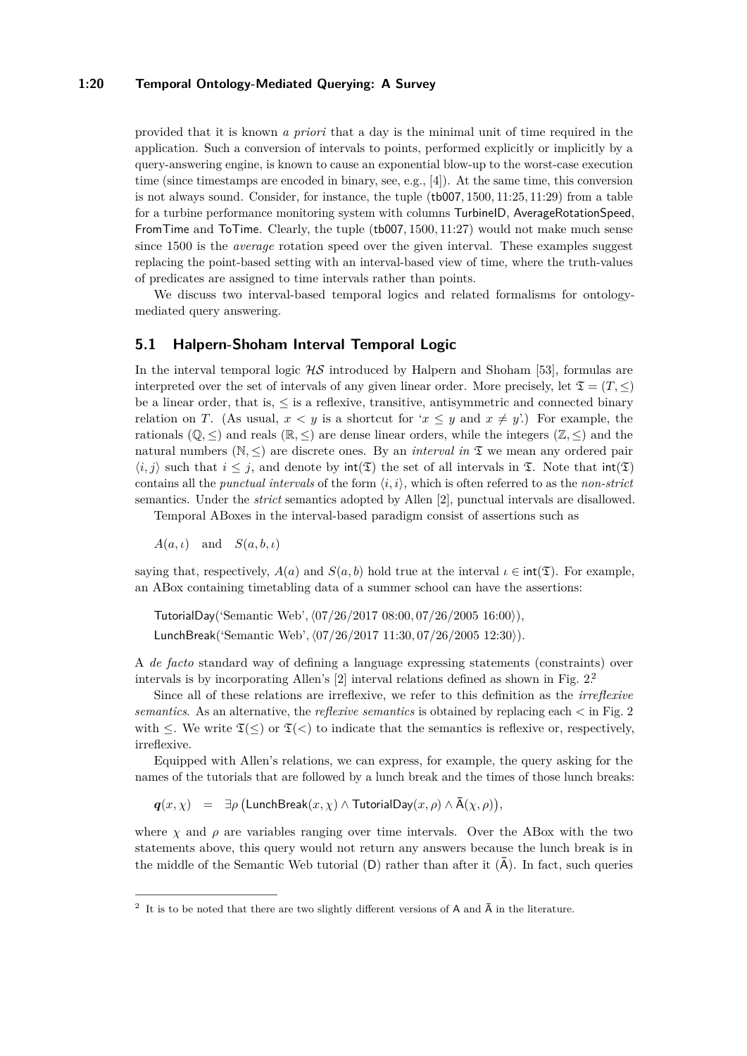provided that it is known *a priori* that a day is the minimal unit of time required in the application. Such a conversion of intervals to points, performed explicitly or implicitly by a query-answering engine, is known to cause an exponential blow-up to the worst-case execution time (since timestamps are encoded in binary, see, e.g., [4]). At the same time, this conversion is not always sound. Consider, for instance, the tuple $(\mathsf{tb007}, 1500, 11{:}25, 11{:}29)$ from a table for a turbine performance monitoring system with columns TurbineID, AverageRotationSpeed, FromTime and ToTime. Clearly, the tuple $(\mathsf{tb007}, 1500, 11{:}27)$ would not make much sense since 1500 is the *average* rotation speed over the given interval. These examples suggest replacing the point-based setting with an interval-based view of time, where the truth-values of predicates are assigned to time intervals rather than points.

We discuss two interval-based temporal logics and related formalisms for ontology-mediated query answering.

## 5.1 Halpern-Shoham Interval Temporal Logic

In the interval temporal logic $\mathcal{HS}$ introduced by Halpern and Shoham [53], formulas are interpreted over the set of intervals of any given linear order. More precisely, let $\mathfrak{T} = (T, \leq)$ be a linear order, that is, $\leq$ is a reflexive, transitive, antisymmetric and connected binary relation on $T$. (As usual, $x < y$ is a shortcut for '$x \leq y$ and $x \neq y$'.) For example, the rationals $(\mathbb{Q}, \leq)$ and reals $(\mathbb{R}, \leq)$ are dense linear orders, while the integers $(\mathbb{Z}, \leq)$ and the natural numbers $(\mathbb{N}, \leq)$ are discrete ones. By an *interval in* $\mathfrak{T}$ we mean any ordered pair $\langle i, j \rangle$ such that $i \leq j$, and denote by $\mathsf{int}(\mathfrak{T})$ the set of all intervals in $\mathfrak{T}$. Note that $\mathsf{int}(\mathfrak{T})$ contains all the *punctual intervals* of the form $\langle i, i \rangle$, which is often referred to as the *non-strict* semantics. Under the *strict* semantics adopted by Allen [2], punctual intervals are disallowed.

Temporal ABoxes in the interval-based paradigm consist of assertions such as

$$A(a, \iota) \quad \text{and} \quad S(a, b, \iota)$$

saying that, respectively, $A(a)$ and $S(a, b)$ hold true at the interval $\iota \in \mathsf{int}(\mathfrak{T})$. For example, an ABox containing timetabling data of a summer school can have the assertions:

$$\mathsf{TutorialDay}(\text{'Semantic Web'}, \langle 07/26/2017\ 08{:}00, 07/26/2005\ 16{:}00 \rangle),$$
$$\mathsf{LunchBreak}(\text{'Semantic Web'}, \langle 07/26/2017\ 11{:}30, 07/26/2005\ 12{:}30 \rangle).$$

A *de facto* standard way of defining a language expressing statements (constraints) over intervals is by incorporating Allen's [2] interval relations defined as shown in Fig. 2.[2]

Since all of these relations are irreflexive, we refer to this definition as the *irreflexive semantics*. As an alternative, the *reflexive semantics* is obtained by replacing each $<$ in Fig. 2 with $\leq$. We write $\mathfrak{T}(\leq)$ or $\mathfrak{T}(<)$ to indicate that the semantics is reflexive or, respectively, irreflexive.

Equipped with Allen's relations, we can express, for example, the query asking for the names of the tutorials that are followed by a lunch break and the times of those lunch breaks:

$$\boldsymbol{q}(x, \chi) \quad = \quad \exists \rho \, \big( \mathsf{LunchBreak}(x, \chi) \wedge \mathsf{TutorialDay}(x, \rho) \wedge \bar{\mathsf{A}}(\chi, \rho) \big),$$

where $\chi$ and $\rho$ are variables ranging over time intervals. Over the ABox with the two statements above, this query would not return any answers because the lunch break is in the middle of the Semantic Web tutorial ($\mathsf{D}$) rather than after it ($\bar{\mathsf{A}}$). In fact, such queries

---

[2] It is to be noted that there are two slightly different versions of $\mathsf{A}$ and $\bar{\mathsf{A}}$ in the literature.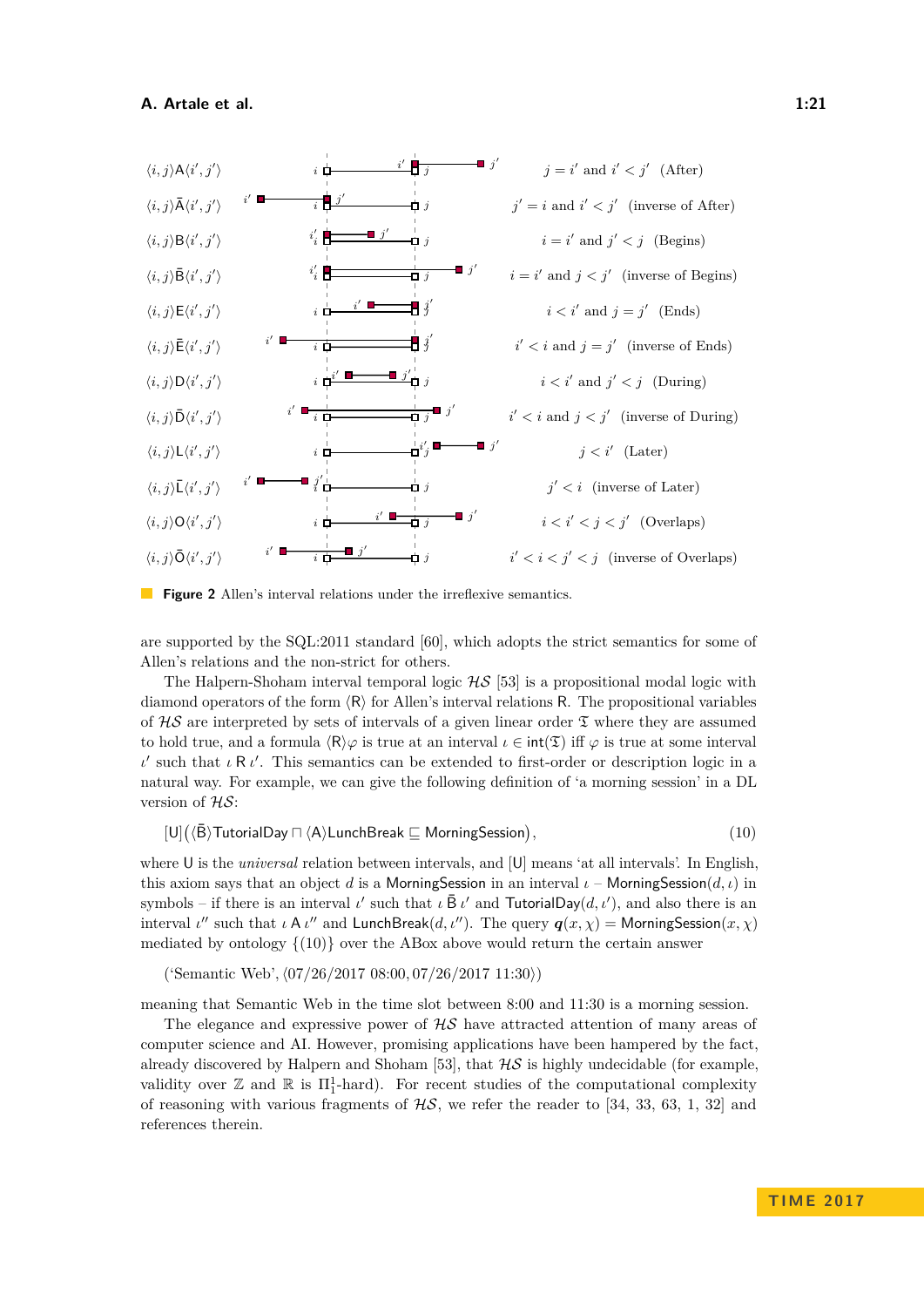| Relation | Definition | Name |
|---|---|---|
| $\langle i,j\rangle \mathsf{A} \langle i',j'\rangle$ | $j = i'$ and $i' < j'$ | (After) |
| $\langle i,j\rangle \bar{\mathsf{A}} \langle i',j'\rangle$ | $j' = i$ and $i' < j'$ | (inverse of After) |
| $\langle i,j\rangle \mathsf{B} \langle i',j'\rangle$ | $i = i'$ and $j' < j$ | (Begins) |
| $\langle i,j\rangle \bar{\mathsf{B}} \langle i',j'\rangle$ | $i = i'$ and $j < j'$ | (inverse of Begins) |
| $\langle i,j\rangle \mathsf{E} \langle i',j'\rangle$ | $i < i'$ and $j = j'$ | (Ends) |
| $\langle i,j\rangle \bar{\mathsf{E}} \langle i',j'\rangle$ | $i' < i$ and $j = j'$ | (inverse of Ends) |
| $\langle i,j\rangle \mathsf{D} \langle i',j'\rangle$ | $i < i'$ and $j' < j$ | (During) |
| $\langle i,j\rangle \bar{\mathsf{D}} \langle i',j'\rangle$ | $i' < i$ and $j < j'$ | (inverse of During) |
| $\langle i,j\rangle \mathsf{L} \langle i',j'\rangle$ | $j < i'$ | (Later) |
| $\langle i,j\rangle \bar{\mathsf{L}} \langle i',j'\rangle$ | $j' < i$ | (inverse of Later) |
| $\langle i,j\rangle \mathsf{O} \langle i',j'\rangle$ | $i < i' < j < j'$ | (Overlaps) |
| $\langle i,j\rangle \bar{\mathsf{O}} \langle i',j'\rangle$ | $i' < i < j' < j$ | (inverse of Overlaps) |

**Figure 2** Allen's interval relations under the irreflexive semantics.

are supported by the SQL:2011 standard [60], which adopts the strict semantics for some of Allen's relations and the non-strict for others.

The Halpern-Shoham interval temporal logic $\mathcal{HS}$ [53] is a propositional modal logic with diamond operators of the form $\langle \mathsf{R} \rangle$ for Allen's interval relations $\mathsf{R}$. The propositional variables of $\mathcal{HS}$ are interpreted by sets of intervals of a given linear order $\mathfrak{T}$ where they are assumed to hold true, and a formula $\langle \mathsf{R} \rangle \varphi$ is true at an interval $\iota \in \mathsf{int}(\mathfrak{T})$ iff $\varphi$ is true at some interval $\iota'$ such that $\iota \, \mathsf{R} \, \iota'$. This semantics can be extended to first-order or description logic in a natural way. For example, we can give the following definition of 'a morning session' in a DL version of $\mathcal{HS}$:

$$[\mathsf{U}]\big(\langle \bar{\mathsf{B}} \rangle \mathsf{TutorialDay} \sqcap \langle \mathsf{A} \rangle \mathsf{LunchBreak} \sqsubseteq \mathsf{MorningSession}\big), \tag{10}$$

where $\mathsf{U}$ is the *universal* relation between intervals, and $[\mathsf{U}]$ means 'at all intervals'. In English, this axiom says that an object $d$ is a $\mathsf{MorningSession}$ in an interval $\iota$ – $\mathsf{MorningSession}(d,\iota)$ in symbols – if there is an interval $\iota'$ such that $\iota \, \bar{\mathsf{B}} \, \iota'$ and $\mathsf{TutorialDay}(d,\iota')$, and also there is an interval $\iota''$ such that $\iota \, \mathsf{A} \, \iota''$ and $\mathsf{LunchBreak}(d,\iota'')$. The query $\boldsymbol{q}(x,\chi) = \mathsf{MorningSession}(x,\chi)$ mediated by ontology $\{(10)\}$ over the ABox above would return the certain answer

$$(\text{'Semantic Web'}, \langle 07/26/2017\ 08{:}00, 07/26/2017\ 11{:}30\rangle)$$

meaning that Semantic Web in the time slot between 8:00 and 11:30 is a morning session.

The elegance and expressive power of $\mathcal{HS}$ have attracted attention of many areas of computer science and AI. However, promising applications have been hampered by the fact, already discovered by Halpern and Shoham [53], that $\mathcal{HS}$ is highly undecidable (for example, validity over $\mathbb{Z}$ and $\mathbb{R}$ is $\Pi^1_1$-hard). For recent studies of the computational complexity of reasoning with various fragments of $\mathcal{HS}$, we refer the reader to [34, 33, 63, 1, 32] and references therein.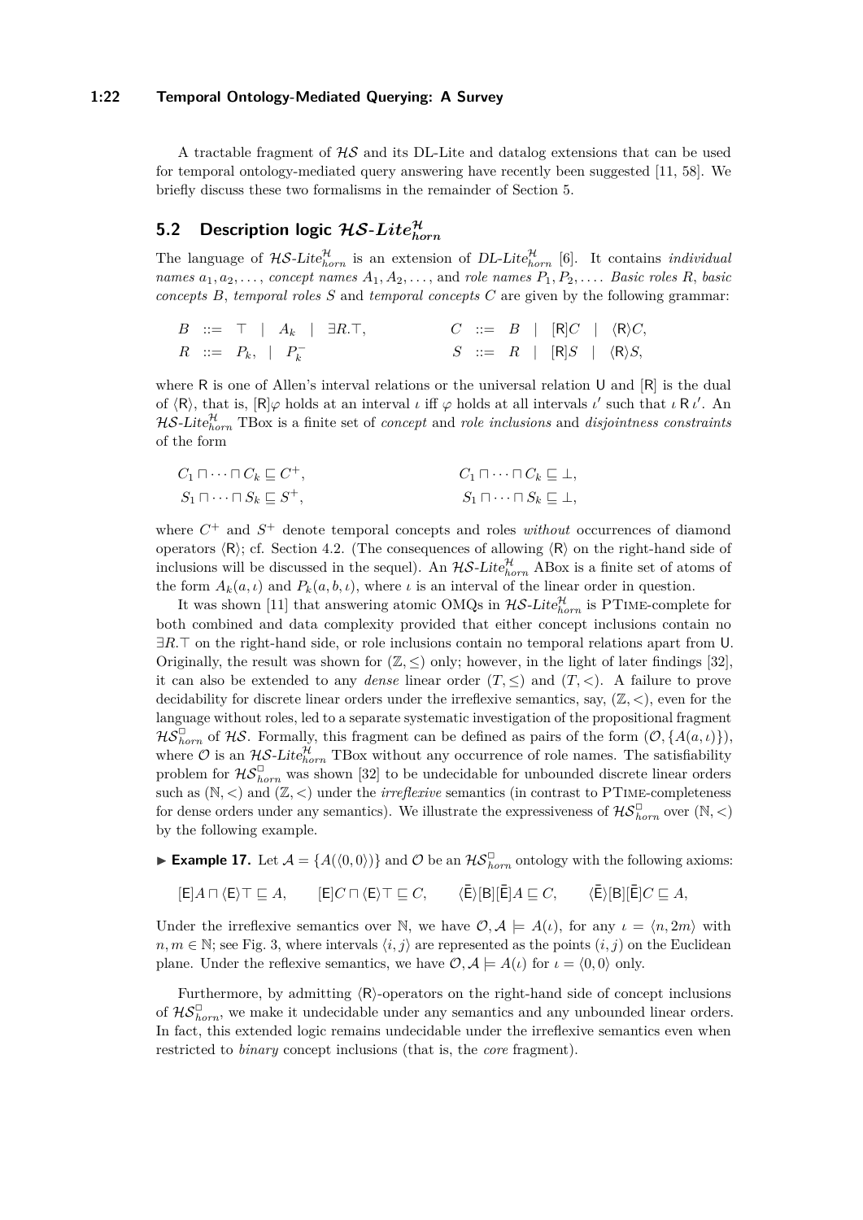A tractable fragment of $\mathcal{HS}$ and its DL-Lite and datalog extensions that can be used for temporal ontology-mediated query answering have recently been suggested [11, 58]. We briefly discuss these two formalisms in the remainder of Section 5.

## 5.2 Description logic $\mathcal{HS}\text{-}Lite^{\mathcal{H}}_{horn}$

The language of $\mathcal{HS}\text{-}Lite^{\mathcal{H}}_{horn}$ is an extension of $DL\text{-}Lite^{\mathcal{H}}_{horn}$ [6]. It contains *individual names* $a_1, a_2, \dots,$ *concept names* $A_1, A_2, \dots,$ and *role names* $P_1, P_2, \dots.$ *Basic roles* $R$, *basic concepts* $B$, *temporal roles* $S$ and *temporal concepts* $C$ are given by the following grammar:

$$B \ ::= \ \top \ \mid \ A_k \ \mid \ \exists R.\top, \qquad\qquad C \ ::= \ B \ \mid \ [\mathsf{R}]C \ \mid \ \langle \mathsf{R} \rangle C,$$
$$R \ ::= \ P_k, \ \mid \ P_k^- \qquad\qquad S \ ::= \ R \ \mid \ [\mathsf{R}]S \ \mid \ \langle \mathsf{R} \rangle S,$$

where $\mathsf{R}$ is one of Allen's interval relations or the universal relation $\mathsf{U}$ and $[\mathsf{R}]$ is the dual of $\langle \mathsf{R} \rangle$, that is, $[\mathsf{R}]\varphi$ holds at an interval $\iota$ iff $\varphi$ holds at all intervals $\iota'$ such that $\iota \,\mathsf{R}\, \iota'$. An $\mathcal{HS}\text{-}Lite^{\mathcal{H}}_{horn}$ TBox is a finite set of *concept* and *role inclusions* and *disjointness constraints* of the form

$$C_1 \sqcap \cdots \sqcap C_k \sqsubseteq C^+, \qquad\qquad C_1 \sqcap \cdots \sqcap C_k \sqsubseteq \bot,$$
$$S_1 \sqcap \cdots \sqcap S_k \sqsubseteq S^+, \qquad\qquad S_1 \sqcap \cdots \sqcap S_k \sqsubseteq \bot,$$

where $C^+$ and $S^+$ denote temporal concepts and roles *without* occurrences of diamond operators $\langle \mathsf{R} \rangle$; cf. Section 4.2. (The consequences of allowing $\langle \mathsf{R} \rangle$ on the right-hand side of inclusions will be discussed in the sequel). An $\mathcal{HS}\text{-}Lite^{\mathcal{H}}_{horn}$ ABox is a finite set of atoms of the form $A_k(a, \iota)$ and $P_k(a, b, \iota)$, where $\iota$ is an interval of the linear order in question.

It was shown [11] that answering atomic OMQs in $\mathcal{HS}\text{-}Lite^{\mathcal{H}}_{horn}$ is PTIME-complete for both combined and data complexity provided that either concept inclusions contain no $\exists R.\top$ on the right-hand side, or role inclusions contain no temporal relations apart from $\mathsf{U}$. Originally, the result was shown for $(\mathbb{Z}, \leq)$ only; however, in the light of later findings [32], it can also be extended to any *dense* linear order $(T, \leq)$ and $(T, <)$. A failure to prove decidability for discrete linear orders under the irreflexive semantics, say, $(\mathbb{Z}, <)$, even for the language without roles, led to a separate systematic investigation of the propositional fragment $\mathcal{HS}^{\Box}_{horn}$ of $\mathcal{HS}$. Formally, this fragment can be defined as pairs of the form $(\mathcal{O}, \{A(a, \iota)\})$, where $\mathcal{O}$ is an $\mathcal{HS}\text{-}Lite^{\mathcal{H}}_{horn}$ TBox without any occurrence of role names. The satisfiability problem for $\mathcal{HS}^{\Box}_{horn}$ was shown [32] to be undecidable for unbounded discrete linear orders such as $(\mathbb{N}, <)$ and $(\mathbb{Z}, <)$ under the *irreflexive* semantics (in contrast to PTIME-completeness for dense orders under any semantics). We illustrate the expressiveness of $\mathcal{HS}^{\Box}_{horn}$ over $(\mathbb{N}, <)$ by the following example.

▶ **Example 17.** Let $\mathcal{A} = \{A(\langle 0, 0 \rangle)\}$ and $\mathcal{O}$ be an $\mathcal{HS}^{\Box}_{horn}$ ontology with the following axioms:

$$[\mathsf{E}]A \sqcap \langle \mathsf{E} \rangle \top \sqsubseteq A, \qquad [\mathsf{E}]C \sqcap \langle \mathsf{E} \rangle \top \sqsubseteq C, \qquad \langle \bar{\mathsf{E}} \rangle [\mathsf{B}][\bar{\mathsf{E}}]A \sqsubseteq C, \qquad \langle \bar{\mathsf{E}} \rangle [\mathsf{B}][\bar{\mathsf{E}}]C \sqsubseteq A,$$

Under the irreflexive semantics over $\mathbb{N}$, we have $\mathcal{O}, \mathcal{A} \models A(\iota)$, for any $\iota = \langle n, 2m \rangle$ with $n, m \in \mathbb{N}$; see Fig. 3, where intervals $\langle i, j \rangle$ are represented as the points $(i, j)$ on the Euclidean plane. Under the reflexive semantics, we have $\mathcal{O}, \mathcal{A} \models A(\iota)$ for $\iota = \langle 0, 0 \rangle$ only.

Furthermore, by admitting $\langle \mathsf{R} \rangle$-operators on the right-hand side of concept inclusions of $\mathcal{HS}^{\Box}_{horn}$, we make it undecidable under any semantics and any unbounded linear orders. In fact, this extended logic remains undecidable under the irreflexive semantics even when restricted to *binary* concept inclusions (that is, the *core* fragment).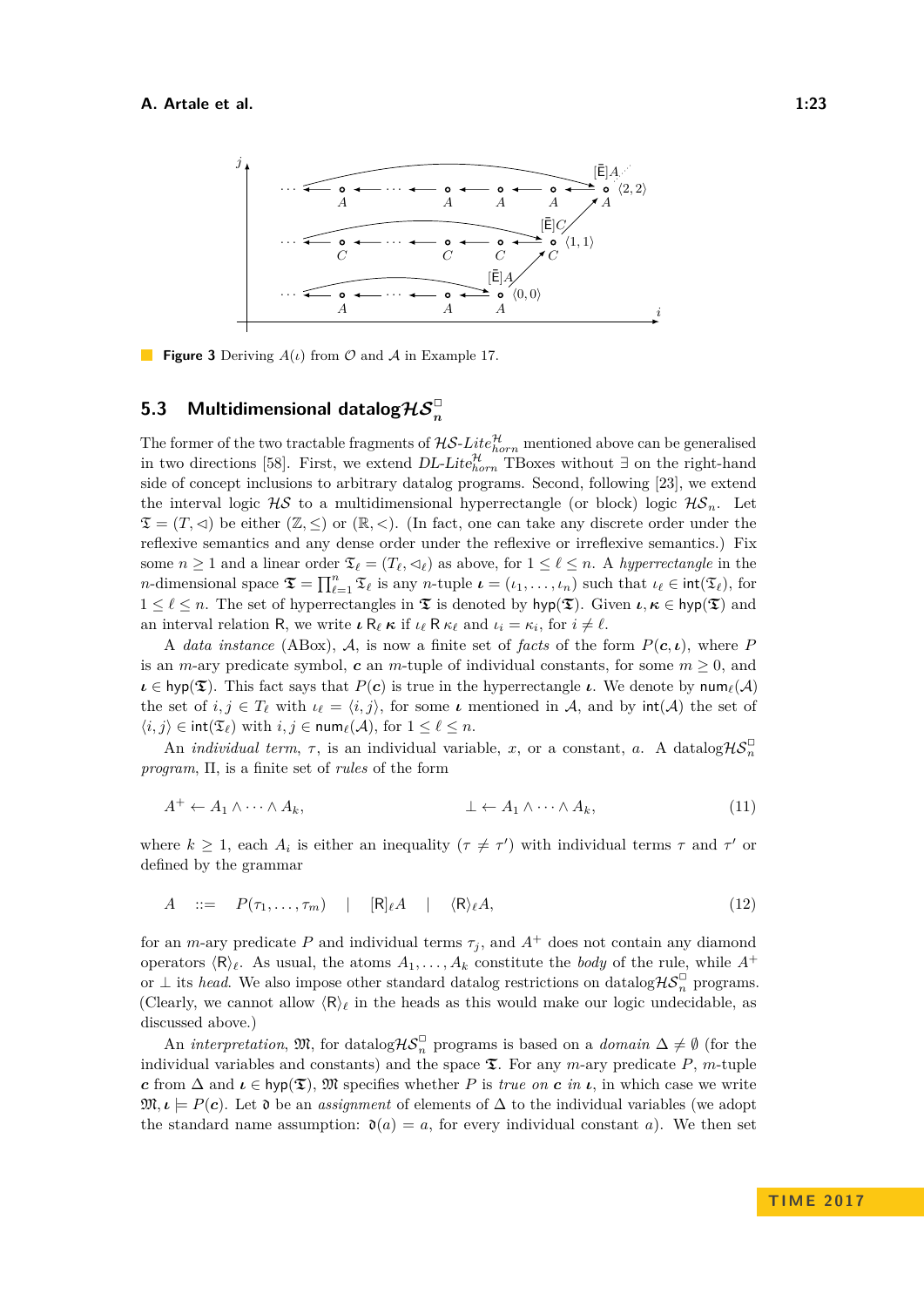**Figure 3** Deriving $A(\iota)$ from $\mathcal{O}$ and $\mathcal{A}$ in Example 17.

## 5.3 Multidimensional datalog$\mathcal{HS}_n^{\Box}$

The former of the two tractable fragments of $\mathcal{HS}$-$Lite^{\mathcal{H}}_{horn}$ mentioned above can be generalised in two directions [58]. First, we extend $DL$-$Lite^{\mathcal{H}}_{horn}$ TBoxes without $\exists$ on the right-hand side of concept inclusions to arbitrary datalog programs. Second, following [23], we extend the interval logic $\mathcal{HS}$ to a multidimensional hyperrectangle (or block) logic $\mathcal{HS}_n$. Let $\mathfrak{T} = (T, \lhd)$ be either $(\mathbb{Z}, \leq)$ or $(\mathbb{R}, <)$. (In fact, one can take any discrete order under the reflexive semantics and any dense order under the reflexive or irreflexive semantics.) Fix some $n \geq 1$ and a linear order $\mathfrak{T}_\ell = (T_\ell, \lhd_\ell)$ as above, for $1 \leq \ell \leq n$. A *hyperrectangle* in the $n$-dimensional space $\mathfrak{T} = \prod_{\ell=1}^{n} \mathfrak{T}_\ell$ is any $n$-tuple $\boldsymbol{\iota} = (\iota_1, \dots, \iota_n)$ such that $\iota_\ell \in \mathsf{int}(\mathfrak{T}_\ell)$, for $1 \leq \ell \leq n$. The set of hyperrectangles in $\mathfrak{T}$ is denoted by $\mathsf{hyp}(\mathfrak{T})$. Given $\boldsymbol{\iota}, \boldsymbol{\kappa} \in \mathsf{hyp}(\mathfrak{T})$ and an interval relation $\mathsf{R}$, we write $\boldsymbol{\iota}\ \mathsf{R}_\ell\ \boldsymbol{\kappa}$ if $\iota_\ell\ \mathsf{R}\ \kappa_\ell$ and $\iota_i = \kappa_i$, for $i \neq \ell$.

A *data instance* (ABox), $\mathcal{A}$, is now a finite set of *facts* of the form $P(\boldsymbol{c}, \boldsymbol{\iota})$, where $P$ is an $m$-ary predicate symbol, $\boldsymbol{c}$ an $m$-tuple of individual constants, for some $m \geq 0$, and $\boldsymbol{\iota} \in \mathsf{hyp}(\mathfrak{T})$. This fact says that $P(\boldsymbol{c})$ is true in the hyperrectangle $\boldsymbol{\iota}$. We denote by $\mathsf{num}_\ell(\mathcal{A})$ the set of $i, j \in T_\ell$ with $\iota_\ell = \langle i, j\rangle$, for some $\boldsymbol{\iota}$ mentioned in $\mathcal{A}$, and by $\mathsf{int}(\mathcal{A})$ the set of $\langle i, j\rangle \in \mathsf{int}(\mathfrak{T}_\ell)$ with $i, j \in \mathsf{num}_\ell(\mathcal{A})$, for $1 \leq \ell \leq n$.

An *individual term*, $\tau$, is an individual variable, $x$, or a constant, $a$. A datalog$\mathcal{HS}_n^{\Box}$ *program*, $\Pi$, is a finite set of *rules* of the form

$$A^+ \leftarrow A_1 \land \dots \land A_k, \qquad\qquad \bot \leftarrow A_1 \land \dots \land A_k, \tag{11}$$

where $k \geq 1$, each $A_i$ is either an inequality $(\tau \neq \tau')$ with individual terms $\tau$ and $\tau'$ or defined by the grammar

$$A \quad ::= \quad P(\tau_1, \dots, \tau_m) \quad | \quad [\mathsf{R}]_\ell A \quad | \quad \langle\mathsf{R}\rangle_\ell A, \tag{12}$$

for an $m$-ary predicate $P$ and individual terms $\tau_j$, and $A^+$ does not contain any diamond operators $\langle\mathsf{R}\rangle_\ell$. As usual, the atoms $A_1, \dots, A_k$ constitute the *body* of the rule, while $A^+$ or $\bot$ its *head*. We also impose other standard datalog restrictions on datalog$\mathcal{HS}_n^{\Box}$ programs. (Clearly, we cannot allow $\langle\mathsf{R}\rangle_\ell$ in the heads as this would make our logic undecidable, as discussed above.)

An *interpretation*, $\mathfrak{M}$, for datalog$\mathcal{HS}_n^{\Box}$ programs is based on a *domain* $\Delta \neq \emptyset$ (for the individual variables and constants) and the space $\mathfrak{T}$. For any $m$-ary predicate $P$, $m$-tuple $\boldsymbol{c}$ from $\Delta$ and $\boldsymbol{\iota} \in \mathsf{hyp}(\mathfrak{T})$, $\mathfrak{M}$ specifies whether $P$ is *true on* $\boldsymbol{c}$ *in* $\boldsymbol{\iota}$, in which case we write $\mathfrak{M}, \boldsymbol{\iota} \models P(\boldsymbol{c})$. Let $\mathfrak{d}$ be an *assignment* of elements of $\Delta$ to the individual variables (we adopt the standard name assumption: $\mathfrak{d}(a) = a$, for every individual constant $a$). We then set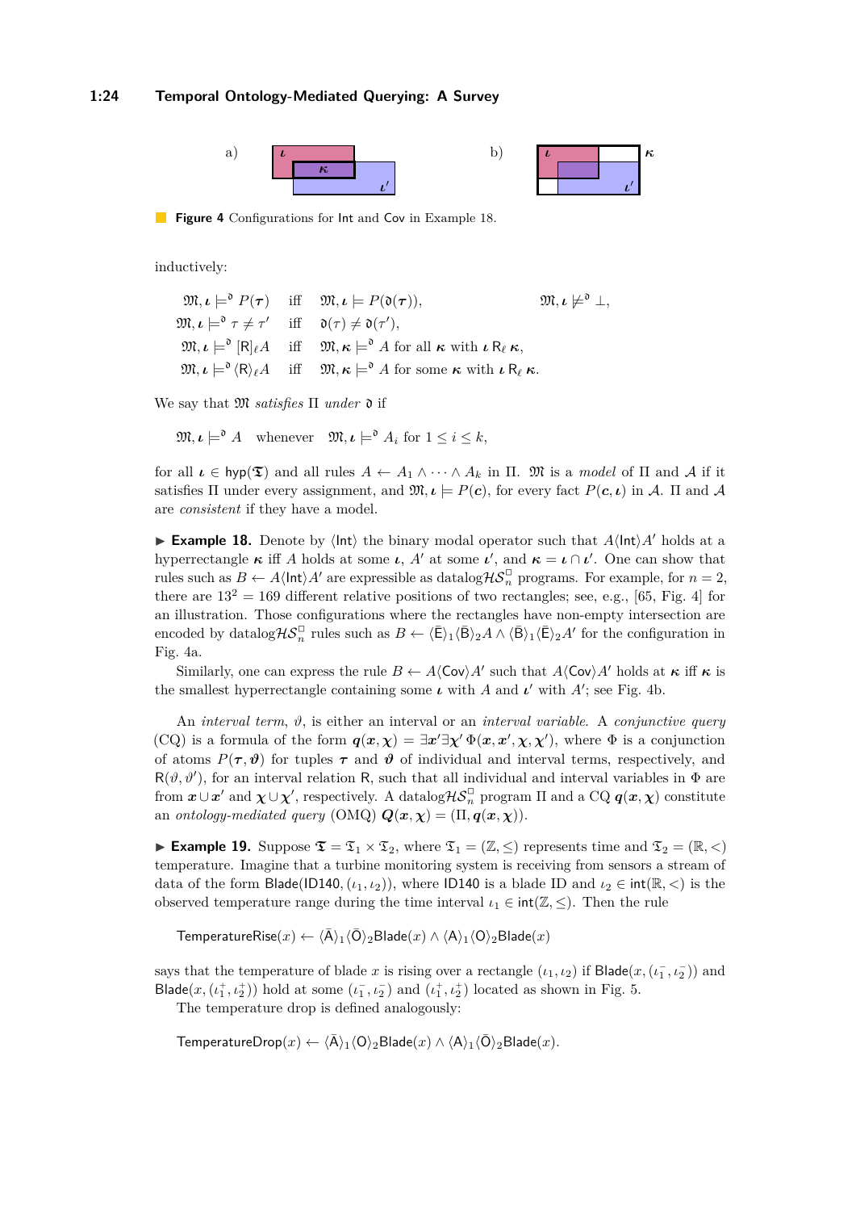**Figure 4** Configurations for Int and Cov in Example 18.

inductively:

$$\mathfrak{M}, \boldsymbol{\iota} \models^{\mathfrak{d}} P(\boldsymbol{\tau}) \quad \text{iff} \quad \mathfrak{M}, \boldsymbol{\iota} \models P(\mathfrak{d}(\boldsymbol{\tau})), \qquad \mathfrak{M}, \boldsymbol{\iota} \not\models^{\mathfrak{d}} \bot,$$

$$\mathfrak{M}, \boldsymbol{\iota} \models^{\mathfrak{d}} \tau \neq \tau' \quad \text{iff} \quad \mathfrak{d}(\tau) \neq \mathfrak{d}(\tau'),$$

$$\mathfrak{M}, \boldsymbol{\iota} \models^{\mathfrak{d}} [\mathsf{R}]_\ell A \quad \text{iff} \quad \mathfrak{M}, \boldsymbol{\kappa} \models^{\mathfrak{d}} A \text{ for all } \boldsymbol{\kappa} \text{ with } \boldsymbol{\iota}\, \mathsf{R}_\ell\, \boldsymbol{\kappa},$$

$$\mathfrak{M}, \boldsymbol{\iota} \models^{\mathfrak{d}} \langle \mathsf{R} \rangle_\ell A \quad \text{iff} \quad \mathfrak{M}, \boldsymbol{\kappa} \models^{\mathfrak{d}} A \text{ for some } \boldsymbol{\kappa} \text{ with } \boldsymbol{\iota}\, \mathsf{R}_\ell\, \boldsymbol{\kappa}.$$

We say that $\mathfrak{M}$ *satisfies* $\Pi$ *under* $\mathfrak{d}$ if

$$\mathfrak{M}, \boldsymbol{\iota} \models^{\mathfrak{d}} A \quad \text{whenever} \quad \mathfrak{M}, \boldsymbol{\iota} \models^{\mathfrak{d}} A_i \text{ for } 1 \leq i \leq k,$$

for all $\boldsymbol{\iota} \in \mathsf{hyp}(\mathfrak{T})$ and all rules $A \leftarrow A_1 \wedge \cdots \wedge A_k$ in $\Pi$. $\mathfrak{M}$ is a *model* of $\Pi$ and $\mathcal{A}$ if it satisfies $\Pi$ under every assignment, and $\mathfrak{M}, \boldsymbol{\iota} \models P(\boldsymbol{c})$, for every fact $P(\boldsymbol{c}, \boldsymbol{\iota})$ in $\mathcal{A}$. $\Pi$ and $\mathcal{A}$ are *consistent* if they have a model.

▶ **Example 18.** Denote by $\langle \mathsf{Int} \rangle$ the binary modal operator such that $A \langle \mathsf{Int} \rangle A'$ holds at a hyperrectangle $\boldsymbol{\kappa}$ iff $A$ holds at some $\boldsymbol{\iota}$, $A'$ at some $\boldsymbol{\iota}'$, and $\boldsymbol{\kappa} = \boldsymbol{\iota} \cap \boldsymbol{\iota}'$. One can show that rules such as $B \leftarrow A \langle \mathsf{Int} \rangle A'$ are expressible as datalog$\mathcal{HS}_n^{\Box}$ programs. For example, for $n = 2$, there are $13^2 = 169$ different relative positions of two rectangles; see, e.g., [65, Fig. 4] for an illustration. Those configurations where the rectangles have non-empty intersection are encoded by datalog$\mathcal{HS}_n^{\Box}$ rules such as $B \leftarrow \langle \bar{\mathsf{E}} \rangle_1 \langle \bar{\mathsf{B}} \rangle_2 A \wedge \langle \bar{\mathsf{B}} \rangle_1 \langle \bar{\mathsf{E}} \rangle_2 A'$ for the configuration in Fig. 4a.

Similarly, one can express the rule $B \leftarrow A \langle \mathsf{Cov} \rangle A'$ such that $A \langle \mathsf{Cov} \rangle A'$ holds at $\boldsymbol{\kappa}$ iff $\boldsymbol{\kappa}$ is the smallest hyperrectangle containing some $\boldsymbol{\iota}$ with $A$ and $\boldsymbol{\iota}'$ with $A'$; see Fig. 4b.

An *interval term*, $\vartheta$, is either an interval or an *interval variable*. A *conjunctive query* (CQ) is a formula of the form $\boldsymbol{q}(\boldsymbol{x}, \boldsymbol{\chi}) = \exists \boldsymbol{x}' \exists \boldsymbol{\chi}'\, \Phi(\boldsymbol{x}, \boldsymbol{x}', \boldsymbol{\chi}, \boldsymbol{\chi}')$, where $\Phi$ is a conjunction of atoms $P(\boldsymbol{\tau}, \boldsymbol{\vartheta})$ for tuples $\boldsymbol{\tau}$ and $\boldsymbol{\vartheta}$ of individual and interval terms, respectively, and $\mathsf{R}(\vartheta, \vartheta')$, for an interval relation $\mathsf{R}$, such that all individual and interval variables in $\Phi$ are from $\boldsymbol{x} \cup \boldsymbol{x}'$ and $\boldsymbol{\chi} \cup \boldsymbol{\chi}'$, respectively. A datalog$\mathcal{HS}_n^{\Box}$ program $\Pi$ and a CQ $\boldsymbol{q}(\boldsymbol{x}, \boldsymbol{\chi})$ constitute an *ontology-mediated query* (OMQ) $\boldsymbol{Q}(\boldsymbol{x}, \boldsymbol{\chi}) = (\Pi, \boldsymbol{q}(\boldsymbol{x}, \boldsymbol{\chi}))$.

▶ **Example 19.** Suppose $\mathfrak{T} = \mathfrak{T}_1 \times \mathfrak{T}_2$, where $\mathfrak{T}_1 = (\mathbb{Z}, \leq)$ represents time and $\mathfrak{T}_2 = (\mathbb{R}, <)$ temperature. Imagine that a turbine monitoring system is receiving from sensors a stream of data of the form $\mathsf{Blade}(\mathsf{ID140}, (\iota_1, \iota_2))$, where $\mathsf{ID140}$ is a blade ID and $\iota_2 \in \mathsf{int}(\mathbb{R}, <)$ is the observed temperature range during the time interval $\iota_1 \in \mathsf{int}(\mathbb{Z}, \leq)$. Then the rule

$$\mathsf{TemperatureRise}(x) \leftarrow \langle \bar{\mathsf{A}} \rangle_1 \langle \bar{\mathsf{O}} \rangle_2 \mathsf{Blade}(x) \wedge \langle \mathsf{A} \rangle_1 \langle \mathsf{O} \rangle_2 \mathsf{Blade}(x)$$

says that the temperature of blade $x$ is rising over a rectangle $(\iota_1, \iota_2)$ if $\mathsf{Blade}(x, (\iota_1^-, \iota_2^-))$ and $\mathsf{Blade}(x, (\iota_1^+, \iota_2^+))$ hold at some $(\iota_1^-, \iota_2^-)$ and $(\iota_1^+, \iota_2^+)$ located as shown in Fig. 5.

The temperature drop is defined analogously:

$$\mathsf{TemperatureDrop}(x) \leftarrow \langle \bar{\mathsf{A}} \rangle_1 \langle \mathsf{O} \rangle_2 \mathsf{Blade}(x) \wedge \langle \mathsf{A} \rangle_1 \langle \bar{\mathsf{O}} \rangle_2 \mathsf{Blade}(x).$$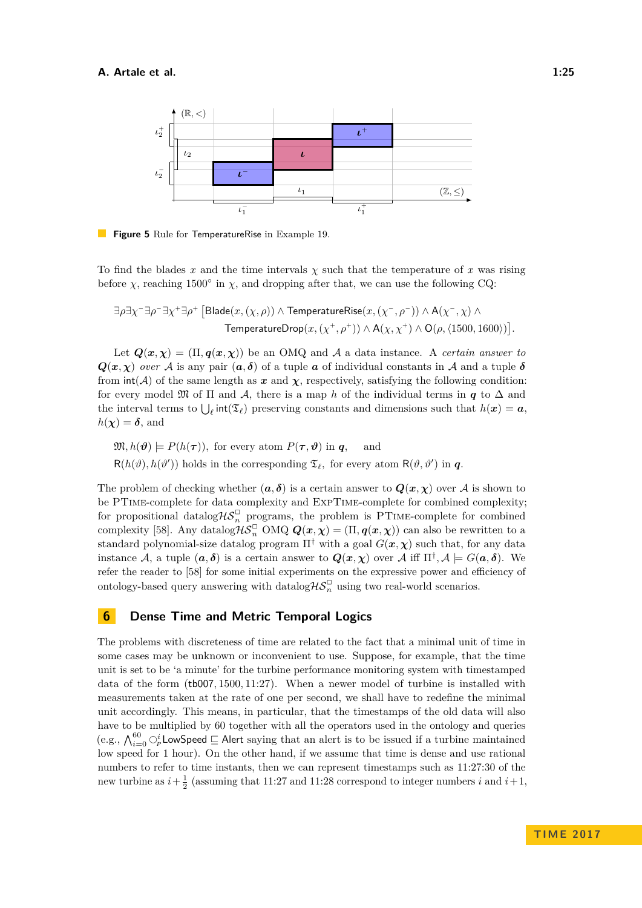**Figure 5** Rule for TemperatureRise in Example 19.

To find the blades $x$ and the time intervals $\chi$ such that the temperature of $x$ was rising before $\chi$, reaching 1500° in $\chi$, and dropping after that, we can use the following CQ:

$$\exists \rho \exists \chi^- \exists \rho^- \exists \chi^+ \exists \rho^+ \big[\mathsf{Blade}(x, (\chi, \rho)) \wedge \mathsf{TemperatureRise}(x, (\chi^-, \rho^-)) \wedge \mathsf{A}(\chi^-, \chi) \wedge \mathsf{TemperatureDrop}(x, (\chi^+, \rho^+)) \wedge \mathsf{A}(\chi, \chi^+) \wedge \mathsf{O}(\rho, \langle 1500, 1600 \rangle)\big].$$

Let $\boldsymbol{Q}(\boldsymbol{x}, \boldsymbol{\chi}) = (\Pi, \boldsymbol{q}(\boldsymbol{x}, \boldsymbol{\chi}))$ be an OMQ and $\mathcal{A}$ a data instance. A *certain answer to* $\boldsymbol{Q}(\boldsymbol{x}, \boldsymbol{\chi})$ *over* $\mathcal{A}$ is any pair $(\boldsymbol{a}, \boldsymbol{\delta})$ of a tuple $\boldsymbol{a}$ of individual constants in $\mathcal{A}$ and a tuple $\boldsymbol{\delta}$ from $\mathsf{int}(\mathcal{A})$ of the same length as $\boldsymbol{x}$ and $\boldsymbol{\chi}$, respectively, satisfying the following condition: for every model $\mathfrak{M}$ of $\Pi$ and $\mathcal{A}$, there is a map $h$ of the individual terms in $\boldsymbol{q}$ to $\Delta$ and the interval terms to $\bigcup_\ell \mathsf{int}(\mathfrak{T}_\ell)$ preserving constants and dimensions such that $h(\boldsymbol{x}) = \boldsymbol{a}$, $h(\boldsymbol{\chi}) = \boldsymbol{\delta}$, and

$\mathfrak{M}, h(\boldsymbol{\vartheta}) \models P(h(\boldsymbol{\tau}))$, for every atom $P(\boldsymbol{\tau}, \boldsymbol{\vartheta})$ in $\boldsymbol{q}$, and

$\mathsf{R}(h(\vartheta), h(\vartheta'))$ holds in the corresponding $\mathfrak{T}_\ell$, for every atom $\mathsf{R}(\vartheta, \vartheta')$ in $\boldsymbol{q}$.

The problem of checking whether $(\boldsymbol{a}, \boldsymbol{\delta})$ is a certain answer to $\boldsymbol{Q}(\boldsymbol{x}, \boldsymbol{\chi})$ over $\mathcal{A}$ is shown to be PTime-complete for data complexity and ExpTime-complete for combined complexity; for propositional datalog$\mathcal{HS}_n^\square$ programs, the problem is PTime-complete for combined complexity [58]. Any datalog$\mathcal{HS}_n^\square$ OMQ $\boldsymbol{Q}(\boldsymbol{x}, \boldsymbol{\chi}) = (\Pi, \boldsymbol{q}(\boldsymbol{x}, \boldsymbol{\chi}))$ can also be rewritten to a standard polynomial-size datalog program $\Pi^\dagger$ with a goal $G(\boldsymbol{x}, \boldsymbol{\chi})$ such that, for any data instance $\mathcal{A}$, a tuple $(\boldsymbol{a}, \boldsymbol{\delta})$ is a certain answer to $\boldsymbol{Q}(\boldsymbol{x}, \boldsymbol{\chi})$ over $\mathcal{A}$ iff $\Pi^\dagger, \mathcal{A} \models G(\boldsymbol{a}, \boldsymbol{\delta})$. We refer the reader to [58] for some initial experiments on the expressive power and efficiency of ontology-based query answering with datalog$\mathcal{HS}_n^\square$ using two real-world scenarios.

## 6 Dense Time and Metric Temporal Logics

The problems with discreteness of time are related to the fact that a minimal unit of time in some cases may be unknown or inconvenient to use. Suppose, for example, that the time unit is set to be 'a minute' for the turbine performance monitoring system with timestamped data of the form (tb007, 1500, 11:27). When a newer model of turbine is installed with measurements taken at the rate of one per second, we shall have to redefine the minimal unit accordingly. This means, in particular, that the timestamps of the old data will also have to be multiplied by 60 together with all the operators used in the ontology and queries (e.g., $\bigwedge_{i=0}^{60} \bigcirc_P^i \mathsf{LowSpeed} \sqsubseteq \mathsf{Alert}$ saying that an alert is to be issued if a turbine maintained low speed for 1 hour). On the other hand, if we assume that time is dense and use rational numbers to refer to time instants, then we can represent timestamps such as 11:27:30 of the new turbine as $i + \frac{1}{2}$ (assuming that 11:27 and 11:28 correspond to integer numbers $i$ and $i+1$,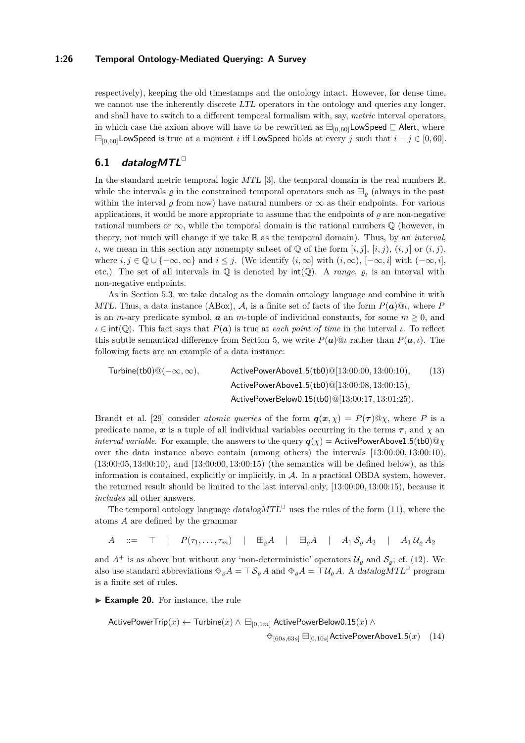respectively), keeping the old timestamps and the ontology intact. However, for dense time, we cannot use the inherently discrete *LTL* operators in the ontology and queries any longer, and shall have to switch to a different temporal formalism with, say, *metric* interval operators, in which case the axiom above will have to be rewritten as $\boxminus_{[0,60]}\mathsf{LowSpeed} \sqsubseteq \mathsf{Alert}$, where $\boxminus_{[0,60]}\mathsf{LowSpeed}$ is true at a moment $i$ iff $\mathsf{LowSpeed}$ holds at every $j$ such that $i - j \in [0, 60]$.

## 6.1 *datalogMTL*$^\Box$

In the standard metric temporal logic *MTL* [3], the temporal domain is the real numbers $\mathbb{R}$, while the intervals $\varrho$ in the constrained temporal operators such as $\boxminus_\varrho$ (always in the past within the interval $\varrho$ from now) have natural numbers or $\infty$ as their endpoints. For various applications, it would be more appropriate to assume that the endpoints of $\varrho$ are non-negative rational numbers or $\infty$, while the temporal domain is the rational numbers $\mathbb{Q}$ (however, in theory, not much will change if we take $\mathbb{R}$ as the temporal domain). Thus, by an *interval*, $\iota$, we mean in this section any nonempty subset of $\mathbb{Q}$ of the form $[i, j]$, $[i, j)$, $(i, j]$ or $(i, j)$, where $i, j \in \mathbb{Q} \cup \{-\infty, \infty\}$ and $i \leq j$. (We identify $(i, \infty]$ with $(i, \infty)$, $[-\infty, i]$ with $(-\infty, i]$, etc.) The set of all intervals in $\mathbb{Q}$ is denoted by $\mathsf{int}(\mathbb{Q})$. A *range*, $\varrho$, is an interval with non-negative endpoints.

As in Section 5.3, we take datalog as the domain ontology language and combine it with *MTL*. Thus, a data instance (ABox), $\mathcal{A}$, is a finite set of facts of the form $P(\boldsymbol{a})@\iota$, where $P$ is an $m$-ary predicate symbol, $\boldsymbol{a}$ an $m$-tuple of individual constants, for some $m \geq 0$, and $\iota \in \mathsf{int}(\mathbb{Q})$. This fact says that $P(\boldsymbol{a})$ is true at *each point of time* in the interval $\iota$. To reflect this subtle semantical difference from Section 5, we write $P(\boldsymbol{a})@\iota$ rather than $P(\boldsymbol{a}, \iota)$. The following facts are an example of a data instance:

$$\begin{aligned} &\mathsf{Turbine(tb0)}@(-\infty,\infty), \qquad \mathsf{ActivePowerAbove1.5(tb0)}@[13{:}00{:}00, 13{:}00{:}10), \\ &\qquad\qquad\qquad\qquad\qquad\quad\; \mathsf{ActivePowerAbove1.5(tb0)}@[13{:}00{:}08, 13{:}00{:}15), \\ &\qquad\qquad\qquad\qquad\qquad\quad\; \mathsf{ActivePowerBelow0.15(tb0)}@[13{:}00{:}17, 13{:}01{:}25). \end{aligned} \tag{13}$$

Brandt et al. [29] consider *atomic queries* of the form $\boldsymbol{q}(\boldsymbol{x}, \chi) = P(\boldsymbol{\tau})@\chi$, where $P$ is a predicate name, $\boldsymbol{x}$ is a tuple of all individual variables occurring in the terms $\boldsymbol{\tau}$, and $\chi$ an *interval variable*. For example, the answers to the query $\boldsymbol{q}(\chi) = \mathsf{ActivePowerAbove1.5(tb0)}@\chi$ over the data instance above contain (among others) the intervals $[13{:}00{:}00, 13{:}00{:}10)$, $(13{:}00{:}05, 13{:}00{:}10)$, and $[13{:}00{:}00, 13{:}00{:}15)$ (the semantics will be defined below), as this information is contained, explicitly or implicitly, in $\mathcal{A}$. In a practical OBDA system, however, the returned result should be limited to the last interval only, $[13{:}00{:}00, 13{:}00{:}15)$, because it *includes* all other answers.

The temporal ontology language *datalogMTL*$^\Box$ uses the rules of the form (11), where the atoms $A$ are defined by the grammar

$$A \quad ::= \quad \top \quad | \quad P(\tau_1, \ldots, \tau_m) \quad | \quad \boxplus_\varrho A \quad | \quad \boxminus_\varrho A \quad | \quad A_1 \,\mathcal{S}_\varrho\, A_2 \quad | \quad A_1 \,\mathcal{U}_\varrho\, A_2$$

and $A^+$ is as above but without any 'non-deterministic' operators $\mathcal{U}_\varrho$ and $\mathcal{S}_\varrho$; cf. (12). We also use standard abbreviations $\diamondminus_\varrho A = \top \mathcal{S}_\varrho A$ and $\diamondplus_\varrho A = \top \mathcal{U}_\varrho A$. A *datalogMTL*$^\Box$ program is a finite set of rules.

▶ **Example 20.** For instance, the rule

$$\begin{aligned} \mathsf{ActivePowerTrip}(x) \leftarrow \mathsf{Turbine}(x) \wedge \boxminus_{[0,1m]} \mathsf{ActivePowerBelow0.15}(x) \wedge \\ \diamondminus_{[60s,63s]} \boxminus_{[0,10s]} \mathsf{ActivePowerAbove1.5}(x) \end{aligned} \tag{14}$$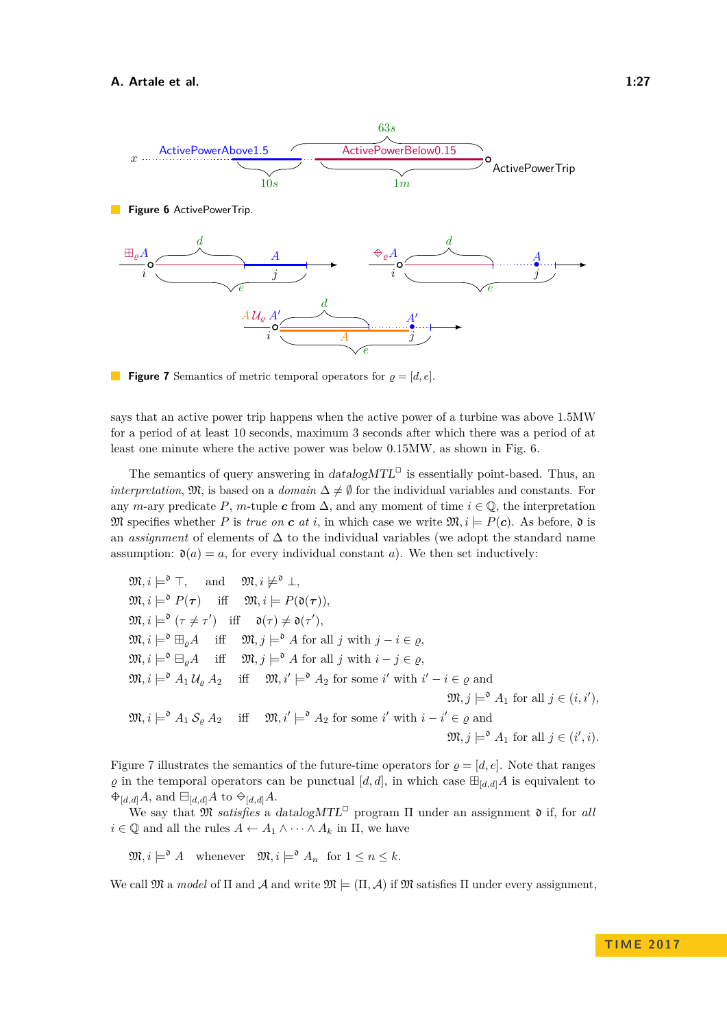**Figure 6** ActivePowerTrip.

**Figure 7** Semantics of metric temporal operators for $\varrho = [d, e]$.

says that an active power trip happens when the active power of a turbine was above 1.5MW for a period of at least 10 seconds, maximum 3 seconds after which there was a period of at least one minute where the active power was below 0.15MW, as shown in Fig. 6.

The semantics of query answering in *datalogMTL*$^{\Box}$ is essentially point-based. Thus, an *interpretation*, $\mathfrak{M}$, is based on a *domain* $\Delta \neq \emptyset$ for the individual variables and constants. For any $m$-ary predicate $P$, $m$-tuple $\boldsymbol{c}$ from $\Delta$, and any moment of time $i \in \mathbb{Q}$, the interpretation $\mathfrak{M}$ specifies whether $P$ is *true on* $\boldsymbol{c}$ *at* $i$, in which case we write $\mathfrak{M}, i \models P(\boldsymbol{c})$. As before, $\mathfrak{d}$ is an *assignment* of elements of $\Delta$ to the individual variables (we adopt the standard name assumption: $\mathfrak{d}(a) = a$, for every individual constant $a$). We then set inductively:

$$
\begin{aligned}
&\mathfrak{M}, i \models^{\mathfrak{d}} \top, \quad \text{and} \quad \mathfrak{M}, i \not\models^{\mathfrak{d}} \bot,\\
&\mathfrak{M}, i \models^{\mathfrak{d}} P(\boldsymbol{\tau}) \quad \text{iff} \quad \mathfrak{M}, i \models P(\mathfrak{d}(\boldsymbol{\tau})),\\
&\mathfrak{M}, i \models^{\mathfrak{d}} (\tau \neq \tau') \quad \text{iff} \quad \mathfrak{d}(\tau) \neq \mathfrak{d}(\tau'),\\
&\mathfrak{M}, i \models^{\mathfrak{d}} \boxplus_{\varrho} A \quad \text{iff} \quad \mathfrak{M}, j \models^{\mathfrak{d}} A \text{ for all } j \text{ with } j - i \in \varrho,\\
&\mathfrak{M}, i \models^{\mathfrak{d}} \boxminus_{\varrho} A \quad \text{iff} \quad \mathfrak{M}, j \models^{\mathfrak{d}} A \text{ for all } j \text{ with } i - j \in \varrho,\\
&\mathfrak{M}, i \models^{\mathfrak{d}} A_1 \,\mathcal{U}_{\varrho}\, A_2 \quad \text{iff} \quad \mathfrak{M}, i' \models^{\mathfrak{d}} A_2 \text{ for some } i' \text{ with } i' - i \in \varrho \text{ and}\\
&\qquad\qquad\qquad\qquad\qquad\qquad \mathfrak{M}, j \models^{\mathfrak{d}} A_1 \text{ for all } j \in (i, i'),\\
&\mathfrak{M}, i \models^{\mathfrak{d}} A_1 \,\mathcal{S}_{\varrho}\, A_2 \quad \text{iff} \quad \mathfrak{M}, i' \models^{\mathfrak{d}} A_2 \text{ for some } i' \text{ with } i - i' \in \varrho \text{ and}\\
&\qquad\qquad\qquad\qquad\qquad\qquad \mathfrak{M}, j \models^{\mathfrak{d}} A_1 \text{ for all } j \in (i', i).
\end{aligned}
$$

Figure 7 illustrates the semantics of the future-time operators for $\varrho = [d, e]$. Note that ranges $\varrho$ in the temporal operators can be punctual $[d, d]$, in which case $\boxplus_{[d,d]} A$ is equivalent to $\diamondplus_{[d,d]} A$, and $\boxminus_{[d,d]} A$ to $\diamondminus_{[d,d]} A$.

We say that $\mathfrak{M}$ *satisfies* a *datalogMTL*$^{\Box}$ program $\Pi$ under an assignment $\mathfrak{d}$ if, for *all* $i \in \mathbb{Q}$ and all the rules $A \leftarrow A_1 \wedge \cdots \wedge A_k$ in $\Pi$, we have

$$
\mathfrak{M}, i \models^{\mathfrak{d}} A \quad \text{whenever} \quad \mathfrak{M}, i \models^{\mathfrak{d}} A_n \quad \text{for } 1 \leq n \leq k.
$$

We call $\mathfrak{M}$ a *model* of $\Pi$ and $\mathcal{A}$ and write $\mathfrak{M} \models (\Pi, \mathcal{A})$ if $\mathfrak{M}$ satisfies $\Pi$ under every assignment,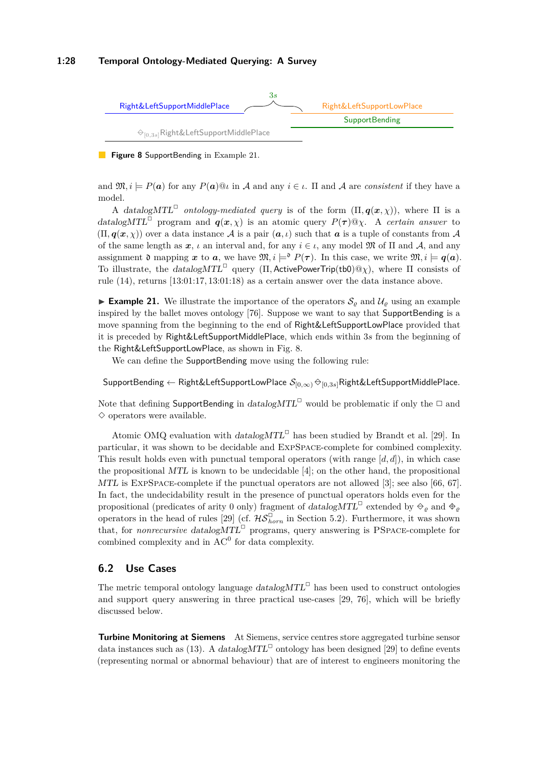Right&LeftSupportMiddlePlace — $3s$ — Right&LeftSupportLowPlace

SupportBending

$\diamondminus_{[0,3s]}$Right&LeftSupportMiddlePlace

**Figure 8** SupportBending in Example 21.

and $\mathfrak{M}, i \models P(\boldsymbol{a})$ for any $P(\boldsymbol{a})@\iota$ in $\mathcal{A}$ and any $i \in \iota$. $\Pi$ and $\mathcal{A}$ are *consistent* if they have a model.

A *datalogMTL*$^\square$ *ontology-mediated query* is of the form $(\Pi, \boldsymbol{q}(\boldsymbol{x}, \chi))$, where $\Pi$ is a *datalogMTL*$^\square$ program and $\boldsymbol{q}(\boldsymbol{x}, \chi)$ is an atomic query $P(\boldsymbol{\tau})@\chi$. A *certain answer* to $(\Pi, \boldsymbol{q}(\boldsymbol{x}, \chi))$ over a data instance $\mathcal{A}$ is a pair $(\boldsymbol{a}, \iota)$ such that $\boldsymbol{a}$ is a tuple of constants from $\mathcal{A}$ of the same length as $\boldsymbol{x}$, $\iota$ an interval and, for any $i \in \iota$, any model $\mathfrak{M}$ of $\Pi$ and $\mathcal{A}$, and any assignment $\mathfrak{d}$ mapping $\boldsymbol{x}$ to $\boldsymbol{a}$, we have $\mathfrak{M}, i \models^{\mathfrak{d}} P(\boldsymbol{\tau})$. In this case, we write $\mathfrak{M}, i \models \boldsymbol{q}(\boldsymbol{a})$. To illustrate, the *datalogMTL*$^\square$ query $(\Pi, \mathsf{ActivePowerTrip(tb0)}@\chi)$, where $\Pi$ consists of rule (14), returns $[13{:}01{:}17, 13{:}01{:}18)$ as a certain answer over the data instance above.

▶ **Example 21.** We illustrate the importance of the operators $\mathcal{S}_\varrho$ and $\mathcal{U}_\varrho$ using an example inspired by the ballet moves ontology [76]. Suppose we want to say that SupportBending is a move spanning from the beginning to the end of Right&LeftSupportLowPlace provided that it is preceded by Right&LeftSupportMiddlePlace, which ends within $3s$ from the beginning of the Right&LeftSupportLowPlace, as shown in Fig. 8.

We can define the SupportBending move using the following rule:

$$\mathsf{SupportBending} \leftarrow \mathsf{Right\&LeftSupportLowPlace}\ \mathcal{S}_{[0,\infty)} \diamondminus_{[0,3s]}\mathsf{Right\&LeftSupportMiddlePlace}.$$

Note that defining SupportBending in *datalogMTL*$^\square$ would be problematic if only the $\boxminus$ and $\diamondminus$ operators were available.

Atomic OMQ evaluation with *datalogMTL*$^\square$ has been studied by Brandt et al. [29]. In particular, it was shown to be decidable and ExpSpace-complete for combined complexity. This result holds even with punctual temporal operators (with range $[d, d]$), in which case the propositional *MTL* is known to be undecidable [4]; on the other hand, the propositional *MTL* is ExpSpace-complete if the punctual operators are not allowed [3]; see also [66, 67]. In fact, the undecidability result in the presence of punctual operators holds even for the propositional (predicates of arity 0 only) fragment of *datalogMTL*$^\square$ extended by $\diamondminus_\varrho$ and $\diamondplus_\varrho$ operators in the head of rules [29] (cf. $\mathcal{HS}^\square_{horn}$ in Section 5.2). Furthermore, it was shown that, for *nonrecursive datalogMTL*$^\square$ programs, query answering is PSpace-complete for combined complexity and in $\mathrm{AC}^0$ for data complexity.

## 6.2 Use Cases

The metric temporal ontology language *datalogMTL*$^\square$ has been used to construct ontologies and support query answering in three practical use-cases [29, 76], which will be briefly discussed below.

**Turbine Monitoring at Siemens** At Siemens, service centres store aggregated turbine sensor data instances such as (13). A *datalogMTL*$^\square$ ontology has been designed [29] to define events (representing normal or abnormal behaviour) that are of interest to engineers monitoring the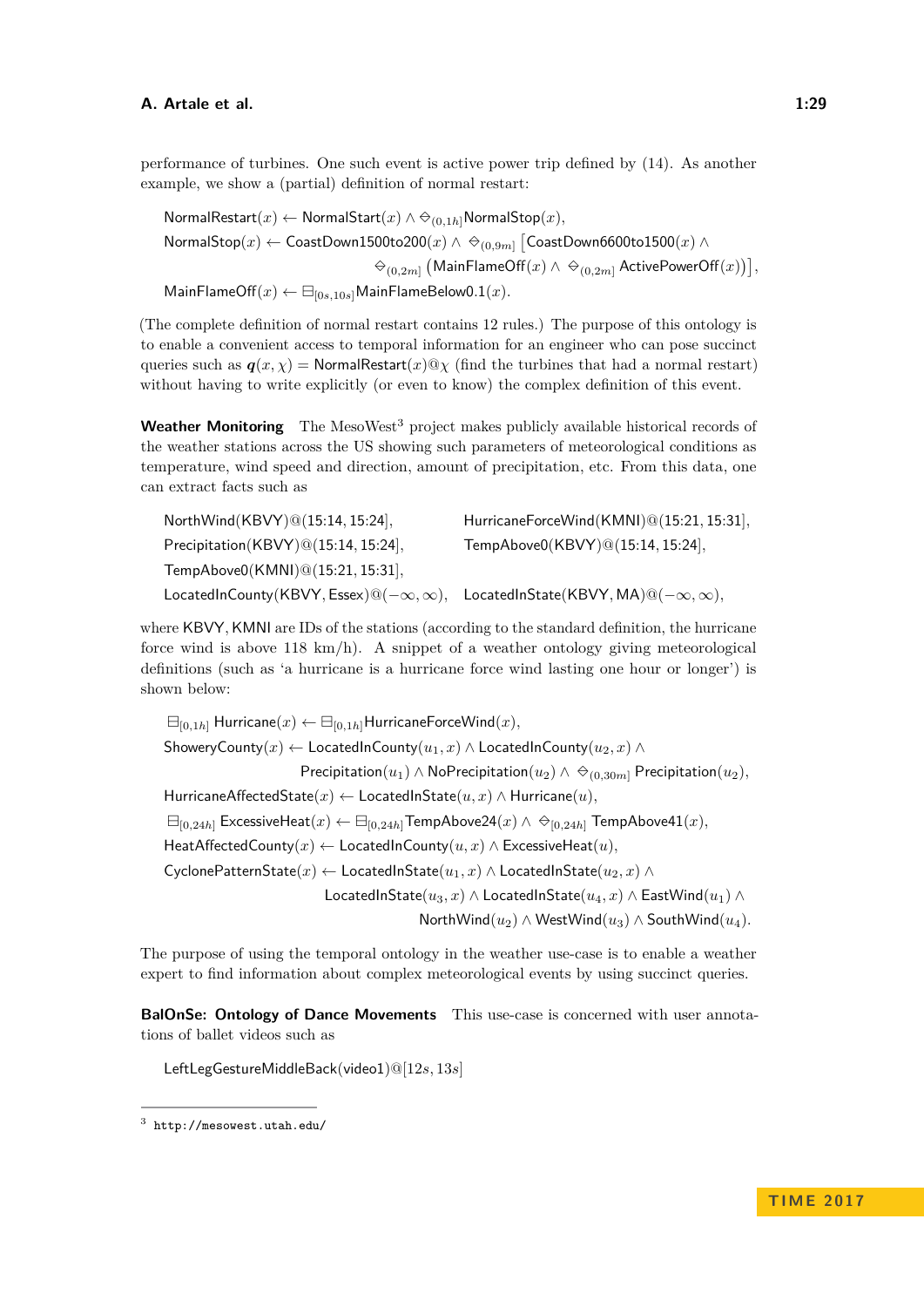performance of turbines. One such event is active power trip defined by (14). As another example, we show a (partial) definition of normal restart:

$$
\begin{aligned}
&\mathsf{NormalRestart}(x) \leftarrow \mathsf{NormalStart}(x) \land \diamondminus_{(0,1h]}\mathsf{NormalStop}(x),\\
&\mathsf{NormalStop}(x) \leftarrow \mathsf{CoastDown1500to200}(x) \land \diamondminus_{(0,9m]} \big[\mathsf{CoastDown6600to1500}(x) \land \\
&\qquad\qquad \diamondminus_{(0,2m]} \big(\mathsf{MainFlameOff}(x) \land \diamondminus_{(0,2m]} \mathsf{ActivePowerOff}(x)\big)\big],\\
&\mathsf{MainFlameOff}(x) \leftarrow \boxminus_{[0s,10s]}\mathsf{MainFlameBelow0.1}(x).
\end{aligned}
$$

(The complete definition of normal restart contains 12 rules.) The purpose of this ontology is to enable a convenient access to temporal information for an engineer who can pose succinct queries such as $\boldsymbol{q}(x, \chi) = \mathsf{NormalRestart}(x)@\chi$ (find the turbines that had a normal restart) without having to write explicitly (or even to know) the complex definition of this event.

**Weather Monitoring** The MesoWest[3] project makes publicly available historical records of the weather stations across the US showing such parameters of meteorological conditions as temperature, wind speed and direction, amount of precipitation, etc. From this data, one can extract facts such as

$$
\begin{aligned}
&\mathsf{NorthWind}(\mathsf{KBVY})@(15{:}14, 15{:}24], && \mathsf{HurricaneForceWind}(\mathsf{KMNI})@(15{:}21, 15{:}31],\\
&\mathsf{Precipitation}(\mathsf{KBVY})@(15{:}14, 15{:}24], && \mathsf{TempAbove0}(\mathsf{KBVY})@(15{:}14, 15{:}24],\\
&\mathsf{TempAbove0}(\mathsf{KMNI})@(15{:}21, 15{:}31], && \\
&\mathsf{LocatedInCounty}(\mathsf{KBVY}, \mathsf{Essex})@(-\infty, \infty), && \mathsf{LocatedInState}(\mathsf{KBVY}, \mathsf{MA})@(-\infty, \infty),
\end{aligned}
$$

where KBVY, KMNI are IDs of the stations (according to the standard definition, the hurricane force wind is above 118 km/h). A snippet of a weather ontology giving meteorological definitions (such as 'a hurricane is a hurricane force wind lasting one hour or longer') is shown below:

$$
\begin{aligned}
&\boxminus_{[0,1h]} \mathsf{Hurricane}(x) \leftarrow \boxminus_{[0,1h]}\mathsf{HurricaneForceWind}(x),\\
&\mathsf{ShoweryCounty}(x) \leftarrow \mathsf{LocatedInCounty}(u_1, x) \land \mathsf{LocatedInCounty}(u_2, x) \land \\
&\qquad\qquad \mathsf{Precipitation}(u_1) \land \mathsf{NoPrecipitation}(u_2) \land \diamondminus_{(0,30m]} \mathsf{Precipitation}(u_2),\\
&\mathsf{HurricaneAffectedState}(x) \leftarrow \mathsf{LocatedInState}(u, x) \land \mathsf{Hurricane}(u),\\
&\boxminus_{[0,24h]} \mathsf{ExcessiveHeat}(x) \leftarrow \boxminus_{[0,24h]}\mathsf{TempAbove24}(x) \land \diamondminus_{[0,24h]} \mathsf{TempAbove41}(x),\\
&\mathsf{HeatAffectedCounty}(x) \leftarrow \mathsf{LocatedInCounty}(u, x) \land \mathsf{ExcessiveHeat}(u),\\
&\mathsf{CyclonePatternState}(x) \leftarrow \mathsf{LocatedInState}(u_1, x) \land \mathsf{LocatedInState}(u_2, x) \land \\
&\qquad\qquad \mathsf{LocatedInState}(u_3, x) \land \mathsf{LocatedInState}(u_4, x) \land \mathsf{EastWind}(u_1) \land \\
&\qquad\qquad\qquad \mathsf{NorthWind}(u_2) \land \mathsf{WestWind}(u_3) \land \mathsf{SouthWind}(u_4).
\end{aligned}
$$

The purpose of using the temporal ontology in the weather use-case is to enable a weather expert to find information about complex meteorological events by using succinct queries.

**BalOnSe: Ontology of Dance Movements** This use-case is concerned with user annotations of ballet videos such as

$$\mathsf{LeftLegGestureMiddleBack}(\mathsf{video1})@[12s, 13s]$$

[3] http://mesowest.utah.edu/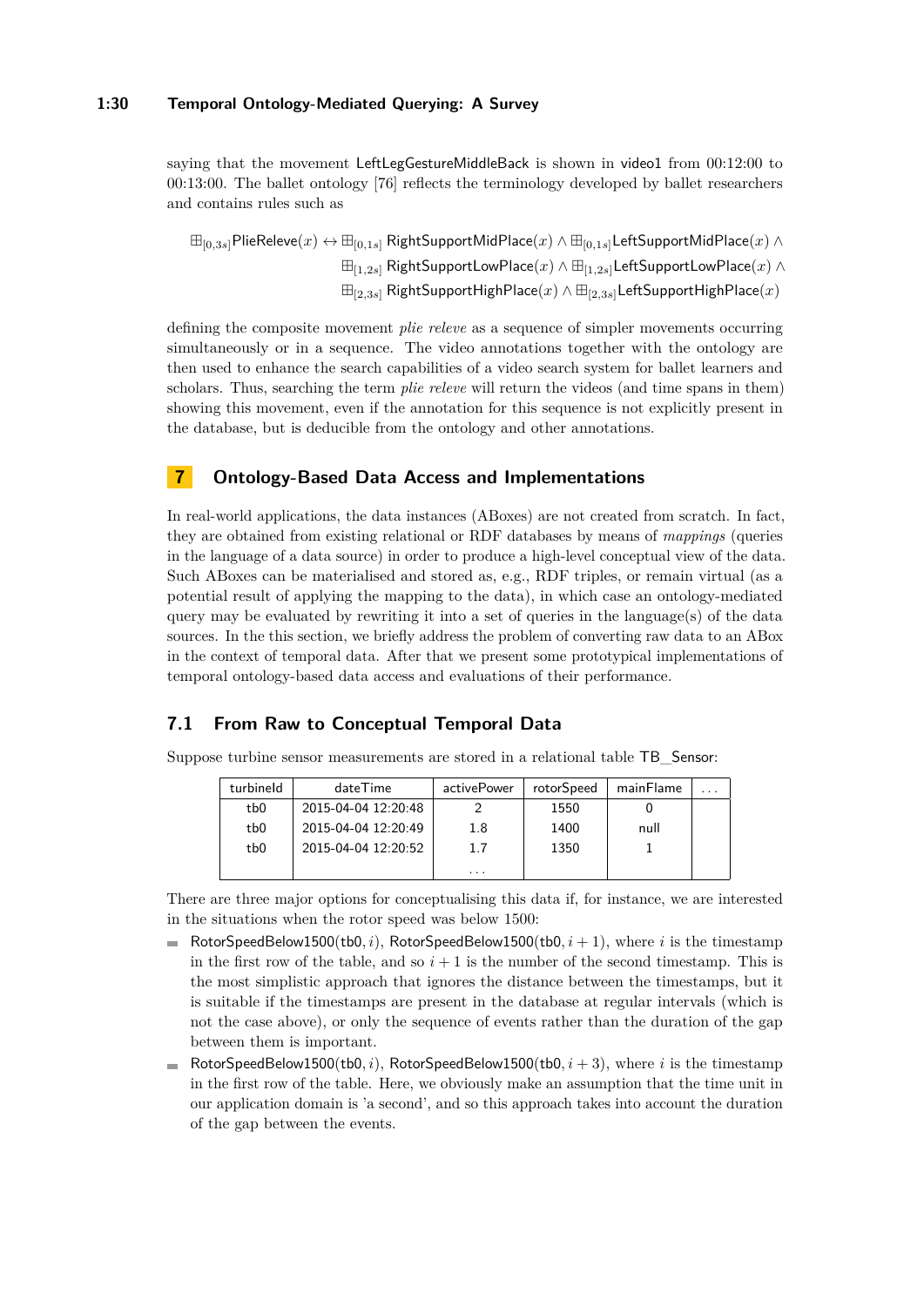saying that the movement LeftLegGestureMiddleBack is shown in video1 from 00:12:00 to 00:13:00. The ballet ontology [76] reflects the terminology developed by ballet researchers and contains rules such as

$$\boxplus_{[0,3s]}\mathsf{PlieReleve}(x) \leftrightarrow \boxplus_{[0,1s]}\mathsf{RightSupportMidPlace}(x) \land \boxplus_{[0,1s]}\mathsf{LeftSupportMidPlace}(x) \land \\ \boxplus_{[1,2s]}\mathsf{RightSupportLowPlace}(x) \land \boxplus_{[1,2s]}\mathsf{LeftSupportLowPlace}(x) \land \\ \boxplus_{[2,3s]}\mathsf{RightSupportHighPlace}(x) \land \boxplus_{[2,3s]}\mathsf{LeftSupportHighPlace}(x)$$

defining the composite movement *plie releve* as a sequence of simpler movements occurring simultaneously or in a sequence. The video annotations together with the ontology are then used to enhance the search capabilities of a video search system for ballet learners and scholars. Thus, searching the term *plie releve* will return the videos (and time spans in them) showing this movement, even if the annotation for this sequence is not explicitly present in the database, but is deducible from the ontology and other annotations.

## 7 Ontology-Based Data Access and Implementations

In real-world applications, the data instances (ABoxes) are not created from scratch. In fact, they are obtained from existing relational or RDF databases by means of *mappings* (queries in the language of a data source) in order to produce a high-level conceptual view of the data. Such ABoxes can be materialised and stored as, e.g., RDF triples, or remain virtual (as a potential result of applying the mapping to the data), in which case an ontology-mediated query may be evaluated by rewriting it into a set of queries in the language(s) of the data sources. In the this section, we briefly address the problem of converting raw data to an ABox in the context of temporal data. After that we present some prototypical implementations of temporal ontology-based data access and evaluations of their performance.

### 7.1 From Raw to Conceptual Temporal Data

Suppose turbine sensor measurements are stored in a relational table TB_Sensor:

| turbineId | dateTime | activePower | rotorSpeed | mainFlame | ... |
|---|---|---|---|---|---|
| tb0 | 2015-04-04 12:20:48 | 2 | 1550 | 0 | |
| tb0 | 2015-04-04 12:20:49 | 1.8 | 1400 | null | |
| tb0 | 2015-04-04 12:20:52 | 1.7 | 1350 | 1 | |
| | | ... | | | |

There are three major options for conceptualising this data if, for instance, we are interested in the situations when the rotor speed was below 1500:

- $\mathsf{RotorSpeedBelow1500}(\mathsf{tb0}, i)$, $\mathsf{RotorSpeedBelow1500}(\mathsf{tb0}, i+1)$, where $i$ is the timestamp in the first row of the table, and so $i+1$ is the number of the second timestamp. This is the most simplistic approach that ignores the distance between the timestamps, but it is suitable if the timestamps are present in the database at regular intervals (which is not the case above), or only the sequence of events rather than the duration of the gap between them is important.
- $\mathsf{RotorSpeedBelow1500}(\mathsf{tb0}, i)$, $\mathsf{RotorSpeedBelow1500}(\mathsf{tb0}, i+3)$, where $i$ is the timestamp in the first row of the table. Here, we obviously make an assumption that the time unit in our application domain is 'a second', and so this approach takes into account the duration of the gap between the events.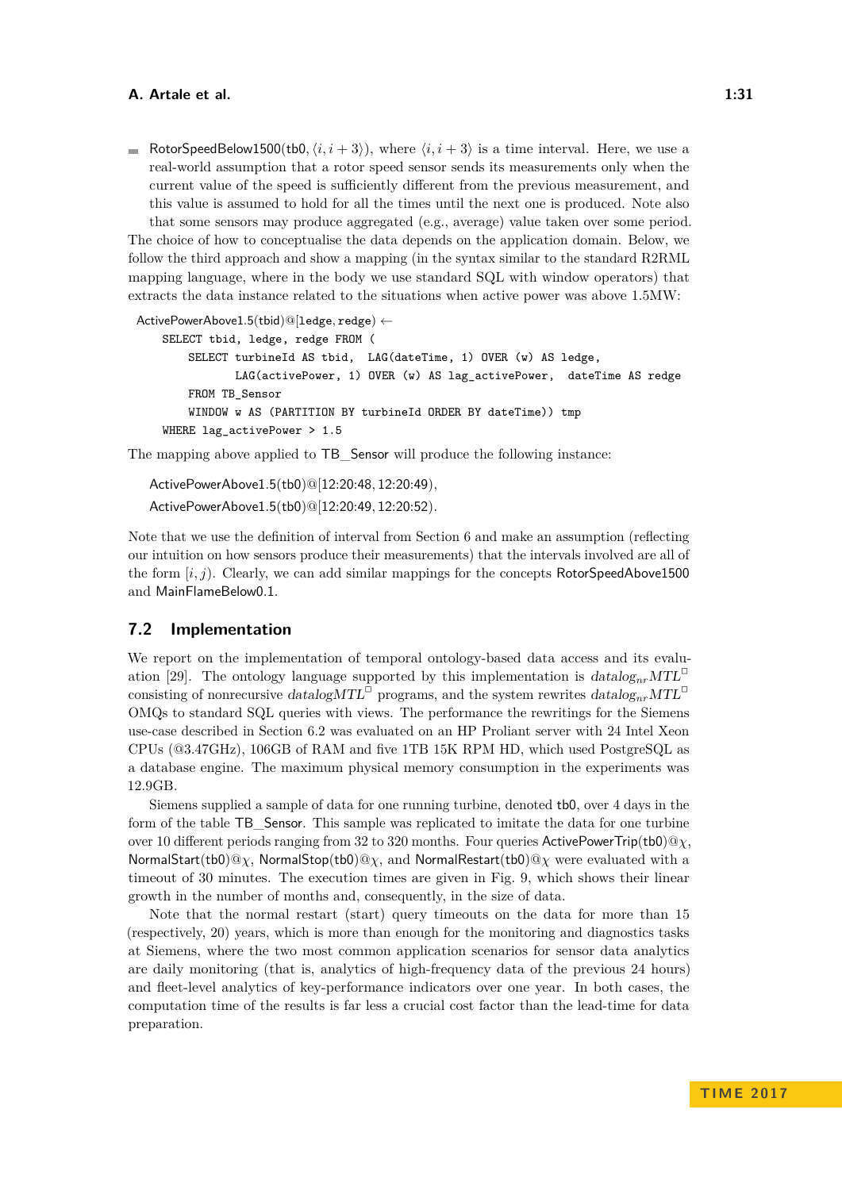- RotorSpeedBelow1500(tb0, $\langle i, i+3 \rangle$), where $\langle i, i+3 \rangle$ is a time interval. Here, we use a real-world assumption that a rotor speed sensor sends its measurements only when the current value of the speed is sufficiently different from the previous measurement, and this value is assumed to hold for all the times until the next one is produced. Note also that some sensors may produce aggregated (e.g., average) value taken over some period.

The choice of how to conceptualise the data depends on the application domain. Below, we follow the third approach and show a mapping (in the syntax similar to the standard R2RML mapping language, where in the body we use standard SQL with window operators) that extracts the data instance related to the situations when active power was above 1.5MW:

ActivePowerAbove1.5(tbid)@[ledge, redge) $\leftarrow$

```
SELECT tbid, ledge, redge FROM (
    SELECT turbineId AS tbid,  LAG(dateTime, 1) OVER (w) AS ledge,
           LAG(activePower, 1) OVER (w) AS lag_activePower,  dateTime AS redge
    FROM TB_Sensor
    WINDOW w AS (PARTITION BY turbineId ORDER BY dateTime)) tmp
WHERE lag_activePower > 1.5
```

The mapping above applied to TB_Sensor will produce the following instance:

ActivePowerAbove1.5(tb0)@[12:20:48, 12:20:49),
ActivePowerAbove1.5(tb0)@[12:20:49, 12:20:52).

Note that we use the definition of interval from Section 6 and make an assumption (reflecting our intuition on how sensors produce their measurements) that the intervals involved are all of the form $[i, j)$. Clearly, we can add similar mappings for the concepts RotorSpeedAbove1500 and MainFlameBelow0.1.

## 7.2 Implementation

We report on the implementation of temporal ontology-based data access and its evaluation [29]. The ontology language supported by this implementation is $datalog_{nr}MTL^{\Box}$ consisting of nonrecursive $datalogMTL^{\Box}$ programs, and the system rewrites $datalog_{nr}MTL^{\Box}$ OMQs to standard SQL queries with views. The performance the rewritings for the Siemens use-case described in Section 6.2 was evaluated on an HP Proliant server with 24 Intel Xeon CPUs (@3.47GHz), 106GB of RAM and five 1TB 15K RPM HD, which used PostgreSQL as a database engine. The maximum physical memory consumption in the experiments was 12.9GB.

Siemens supplied a sample of data for one running turbine, denoted tb0, over 4 days in the form of the table TB_Sensor. This sample was replicated to imitate the data for one turbine over 10 different periods ranging from 32 to 320 months. Four queries ActivePowerTrip(tb0)@$\chi$, NormalStart(tb0)@$\chi$, NormalStop(tb0)@$\chi$, and NormalRestart(tb0)@$\chi$ were evaluated with a timeout of 30 minutes. The execution times are given in Fig. 9, which shows their linear growth in the number of months and, consequently, in the size of data.

Note that the normal restart (start) query timeouts on the data for more than 15 (respectively, 20) years, which is more than enough for the monitoring and diagnostics tasks at Siemens, where the two most common application scenarios for sensor data analytics are daily monitoring (that is, analytics of high-frequency data of the previous 24 hours) and fleet-level analytics of key-performance indicators over one year. In both cases, the computation time of the results is far less a crucial cost factor than the lead-time for data preparation.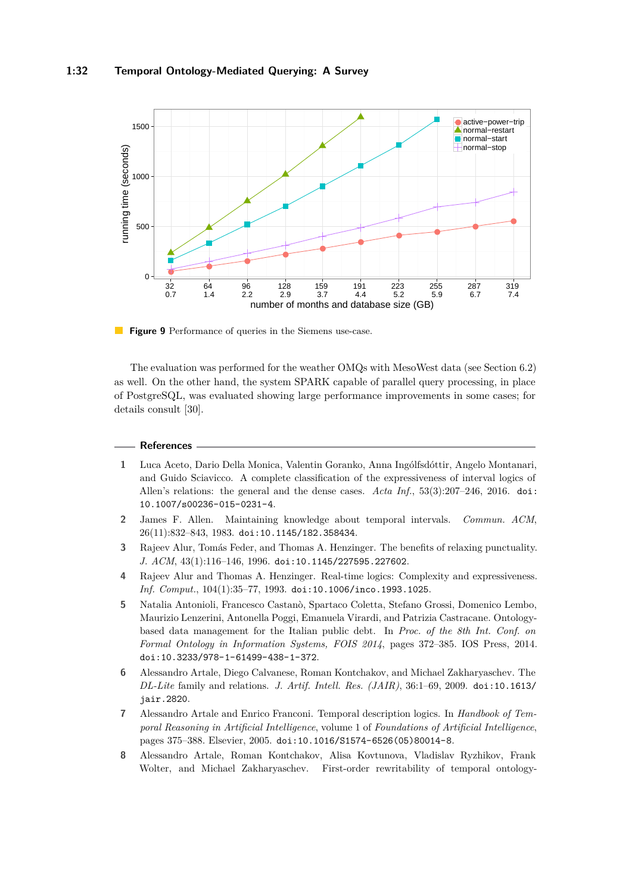**Figure 9** Performance of queries in the Siemens use-case.

The evaluation was performed for the weather OMQs with MesoWest data (see Section 6.2) as well. On the other hand, the system SPARK capable of parallel query processing, in place of PostgreSQL, was evaluated showing large performance improvements in some cases; for details consult [30].

## References

1. Luca Aceto, Dario Della Monica, Valentin Goranko, Anna Ingólfsdóttir, Angelo Montanari, and Guido Sciavicco. A complete classification of the expressiveness of interval logics of Allen's relations: the general and the dense cases. *Acta Inf.*, 53(3):207–246, 2016. `doi:10.1007/s00236-015-0231-4`.
2. James F. Allen. Maintaining knowledge about temporal intervals. *Commun. ACM*, 26(11):832–843, 1983. `doi:10.1145/182.358434`.
3. Rajeev Alur, Tomás Feder, and Thomas A. Henzinger. The benefits of relaxing punctuality. *J. ACM*, 43(1):116–146, 1996. `doi:10.1145/227595.227602`.
4. Rajeev Alur and Thomas A. Henzinger. Real-time logics: Complexity and expressiveness. *Inf. Comput.*, 104(1):35–77, 1993. `doi:10.1006/inco.1993.1025`.
5. Natalia Antonioli, Francesco Castanò, Spartaco Coletta, Stefano Grossi, Domenico Lembo, Maurizio Lenzerini, Antonella Poggi, Emanuela Virardi, and Patrizia Castracane. Ontology-based data management for the Italian public debt. In *Proc. of the 8th Int. Conf. on Formal Ontology in Information Systems, FOIS 2014*, pages 372–385. IOS Press, 2014. `doi:10.3233/978-1-61499-438-1-372`.
6. Alessandro Artale, Diego Calvanese, Roman Kontchakov, and Michael Zakharyaschev. The *DL-Lite* family and relations. *J. Artif. Intell. Res. (JAIR)*, 36:1–69, 2009. `doi:10.1613/jair.2820`.
7. Alessandro Artale and Enrico Franconi. Temporal description logics. In *Handbook of Temporal Reasoning in Artificial Intelligence*, volume 1 of *Foundations of Artificial Intelligence*, pages 375–388. Elsevier, 2005. `doi:10.1016/S1574-6526(05)80014-8`.
8. Alessandro Artale, Roman Kontchakov, Alisa Kovtunova, Vladislav Ryzhikov, Frank Wolter, and Michael Zakharyaschev. First-order rewritability of temporal ontology-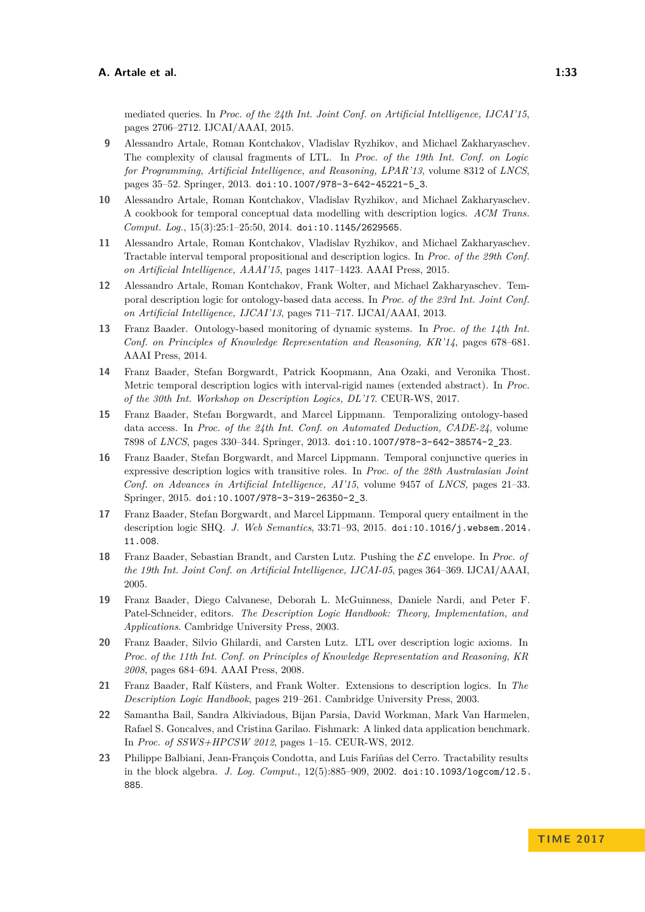mediated queries. In *Proc. of the 24th Int. Joint Conf. on Artificial Intelligence, IJCAI'15*, pages 2706–2712. IJCAI/AAAI, 2015.

**9** Alessandro Artale, Roman Kontchakov, Vladislav Ryzhikov, and Michael Zakharyaschev. The complexity of clausal fragments of LTL. In *Proc. of the 19th Int. Conf. on Logic for Programming, Artificial Intelligence, and Reasoning, LPAR'13*, volume 8312 of *LNCS*, pages 35–52. Springer, 2013. doi:10.1007/978-3-642-45221-5_3.

**10** Alessandro Artale, Roman Kontchakov, Vladislav Ryzhikov, and Michael Zakharyaschev. A cookbook for temporal conceptual data modelling with description logics. *ACM Trans. Comput. Log.*, 15(3):25:1–25:50, 2014. doi:10.1145/2629565.

**11** Alessandro Artale, Roman Kontchakov, Vladislav Ryzhikov, and Michael Zakharyaschev. Tractable interval temporal propositional and description logics. In *Proc. of the 29th Conf. on Artificial Intelligence, AAAI'15*, pages 1417–1423. AAAI Press, 2015.

**12** Alessandro Artale, Roman Kontchakov, Frank Wolter, and Michael Zakharyaschev. Temporal description logic for ontology-based data access. In *Proc. of the 23rd Int. Joint Conf. on Artificial Intelligence, IJCAI'13*, pages 711–717. IJCAI/AAAI, 2013.

**13** Franz Baader. Ontology-based monitoring of dynamic systems. In *Proc. of the 14th Int. Conf. on Principles of Knowledge Representation and Reasoning, KR'14*, pages 678–681. AAAI Press, 2014.

**14** Franz Baader, Stefan Borgwardt, Patrick Koopmann, Ana Ozaki, and Veronika Thost. Metric temporal description logics with interval-rigid names (extended abstract). In *Proc. of the 30th Int. Workshop on Description Logics, DL'17*. CEUR-WS, 2017.

**15** Franz Baader, Stefan Borgwardt, and Marcel Lippmann. Temporalizing ontology-based data access. In *Proc. of the 24th Int. Conf. on Automated Deduction, CADE-24*, volume 7898 of *LNCS*, pages 330–344. Springer, 2013. doi:10.1007/978-3-642-38574-2_23.

**16** Franz Baader, Stefan Borgwardt, and Marcel Lippmann. Temporal conjunctive queries in expressive description logics with transitive roles. In *Proc. of the 28th Australasian Joint Conf. on Advances in Artificial Intelligence, AI'15*, volume 9457 of *LNCS*, pages 21–33. Springer, 2015. doi:10.1007/978-3-319-26350-2_3.

**17** Franz Baader, Stefan Borgwardt, and Marcel Lippmann. Temporal query entailment in the description logic SHQ. *J. Web Semantics*, 33:71–93, 2015. doi:10.1016/j.websem.2014.11.008.

**18** Franz Baader, Sebastian Brandt, and Carsten Lutz. Pushing the $\mathcal{EL}$ envelope. In *Proc. of the 19th Int. Joint Conf. on Artificial Intelligence, IJCAI-05*, pages 364–369. IJCAI/AAAI, 2005.

**19** Franz Baader, Diego Calvanese, Deborah L. McGuinness, Daniele Nardi, and Peter F. Patel-Schneider, editors. *The Description Logic Handbook: Theory, Implementation, and Applications*. Cambridge University Press, 2003.

**20** Franz Baader, Silvio Ghilardi, and Carsten Lutz. LTL over description logic axioms. In *Proc. of the 11th Int. Conf. on Principles of Knowledge Representation and Reasoning, KR 2008*, pages 684–694. AAAI Press, 2008.

**21** Franz Baader, Ralf Küsters, and Frank Wolter. Extensions to description logics. In *The Description Logic Handbook*, pages 219–261. Cambridge University Press, 2003.

**22** Samantha Bail, Sandra Alkiviadous, Bijan Parsia, David Workman, Mark Van Harmelen, Rafael S. Goncalves, and Cristina Garilao. Fishmark: A linked data application benchmark. In *Proc. of SSWS+HPCSW 2012*, pages 1–15. CEUR-WS, 2012.

**23** Philippe Balbiani, Jean-François Condotta, and Luis Fariñas del Cerro. Tractability results in the block algebra. *J. Log. Comput.*, 12(5):885–909, 2002. doi:10.1093/logcom/12.5.885.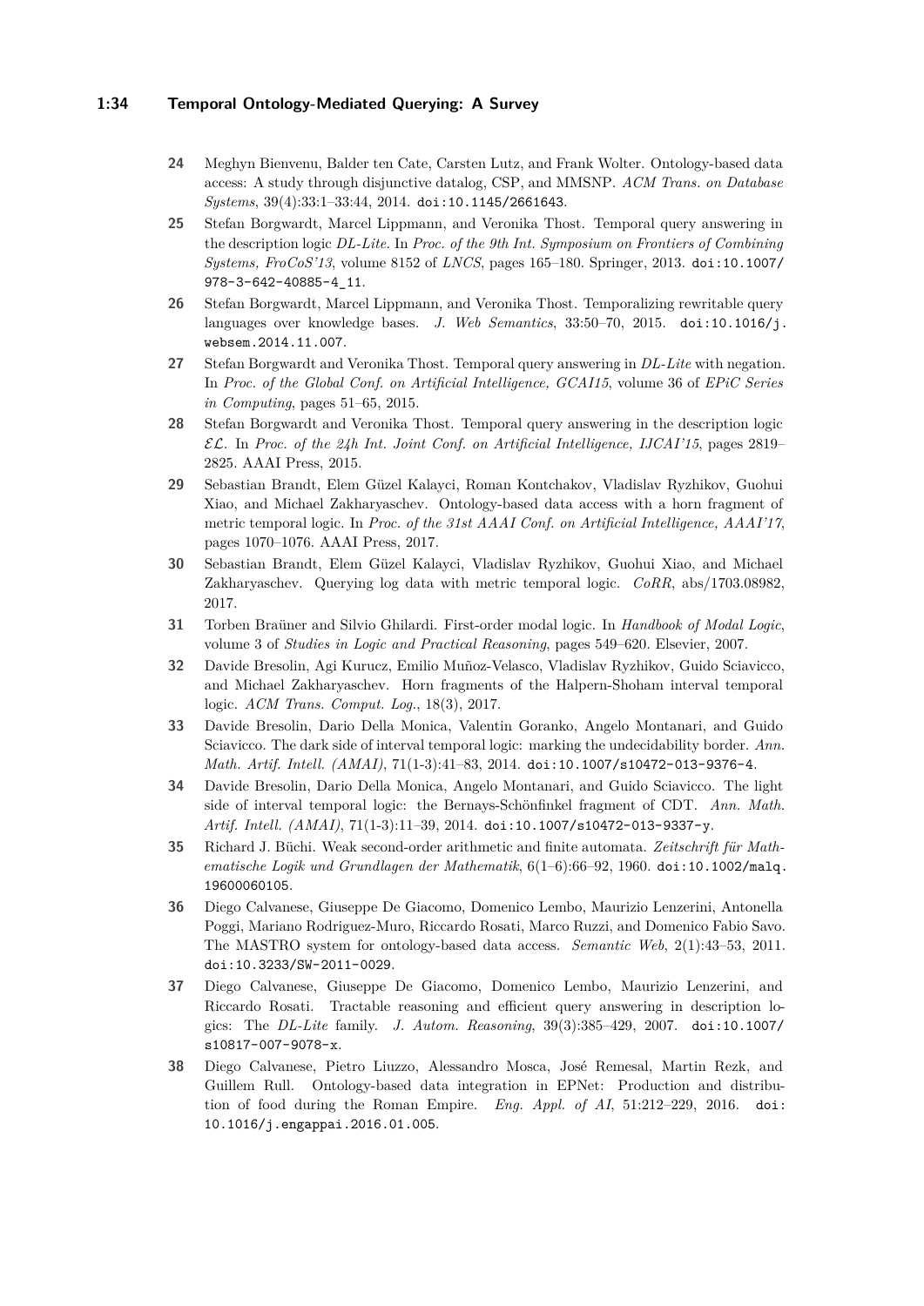**24** Meghyn Bienvenu, Balder ten Cate, Carsten Lutz, and Frank Wolter. Ontology-based data access: A study through disjunctive datalog, CSP, and MMSNP. *ACM Trans. on Database Systems*, 39(4):33:1–33:44, 2014. doi:10.1145/2661643.

**25** Stefan Borgwardt, Marcel Lippmann, and Veronika Thost. Temporal query answering in the description logic *DL-Lite*. In *Proc. of the 9th Int. Symposium on Frontiers of Combining Systems, FroCoS'13*, volume 8152 of *LNCS*, pages 165–180. Springer, 2013. doi:10.1007/978-3-642-40885-4_11.

**26** Stefan Borgwardt, Marcel Lippmann, and Veronika Thost. Temporalizing rewritable query languages over knowledge bases. *J. Web Semantics*, 33:50–70, 2015. doi:10.1016/j.websem.2014.11.007.

**27** Stefan Borgwardt and Veronika Thost. Temporal query answering in *DL-Lite* with negation. In *Proc. of the Global Conf. on Artificial Intelligence, GCAI15*, volume 36 of *EPiC Series in Computing*, pages 51–65, 2015.

**28** Stefan Borgwardt and Veronika Thost. Temporal query answering in the description logic $\mathcal{EL}$. In *Proc. of the 24h Int. Joint Conf. on Artificial Intelligence, IJCAI'15*, pages 2819–2825. AAAI Press, 2015.

**29** Sebastian Brandt, Elem Güzel Kalayci, Roman Kontchakov, Vladislav Ryzhikov, Guohui Xiao, and Michael Zakharyaschev. Ontology-based data access with a horn fragment of metric temporal logic. In *Proc. of the 31st AAAI Conf. on Artificial Intelligence, AAAI'17*, pages 1070–1076. AAAI Press, 2017.

**30** Sebastian Brandt, Elem Güzel Kalayci, Vladislav Ryzhikov, Guohui Xiao, and Michael Zakharyaschev. Querying log data with metric temporal logic. *CoRR*, abs/1703.08982, 2017.

**31** Torben Braüner and Silvio Ghilardi. First-order modal logic. In *Handbook of Modal Logic*, volume 3 of *Studies in Logic and Practical Reasoning*, pages 549–620. Elsevier, 2007.

**32** Davide Bresolin, Agi Kurucz, Emilio Muñoz-Velasco, Vladislav Ryzhikov, Guido Sciavicco, and Michael Zakharyaschev. Horn fragments of the Halpern-Shoham interval temporal logic. *ACM Trans. Comput. Log.*, 18(3), 2017.

**33** Davide Bresolin, Dario Della Monica, Valentin Goranko, Angelo Montanari, and Guido Sciavicco. The dark side of interval temporal logic: marking the undecidability border. *Ann. Math. Artif. Intell. (AMAI)*, 71(1-3):41–83, 2014. doi:10.1007/s10472-013-9376-4.

**34** Davide Bresolin, Dario Della Monica, Angelo Montanari, and Guido Sciavicco. The light side of interval temporal logic: the Bernays-Schönfinkel fragment of CDT. *Ann. Math. Artif. Intell. (AMAI)*, 71(1-3):11–39, 2014. doi:10.1007/s10472-013-9337-y.

**35** Richard J. Büchi. Weak second-order arithmetic and finite automata. *Zeitschrift für Mathematische Logik und Grundlagen der Mathematik*, 6(1–6):66–92, 1960. doi:10.1002/malq.19600060105.

**36** Diego Calvanese, Giuseppe De Giacomo, Domenico Lembo, Maurizio Lenzerini, Antonella Poggi, Mariano Rodriguez-Muro, Riccardo Rosati, Marco Ruzzi, and Domenico Fabio Savo. The MASTRO system for ontology-based data access. *Semantic Web*, 2(1):43–53, 2011. doi:10.3233/SW-2011-0029.

**37** Diego Calvanese, Giuseppe De Giacomo, Domenico Lembo, Maurizio Lenzerini, and Riccardo Rosati. Tractable reasoning and efficient query answering in description logics: The *DL-Lite* family. *J. Autom. Reasoning*, 39(3):385–429, 2007. doi:10.1007/s10817-007-9078-x.

**38** Diego Calvanese, Pietro Liuzzo, Alessandro Mosca, José Remesal, Martin Rezk, and Guillem Rull. Ontology-based data integration in EPNet: Production and distribution of food during the Roman Empire. *Eng. Appl. of AI*, 51:212–229, 2016. doi:10.1016/j.engappai.2016.01.005.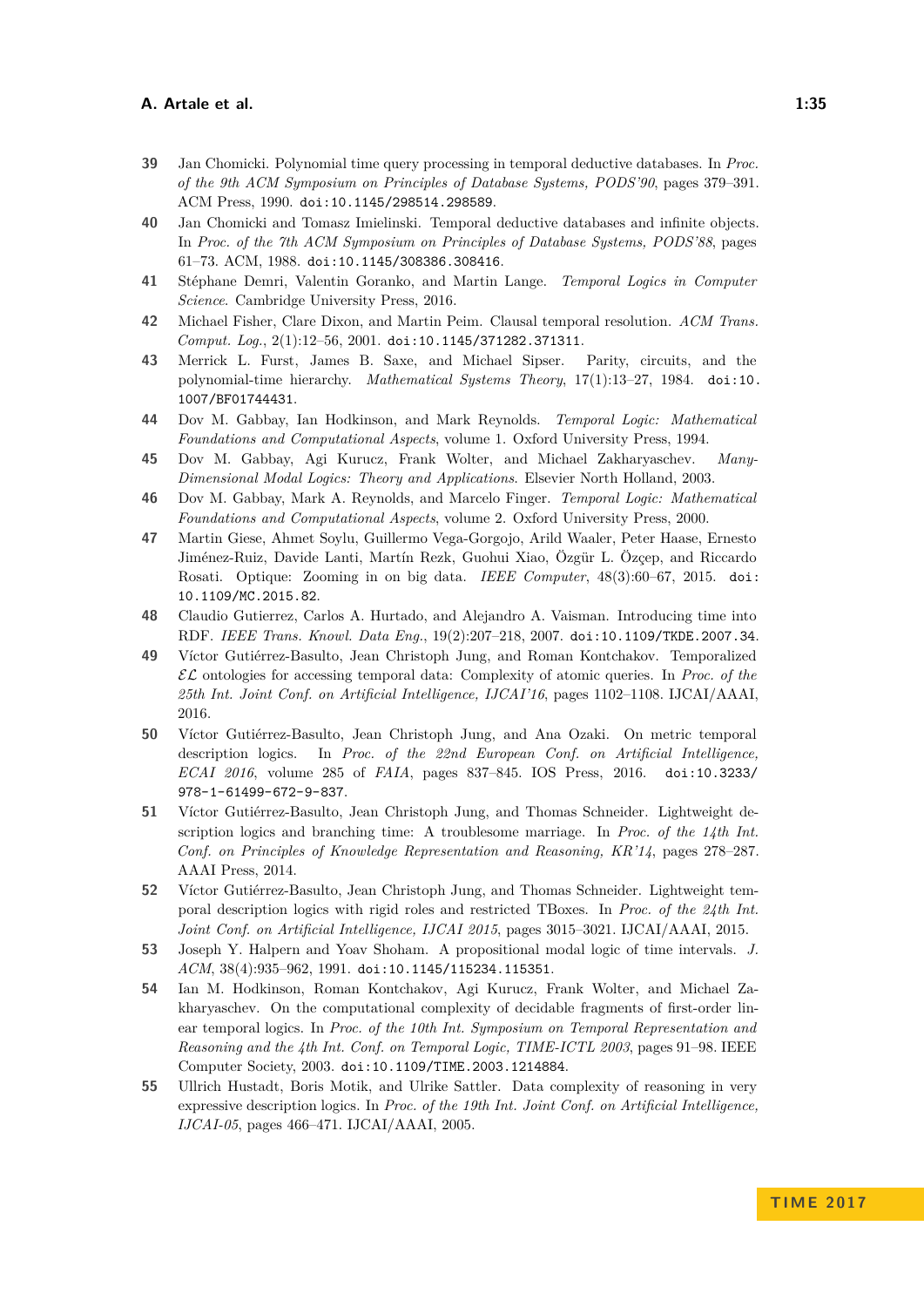39 Jan Chomicki. Polynomial time query processing in temporal deductive databases. In *Proc. of the 9th ACM Symposium on Principles of Database Systems, PODS'90*, pages 379–391. ACM Press, 1990. doi:10.1145/298514.298589.

40 Jan Chomicki and Tomasz Imielinski. Temporal deductive databases and infinite objects. In *Proc. of the 7th ACM Symposium on Principles of Database Systems, PODS'88*, pages 61–73. ACM, 1988. doi:10.1145/308386.308416.

41 Stéphane Demri, Valentin Goranko, and Martin Lange. *Temporal Logics in Computer Science*. Cambridge University Press, 2016.

42 Michael Fisher, Clare Dixon, and Martin Peim. Clausal temporal resolution. *ACM Trans. Comput. Log.*, 2(1):12–56, 2001. doi:10.1145/371282.371311.

43 Merrick L. Furst, James B. Saxe, and Michael Sipser. Parity, circuits, and the polynomial-time hierarchy. *Mathematical Systems Theory*, 17(1):13–27, 1984. doi:10.1007/BF01744431.

44 Dov M. Gabbay, Ian Hodkinson, and Mark Reynolds. *Temporal Logic: Mathematical Foundations and Computational Aspects*, volume 1. Oxford University Press, 1994.

45 Dov M. Gabbay, Agi Kurucz, Frank Wolter, and Michael Zakharyaschev. *Many-Dimensional Modal Logics: Theory and Applications*. Elsevier North Holland, 2003.

46 Dov M. Gabbay, Mark A. Reynolds, and Marcelo Finger. *Temporal Logic: Mathematical Foundations and Computational Aspects*, volume 2. Oxford University Press, 2000.

47 Martin Giese, Ahmet Soylu, Guillermo Vega-Gorgojo, Arild Waaler, Peter Haase, Ernesto Jiménez-Ruiz, Davide Lanti, Martín Rezk, Guohui Xiao, Özgür L. Özçep, and Riccardo Rosati. Optique: Zooming in on big data. *IEEE Computer*, 48(3):60–67, 2015. doi:10.1109/MC.2015.82.

48 Claudio Gutierrez, Carlos A. Hurtado, and Alejandro A. Vaisman. Introducing time into RDF. *IEEE Trans. Knowl. Data Eng.*, 19(2):207–218, 2007. doi:10.1109/TKDE.2007.34.

49 Víctor Gutiérrez-Basulto, Jean Christoph Jung, and Roman Kontchakov. Temporalized $\mathcal{EL}$ ontologies for accessing temporal data: Complexity of atomic queries. In *Proc. of the 25th Int. Joint Conf. on Artificial Intelligence, IJCAI'16*, pages 1102–1108. IJCAI/AAAI, 2016.

50 Víctor Gutiérrez-Basulto, Jean Christoph Jung, and Ana Ozaki. On metric temporal description logics. In *Proc. of the 22nd European Conf. on Artificial Intelligence, ECAI 2016*, volume 285 of *FAIA*, pages 837–845. IOS Press, 2016. doi:10.3233/978-1-61499-672-9-837.

51 Víctor Gutiérrez-Basulto, Jean Christoph Jung, and Thomas Schneider. Lightweight description logics and branching time: A troublesome marriage. In *Proc. of the 14th Int. Conf. on Principles of Knowledge Representation and Reasoning, KR'14*, pages 278–287. AAAI Press, 2014.

52 Víctor Gutiérrez-Basulto, Jean Christoph Jung, and Thomas Schneider. Lightweight temporal description logics with rigid roles and restricted TBoxes. In *Proc. of the 24th Int. Joint Conf. on Artificial Intelligence, IJCAI 2015*, pages 3015–3021. IJCAI/AAAI, 2015.

53 Joseph Y. Halpern and Yoav Shoham. A propositional modal logic of time intervals. *J. ACM*, 38(4):935–962, 1991. doi:10.1145/115234.115351.

54 Ian M. Hodkinson, Roman Kontchakov, Agi Kurucz, Frank Wolter, and Michael Zakharyaschev. On the computational complexity of decidable fragments of first-order linear temporal logics. In *Proc. of the 10th Int. Symposium on Temporal Representation and Reasoning and the 4th Int. Conf. on Temporal Logic, TIME-ICTL 2003*, pages 91–98. IEEE Computer Society, 2003. doi:10.1109/TIME.2003.1214884.

55 Ullrich Hustadt, Boris Motik, and Ulrike Sattler. Data complexity of reasoning in very expressive description logics. In *Proc. of the 19th Int. Joint Conf. on Artificial Intelligence, IJCAI-05*, pages 466–471. IJCAI/AAAI, 2005.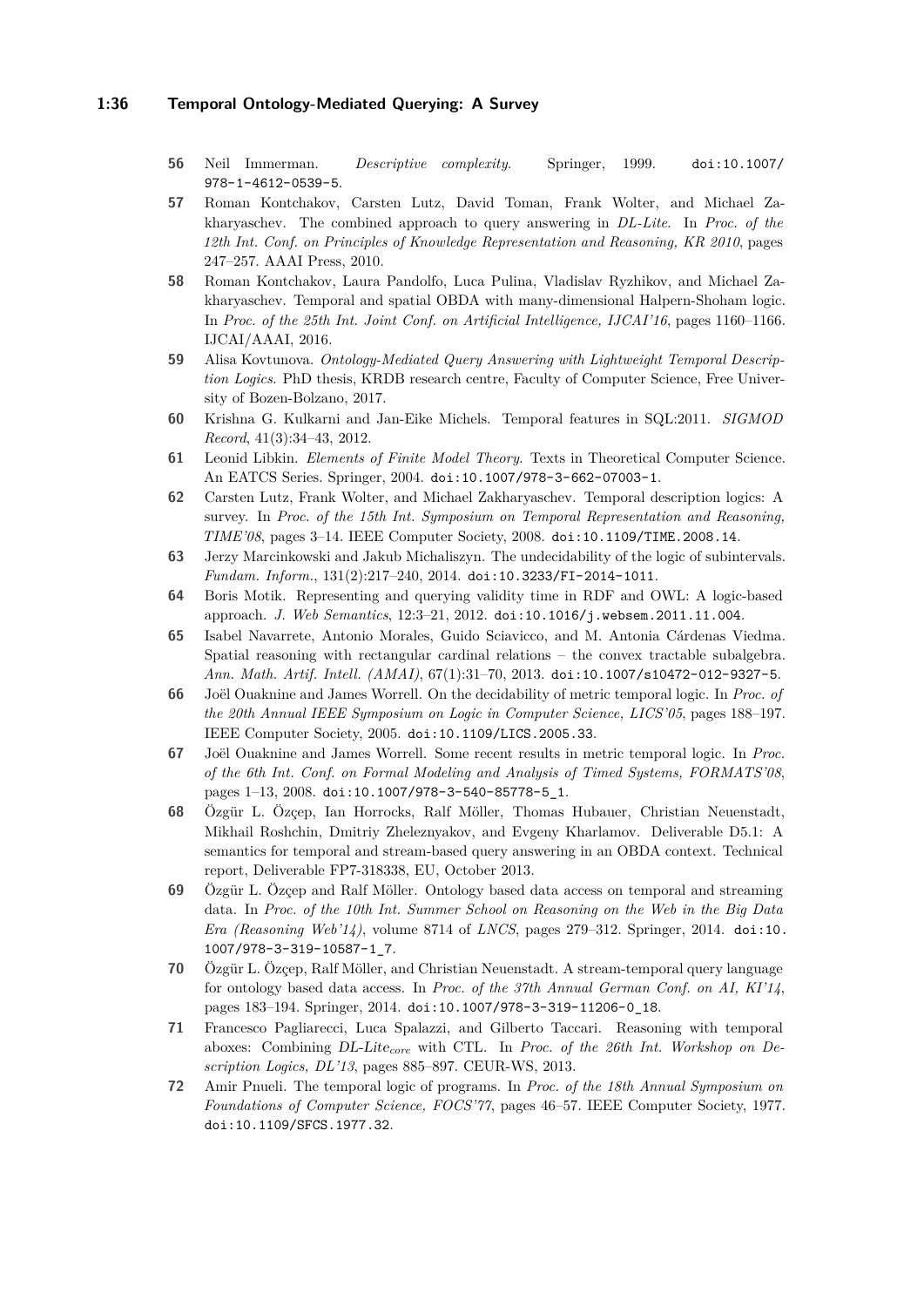**56** Neil Immerman. *Descriptive complexity*. Springer, 1999. doi:10.1007/978-1-4612-0539-5.

**57** Roman Kontchakov, Carsten Lutz, David Toman, Frank Wolter, and Michael Zakharyaschev. The combined approach to query answering in *DL-Lite*. In *Proc. of the 12th Int. Conf. on Principles of Knowledge Representation and Reasoning, KR 2010*, pages 247–257. AAAI Press, 2010.

**58** Roman Kontchakov, Laura Pandolfo, Luca Pulina, Vladislav Ryzhikov, and Michael Zakharyaschev. Temporal and spatial OBDA with many-dimensional Halpern-Shoham logic. In *Proc. of the 25th Int. Joint Conf. on Artificial Intelligence, IJCAI'16*, pages 1160–1166. IJCAI/AAAI, 2016.

**59** Alisa Kovtunova. *Ontology-Mediated Query Answering with Lightweight Temporal Description Logics*. PhD thesis, KRDB research centre, Faculty of Computer Science, Free University of Bozen-Bolzano, 2017.

**60** Krishna G. Kulkarni and Jan-Eike Michels. Temporal features in SQL:2011. *SIGMOD Record*, 41(3):34–43, 2012.

**61** Leonid Libkin. *Elements of Finite Model Theory*. Texts in Theoretical Computer Science. An EATCS Series. Springer, 2004. doi:10.1007/978-3-662-07003-1.

**62** Carsten Lutz, Frank Wolter, and Michael Zakharyaschev. Temporal description logics: A survey. In *Proc. of the 15th Int. Symposium on Temporal Representation and Reasoning, TIME'08*, pages 3–14. IEEE Computer Society, 2008. doi:10.1109/TIME.2008.14.

**63** Jerzy Marcinkowski and Jakub Michaliszyn. The undecidability of the logic of subintervals. *Fundam. Inform.*, 131(2):217–240, 2014. doi:10.3233/FI-2014-1011.

**64** Boris Motik. Representing and querying validity time in RDF and OWL: A logic-based approach. *J. Web Semantics*, 12:3–21, 2012. doi:10.1016/j.websem.2011.11.004.

**65** Isabel Navarrete, Antonio Morales, Guido Sciavicco, and M. Antonia Cárdenas Viedma. Spatial reasoning with rectangular cardinal relations – the convex tractable subalgebra. *Ann. Math. Artif. Intell. (AMAI)*, 67(1):31–70, 2013. doi:10.1007/s10472-012-9327-5.

**66** Joël Ouaknine and James Worrell. On the decidability of metric temporal logic. In *Proc. of the 20th Annual IEEE Symposium on Logic in Computer Science, LICS'05*, pages 188–197. IEEE Computer Society, 2005. doi:10.1109/LICS.2005.33.

**67** Joël Ouaknine and James Worrell. Some recent results in metric temporal logic. In *Proc. of the 6th Int. Conf. on Formal Modeling and Analysis of Timed Systems, FORMATS'08*, pages 1–13, 2008. doi:10.1007/978-3-540-85778-5_1.

**68** Özgür L. Özçep, Ian Horrocks, Ralf Möller, Thomas Hubauer, Christian Neuenstadt, Mikhail Roshchin, Dmitriy Zheleznyakov, and Evgeny Kharlamov. Deliverable D5.1: A semantics for temporal and stream-based query answering in an OBDA context. Technical report, Deliverable FP7-318338, EU, October 2013.

**69** Özgür L. Özçep and Ralf Möller. Ontology based data access on temporal and streaming data. In *Proc. of the 10th Int. Summer School on Reasoning on the Web in the Big Data Era (Reasoning Web'14)*, volume 8714 of *LNCS*, pages 279–312. Springer, 2014. doi:10.1007/978-3-319-10587-1_7.

**70** Özgür L. Özçep, Ralf Möller, and Christian Neuenstadt. A stream-temporal query language for ontology based data access. In *Proc. of the 37th Annual German Conf. on AI, KI'14*, pages 183–194. Springer, 2014. doi:10.1007/978-3-319-11206-0_18.

**71** Francesco Pagliarecci, Luca Spalazzi, and Gilberto Taccari. Reasoning with temporal aboxes: Combining *DL-Lite*$_{core}$ with CTL. In *Proc. of the 26th Int. Workshop on Description Logics, DL'13*, pages 885–897. CEUR-WS, 2013.

**72** Amir Pnueli. The temporal logic of programs. In *Proc. of the 18th Annual Symposium on Foundations of Computer Science, FOCS'77*, pages 46–57. IEEE Computer Society, 1977. doi:10.1109/SFCS.1977.32.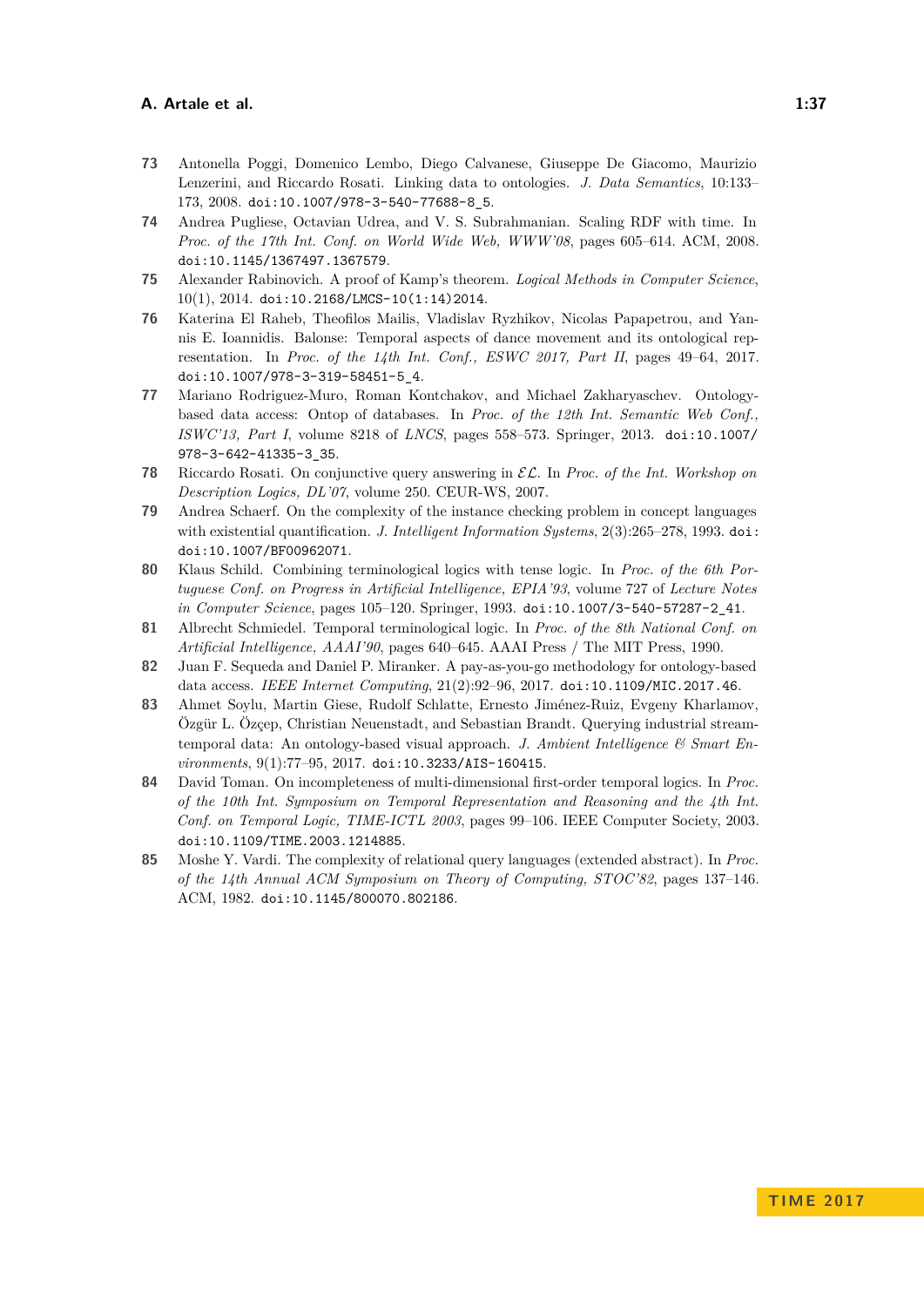**73** Antonella Poggi, Domenico Lembo, Diego Calvanese, Giuseppe De Giacomo, Maurizio Lenzerini, and Riccardo Rosati. Linking data to ontologies. *J. Data Semantics*, 10:133–173, 2008. doi:10.1007/978-3-540-77688-8_5.

**74** Andrea Pugliese, Octavian Udrea, and V. S. Subrahmanian. Scaling RDF with time. In *Proc. of the 17th Int. Conf. on World Wide Web, WWW'08*, pages 605–614. ACM, 2008. doi:10.1145/1367497.1367579.

**75** Alexander Rabinovich. A proof of Kamp's theorem. *Logical Methods in Computer Science*, 10(1), 2014. doi:10.2168/LMCS-10(1:14)2014.

**76** Katerina El Raheb, Theofilos Mailis, Vladislav Ryzhikov, Nicolas Papapetrou, and Yannis E. Ioannidis. Balonse: Temporal aspects of dance movement and its ontological representation. In *Proc. of the 14th Int. Conf., ESWC 2017, Part II*, pages 49–64, 2017. doi:10.1007/978-3-319-58451-5_4.

**77** Mariano Rodriguez-Muro, Roman Kontchakov, and Michael Zakharyaschev. Ontology-based data access: Ontop of databases. In *Proc. of the 12th Int. Semantic Web Conf., ISWC'13, Part I*, volume 8218 of *LNCS*, pages 558–573. Springer, 2013. doi:10.1007/978-3-642-41335-3_35.

**78** Riccardo Rosati. On conjunctive query answering in $\mathcal{EL}$. In *Proc. of the Int. Workshop on Description Logics, DL'07*, volume 250. CEUR-WS, 2007.

**79** Andrea Schaerf. On the complexity of the instance checking problem in concept languages with existential quantification. *J. Intelligent Information Systems*, 2(3):265–278, 1993. doi:doi:10.1007/BF00962071.

**80** Klaus Schild. Combining terminological logics with tense logic. In *Proc. of the 6th Portuguese Conf. on Progress in Artificial Intelligence, EPIA'93*, volume 727 of *Lecture Notes in Computer Science*, pages 105–120. Springer, 1993. doi:10.1007/3-540-57287-2_41.

**81** Albrecht Schmiedel. Temporal terminological logic. In *Proc. of the 8th National Conf. on Artificial Intelligence, AAAI'90*, pages 640–645. AAAI Press / The MIT Press, 1990.

**82** Juan F. Sequeda and Daniel P. Miranker. A pay-as-you-go methodology for ontology-based data access. *IEEE Internet Computing*, 21(2):92–96, 2017. doi:10.1109/MIC.2017.46.

**83** Ahmet Soylu, Martin Giese, Rudolf Schlatte, Ernesto Jiménez-Ruiz, Evgeny Kharlamov, Özgür L. Özçep, Christian Neuenstadt, and Sebastian Brandt. Querying industrial stream-temporal data: An ontology-based visual approach. *J. Ambient Intelligence & Smart Environments*, 9(1):77–95, 2017. doi:10.3233/AIS-160415.

**84** David Toman. On incompleteness of multi-dimensional first-order temporal logics. In *Proc. of the 10th Int. Symposium on Temporal Representation and Reasoning and the 4th Int. Conf. on Temporal Logic, TIME-ICTL 2003*, pages 99–106. IEEE Computer Society, 2003. doi:10.1109/TIME.2003.1214885.

**85** Moshe Y. Vardi. The complexity of relational query languages (extended abstract). In *Proc. of the 14th Annual ACM Symposium on Theory of Computing, STOC'82*, pages 137–146. ACM, 1982. doi:10.1145/800070.802186.